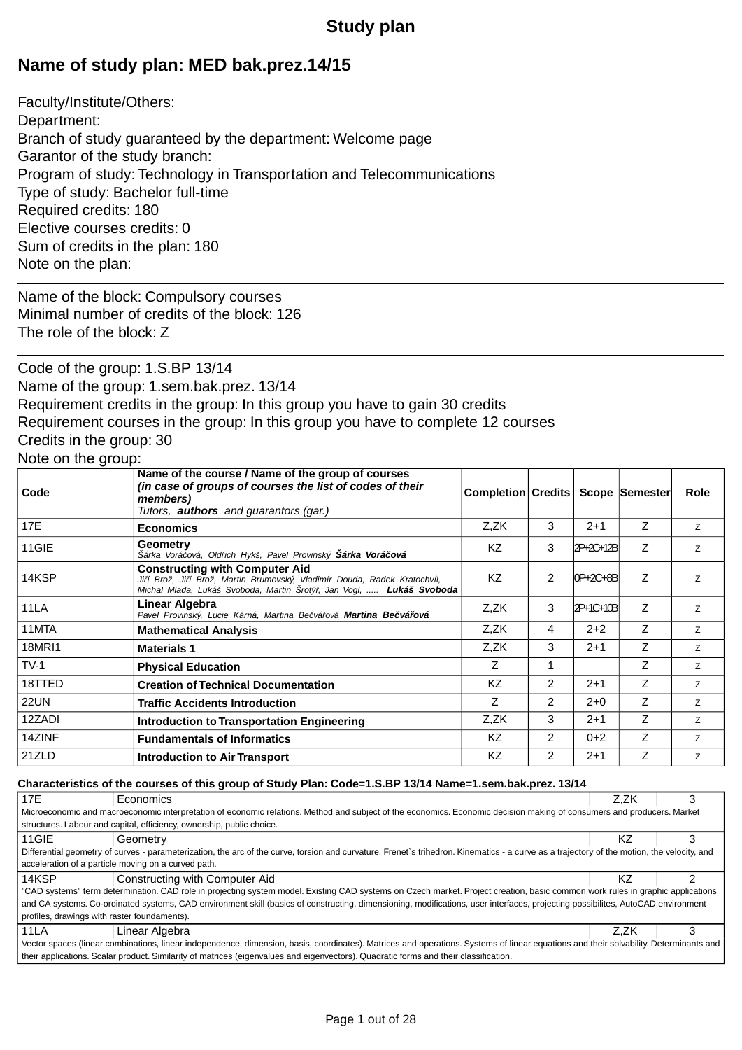# Study plan

## Name of study plan: MED bak.prez.14/15

Faculty/Institute/Others:
Department:
Branch of study guaranteed by the department: Welcome page
Garantor of the study branch:
Program of study: Technology in Transportation and Telecommunications
Type of study: Bachelor full-time
Required credits: 180
Elective courses credits: 0
Sum of credits in the plan: 180
Note on the plan:

---

Name of the block: Compulsory courses
Minimal number of credits of the block: 126
The role of the block: Z

---

Code of the group: 1.S.BP 13/14
Name of the group: 1.sem.bak.prez. 13/14
Requirement credits in the group: In this group you have to gain 30 credits
Requirement courses in the group: In this group you have to complete 12 courses
Credits in the group: 30
Note on the group:

| Code | Name of the course / Name of the group of courses *(in case of groups of courses the list of codes of their members)* *Tutors, **authors** and guarantors (gar.)* | Completion | Credits | Scope | Semester | Role |
|---|---|---|---|---|---|---|
| 17E | **Economics** | Z,ZK | 3 | 2+1 | Z | Z |
| 11GIE | **Geometry** *Šárka Voráčová, Oldřich Hykš, Pavel Provinský* ***Šárka Voráčová*** | KZ | 3 | 2P+2C+12B | Z | Z |
| 14KSP | **Constructing with Computer Aid** *Jiří Brož, Jiří Brož, Martin Brumovský, Vladimír Douda, Radek Kratochvíl, Michal Mlada, Lukáš Svoboda, Martin Šrotýř, Jan Vogl, .....* ***Lukáš Svoboda*** | KZ | 2 | 0P+2C+8B | Z | Z |
| 11LA | **Linear Algebra** *Pavel Provinský, Lucie Kárná, Martina Bečvářová* ***Martina Bečvářová*** | Z,ZK | 3 | 2P+1C+10B | Z | Z |
| 11MTA | **Mathematical Analysis** | Z,ZK | 4 | 2+2 | Z | Z |
| 18MRI1 | **Materials 1** | Z,ZK | 3 | 2+1 | Z | Z |
| TV-1 | **Physical Education** | Z | 1 | | Z | Z |
| 18TTED | **Creation of Technical Documentation** | KZ | 2 | 2+1 | Z | Z |
| 22UN | **Traffic Accidents Introduction** | Z | 2 | 2+0 | Z | Z |
| 12ZADI | **Introduction to Transportation Engineering** | Z,ZK | 3 | 2+1 | Z | Z |
| 14ZINF | **Fundamentals of Informatics** | KZ | 2 | 0+2 | Z | Z |
| 21ZLD | **Introduction to Air Transport** | KZ | 2 | 2+1 | Z | Z |

**Characteristics of the courses of this group of Study Plan: Code=1.S.BP 13/14 Name=1.sem.bak.prez. 13/14**

| 17E | Economics | Z,ZK | 3 |
|---|---|---|---|
| Microeconomic and macroeconomic interpretation of economic relations. Method and subject of the economics. Economic decision making of consumers and producers. Market structures. Labour and capital, efficiency, ownership, public choice. | | | |
| 11GIE | Geometry | KZ | 3 |
| Differential geometry of curves - parameterization, the arc of the curve, torsion and curvature, Frenet`s trihedron. Kinematics - a curve as a trajectory of the motion, the velocity, and acceleration of a particle moving on a curved path. | | | |
| 14KSP | Constructing with Computer Aid | KZ | 2 |
| "CAD systems" term determination. CAD role in projecting system model. Existing CAD systems on Czech market. Project creation, basic common work rules in graphic applications and CA systems. Co-ordinated systems, CAD environment skill (basics of constructing, dimensioning, modifications, user interfaces, projecting possibilites, AutoCAD environment profiles, drawings with raster foundaments). | | | |
| 11LA | Linear Algebra | Z,ZK | 3 |
| Vector spaces (linear combinations, linear independence, dimension, basis, coordinates). Matrices and operations. Systems of linear equations and their solvability. Determinants and their applications. Scalar product. Similarity of matrices (eigenvalues and eigenvectors). Quadratic forms and their classification. | | | |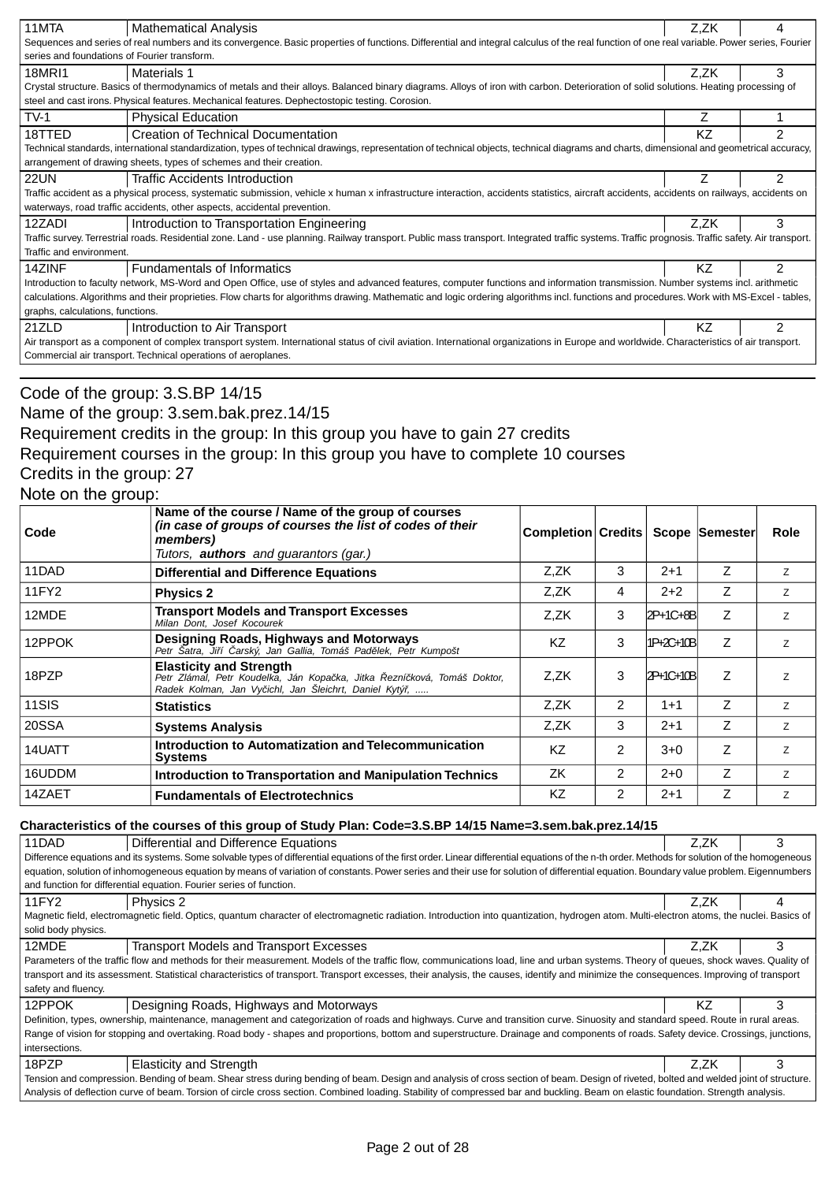| 11MTA | Mathematical Analysis | Z,ZK | 4 |
|---|---|---|---|
| Sequences and series of real numbers and its convergence. Basic properties of functions. Differential and integral calculus of the real function of one real variable. Power series, Fourier series and foundations of Fourier transform. | | | |
| 18MRI1 | Materials 1 | Z,ZK | 3 |
| Crystal structure. Basics of thermodynamics of metals and their alloys. Balanced binary diagrams. Alloys of iron with carbon. Deterioration of solid solutions. Heating processing of steel and cast irons. Physical features. Mechanical features. Dephectostopic testing. Corosion. | | | |
| TV-1 | Physical Education | Z | 1 |
| 18TTED | Creation of Technical Documentation | KZ | 2 |
| Technical standards, international standardization, types of technical drawings, representation of technical objects, technical diagrams and charts, dimensional and geometrical accuracy, arrangement of drawing sheets, types of schemes and their creation. | | | |
| 22UN | Traffic Accidents Introduction | Z | 2 |
| Traffic accident as a physical process, systematic submission, vehicle x human x infrastructure interaction, accidents statistics, aircraft accidents, accidents on railways, accidents on waterways, road traffic accidents, other aspects, accidental prevention. | | | |
| 12ZADI | Introduction to Transportation Engineering | Z,ZK | 3 |
| Traffic survey. Terrestrial roads. Residential zone. Land - use planning. Railway transport. Public mass transport. Integrated traffic systems. Traffic prognosis. Traffic safety. Air transport. Traffic and environment. | | | |
| 14ZINF | Fundamentals of Informatics | KZ | 2 |
| Introduction to faculty network, MS-Word and Open Office, use of styles and advanced features, computer functions and information transmission. Number systems incl. arithmetic calculations. Algorithms and their proprieties. Flow charts for algorithms drawing. Mathematic and logic ordering algorithms incl. functions and procedures. Work with MS-Excel - tables, graphs, calculations, functions. | | | |
| 21ZLD | Introduction to Air Transport | KZ | 2 |
| Air transport as a component of complex transport system. International status of civil aviation. International organizations in Europe and worldwide. Characteristics of air transport. Commercial air transport. Technical operations of aeroplanes. | | | |

Code of the group: 3.S.BP 14/15
Name of the group: 3.sem.bak.prez.14/15
Requirement credits in the group: In this group you have to gain 27 credits
Requirement courses in the group: In this group you have to complete 10 courses
Credits in the group: 27
Note on the group:

| Code | Name of the course / Name of the group of courses *(in case of groups of courses the list of codes of their members)* *Tutors, **authors** and guarantors (gar.)* | Completion | Credits | Scope | Semester | Role |
|---|---|---|---|---|---|---|
| 11DAD | **Differential and Difference Equations** | Z,ZK | 3 | 2+1 | Z | Z |
| 11FY2 | **Physics 2** | Z,ZK | 4 | 2+2 | Z | Z |
| 12MDE | **Transport Models and Transport Excesses** *Milan Dont, Josef Kocourek* | Z,ZK | 3 | 2P+1C+8B | Z | Z |
| 12PPOK | **Designing Roads, Highways and Motorways** *Petr Šatra, Jiří Čarský, Jan Gallia, Tomáš Padělek, Petr Kumpošt* | KZ | 3 | 1P+2C+10B | Z | Z |
| 18PZP | **Elasticity and Strength** *Petr Zlámal, Petr Koudelka, Ján Kopačka, Jitka Řezníčková, Tomáš Doktor, Radek Kolman, Jan Vyčichl, Jan Šleichrt, Daniel Kytýř, .....* | Z,ZK | 3 | 2P+1C+10B | Z | Z |
| 11SIS | **Statistics** | Z,ZK | 2 | 1+1 | Z | Z |
| 20SSA | **Systems Analysis** | Z,ZK | 3 | 2+1 | Z | Z |
| 14UATT | **Introduction to Automatization and Telecommunication Systems** | KZ | 2 | 3+0 | Z | Z |
| 16UDDM | **Introduction to Transportation and Manipulation Technics** | ZK | 2 | 2+0 | Z | Z |
| 14ZAET | **Fundamentals of Electrotechnics** | KZ | 2 | 2+1 | Z | Z |

**Characteristics of the courses of this group of Study Plan: Code=3.S.BP 14/15 Name=3.sem.bak.prez.14/15**

| 11DAD | Differential and Difference Equations | Z,ZK | 3 |
|---|---|---|---|
| Difference equations and its systems. Some solvable types of differential equations of the first order. Linear differential equations of the n-th order. Methods for solution of the homogeneous equation, solution of inhomogeneous equation by means of variation of constants. Power series and their use for solution of differential equation. Boundary value problem. Eigennumbers and function for differential equation. Fourier series of function. | | | |
| 11FY2 | Physics 2 | Z,ZK | 4 |
| Magnetic field, electromagnetic field. Optics, quantum character of electromagnetic radiation. Introduction into quantization, hydrogen atom. Multi-electron atoms, the nuclei. Basics of solid body physics. | | | |
| 12MDE | Transport Models and Transport Excesses | Z,ZK | 3 |
| Parameters of the traffic flow and methods for their measurement. Models of the traffic flow, communications load, line and urban systems. Theory of queues, shock waves. Quality of transport and its assessment. Statistical characteristics of transport. Transport excesses, their analysis, the causes, identify and minimize the consequences. Improving of transport safety and fluency. | | | |
| 12PPOK | Designing Roads, Highways and Motorways | KZ | 3 |
| Definition, types, ownership, maintenance, management and categorization of roads and highways. Curve and transition curve. Sinuosity and standard speed. Route in rural areas. Range of vision for stopping and overtaking. Road body - shapes and proportions, bottom and superstructure. Drainage and components of roads. Safety device. Crossings, junctions, intersections. | | | |
| 18PZP | Elasticity and Strength | Z,ZK | 3 |
| Tension and compression. Bending of beam. Shear stress during bending of beam. Design and analysis of cross section of beam. Design of riveted, bolted and welded joint of structure. Analysis of deflection curve of beam. Torsion of circle cross section. Combined loading. Stability of compressed bar and buckling. Beam on elastic foundation. Strength analysis. | | | |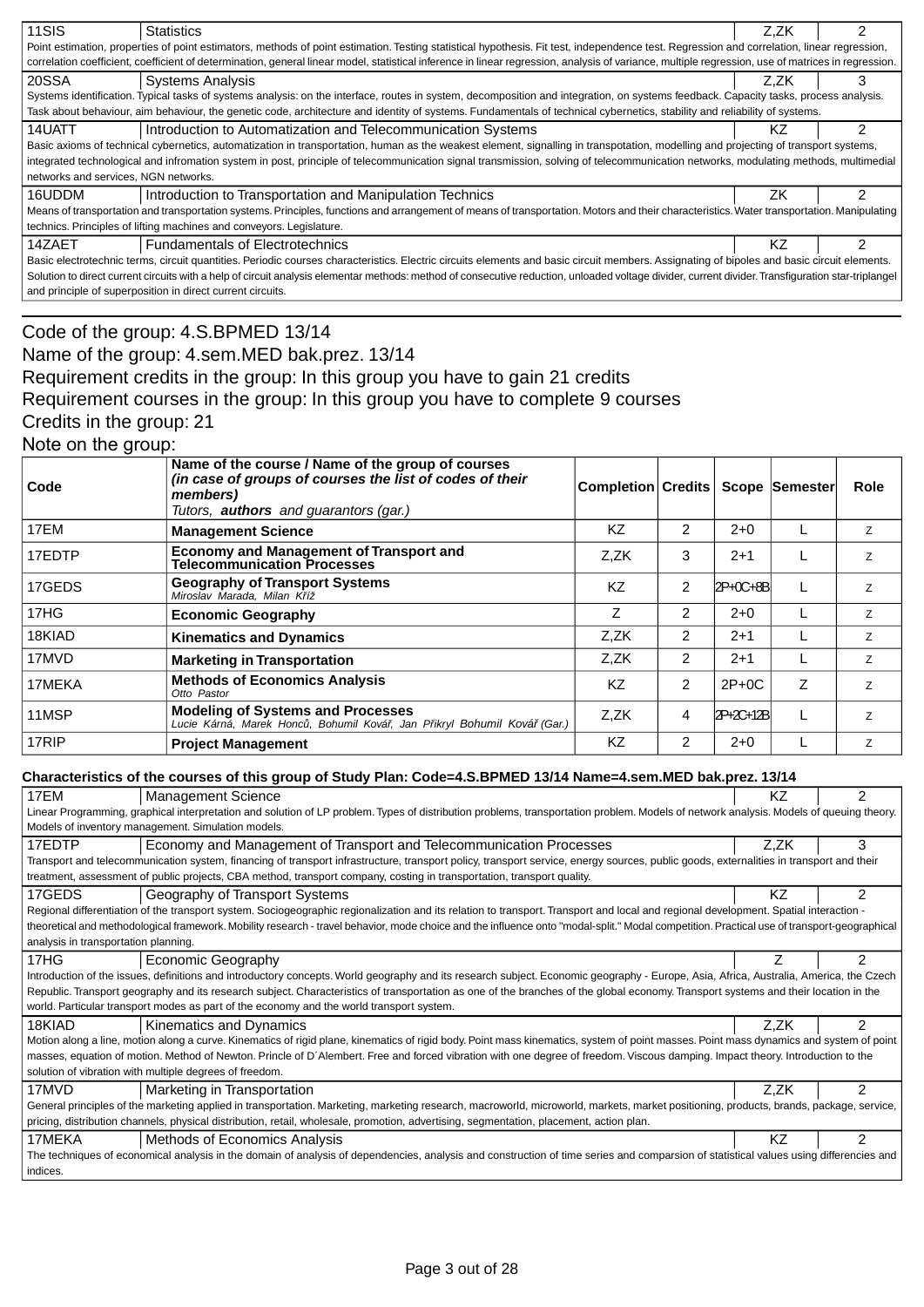| 11SIS | Statistics | Z,ZK | 2 |
|---|---|---|---|
| Point estimation, properties of point estimators, methods of point estimation. Testing statistical hypothesis. Fit test, independence test. Regression and correlation, linear regression, correlation coefficient, coefficient of determination, general linear model, statistical inference in linear regression, analysis of variance, multiple regression, use of matrices in regression. | | | |
| 20SSA | Systems Analysis | Z,ZK | 3 |
| Systems identification. Typical tasks of systems analysis: on the interface, routes in system, decomposition and integration, on systems feedback. Capacity tasks, process analysis. Task about behaviour, aim behaviour, the genetic code, architecture and identity of systems. Fundamentals of technical cybernetics, stability and reliability of systems. | | | |
| 14UATT | Introduction to Automatization and Telecommunication Systems | KZ | 2 |
| Basic axioms of technical cybernetics, automatization in transportation, human as the weakest element, signalling in transpotation, modelling and projecting of transport systems, integrated technological and infromation system in post, principle of telecommunication signal transmission, solving of telecommunication networks, modulating methods, multimedial networks and services, NGN networks. | | | |
| 16UDDM | Introduction to Transportation and Manipulation Technics | ZK | 2 |
| Means of transportation and transportation systems. Principles, functions and arrangement of means of transportation. Motors and their characteristics. Water transportation. Manipulating technics. Principles of lifting machines and conveyors. Legislature. | | | |
| 14ZAET | Fundamentals of Electrotechnics | KZ | 2 |
| Basic electrotechnic terms, circuit quantities. Periodic courses characteristics. Electric circuits elements and basic circuit members. Assignating of bipoles and basic circuit elements. Solution to direct current circuits with a help of circuit analysis elementar methods: method of consecutive reduction, unloaded voltage divider, current divider. Transfiguration star-triplangel and principle of superposition in direct current circuits. | | | |

Code of the group: 4.S.BPMED 13/14
Name of the group: 4.sem.MED bak.prez. 13/14
Requirement credits in the group: In this group you have to gain 21 credits
Requirement courses in the group: In this group you have to complete 9 courses
Credits in the group: 21
Note on the group:

| Code | Name of the course / Name of the group of courses *(in case of groups of courses the list of codes of their members)* *Tutors, **authors** and guarantors (gar.)* | Completion | Credits | Scope | Semester | Role |
|---|---|---|---|---|---|---|
| 17EM | **Management Science** | KZ | 2 | 2+0 | L | Z |
| 17EDTP | **Economy and Management of Transport and Telecommunication Processes** | Z,ZK | 3 | 2+1 | L | Z |
| 17GEDS | **Geography of Transport Systems** *Miroslav Marada, Milan Kříž* | KZ | 2 | 2P+0C+8B | L | Z |
| 17HG | **Economic Geography** | Z | 2 | 2+0 | L | Z |
| 18KIAD | **Kinematics and Dynamics** | Z,ZK | 2 | 2+1 | L | Z |
| 17MVD | **Marketing in Transportation** | Z,ZK | 2 | 2+1 | L | Z |
| 17MEKA | **Methods of Economics Analysis** *Otto Pastor* | KZ | 2 | 2P+0C | Z | Z |
| 11MSP | **Modeling of Systems and Processes** *Lucie Kárná, Marek Honců, Bohumil Kovář, Jan Přikryl Bohumil Kovář (Gar.)* | Z,ZK | 4 | 2P+2C+12B | L | Z |
| 17RIP | **Project Management** | KZ | 2 | 2+0 | L | Z |

**Characteristics of the courses of this group of Study Plan: Code=4.S.BPMED 13/14 Name=4.sem.MED bak.prez. 13/14**

| 17EM | Management Science | KZ | 2 |
|---|---|---|---|
| Linear Programming, graphical interpretation and solution of LP problem. Types of distribution problems, transportation problem. Models of network analysis. Models of queuing theory. Models of inventory management. Simulation models. | | | |
| 17EDTP | Economy and Management of Transport and Telecommunication Processes | Z,ZK | 3 |
| Transport and telecommunication system, financing of transport infrastructure, transport policy, transport service, energy sources, public goods, externalities in transport and their treatment, assessment of public projects, CBA method, transport company, costing in transportation, transport quality. | | | |
| 17GEDS | Geography of Transport Systems | KZ | 2 |
| Regional differentiation of the transport system. Sociogeographic regionalization and its relation to transport. Transport and local and regional development. Spatial interaction - theoretical and methodological framework. Mobility research - travel behavior, mode choice and the influence onto "modal-split." Modal competition. Practical use of transport-geographical analysis in transportation planning. | | | |
| 17HG | Economic Geography | Z | 2 |
| Introduction of the issues, definitions and introductory concepts. World geography and its research subject. Economic geography - Europe, Asia, Africa, Australia, America, the Czech Republic. Transport geography and its research subject. Characteristics of transportation as one of the branches of the global economy. Transport systems and their location in the world. Particular transport modes as part of the economy and the world transport system. | | | |
| 18KIAD | Kinematics and Dynamics | Z,ZK | 2 |
| Motion along a line, motion along a curve. Kinematics of rigid plane, kinematics of rigid body. Point mass kinematics, system of point masses. Point mass dynamics and system of point masses, equation of motion. Method of Newton. Princle of D´Alembert. Free and forced vibration with one degree of freedom. Viscous damping. Impact theory. Introduction to the solution of vibration with multiple degrees of freedom. | | | |
| 17MVD | Marketing in Transportation | Z,ZK | 2 |
| General principles of the marketing applied in transportation. Marketing, marketing research, macroworld, microworld, markets, market positioning, products, brands, package, service, pricing, distribution channels, physical distribution, retail, wholesale, promotion, advertising, segmentation, placement, action plan. | | | |
| 17MEKA | Methods of Economics Analysis | KZ | 2 |
| The techniques of economical analysis in the domain of analysis of dependencies, analysis and construction of time series and comparsion of statistical values using differencies and indices. | | | |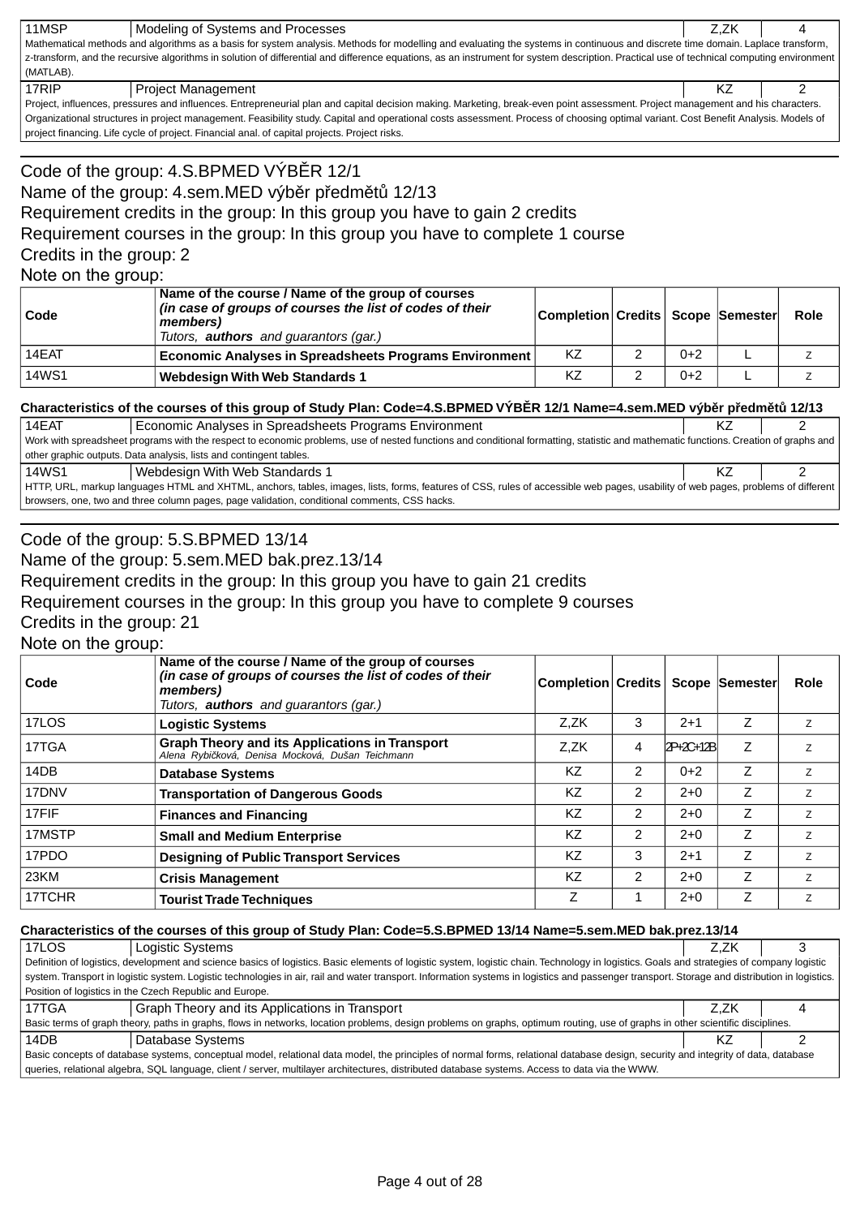| 11MSP | Modeling of Systems and Processes | Z,ZK | 4 |
|---|---|---|---|

Mathematical methods and algorithms as a basis for system analysis. Methods for modelling and evaluating the systems in continuous and discrete time domain. Laplace transform, z-transform, and the recursive algorithms in solution of differential and difference equations, as an instrument for system description. Practical use of technical computing environment (MATLAB).

| 17RIP | Project Management | KZ | 2 |
|---|---|---|---|

Project, influences, pressures and influences. Entrepreneurial plan and capital decision making. Marketing, break-even point assessment. Project management and his characters. Organizational structures in project management. Feasibility study. Capital and operational costs assessment. Process of choosing optimal variant. Cost Benefit Analysis. Models of project financing. Life cycle of project. Financial anal. of capital projects. Project risks.

Code of the group: 4.S.BPMED VÝBĚR 12/1
Name of the group: 4.sem.MED výběr předmětů 12/13
Requirement credits in the group: In this group you have to gain 2 credits
Requirement courses in the group: In this group you have to complete 1 course
Credits in the group: 2
Note on the group:

| Code | Name of the course / Name of the group of courses *(in case of groups of courses the list of codes of their members)* Tutors, **authors** and guarantors (gar.) | Completion | Credits | Scope | Semester | Role |
|---|---|---|---|---|---|---|
| 14EAT | **Economic Analyses in Spreadsheets Programs Environment** | KZ | 2 | 0+2 | L | Z |
| 14WS1 | **Webdesign With Web Standards 1** | KZ | 2 | 0+2 | L | Z |

**Characteristics of the courses of this group of Study Plan: Code=4.S.BPMED VÝBĚR 12/1 Name=4.sem.MED výběr předmětů 12/13**

| 14EAT | Economic Analyses in Spreadsheets Programs Environment | KZ | 2 |
|---|---|---|---|

Work with spreadsheet programs with the respect to economic problems, use of nested functions and conditional formatting, statistic and mathematic functions. Creation of graphs and other graphic outputs. Data analysis, lists and contingent tables.

| 14WS1 | Webdesign With Web Standards 1 | KZ | 2 |
|---|---|---|---|

HTTP, URL, markup languages HTML and XHTML, anchors, tables, images, lists, forms, features of CSS, rules of accessible web pages, usability of web pages, problems of different browsers, one, two and three column pages, page validation, conditional comments, CSS hacks.

Code of the group: 5.S.BPMED 13/14
Name of the group: 5.sem.MED bak.prez.13/14
Requirement credits in the group: In this group you have to gain 21 credits
Requirement courses in the group: In this group you have to complete 9 courses
Credits in the group: 21
Note on the group:

| Code | Name of the course / Name of the group of courses *(in case of groups of courses the list of codes of their members)* Tutors, **authors** and guarantors (gar.) | Completion | Credits | Scope | Semester | Role |
|---|---|---|---|---|---|---|
| 17LOS | **Logistic Systems** | Z,ZK | 3 | 2+1 | Z | Z |
| 17TGA | **Graph Theory and its Applications in Transport** *Alena Rybičková, Denisa Mocková, Dušan Teichmann* | Z,ZK | 4 | 2P+2C+12B | Z | Z |
| 14DB | **Database Systems** | KZ | 2 | 0+2 | Z | Z |
| 17DNV | **Transportation of Dangerous Goods** | KZ | 2 | 2+0 | Z | Z |
| 17FIF | **Finances and Financing** | KZ | 2 | 2+0 | Z | Z |
| 17MSTP | **Small and Medium Enterprise** | KZ | 2 | 2+0 | Z | Z |
| 17PDO | **Designing of Public Transport Services** | KZ | 3 | 2+1 | Z | Z |
| 23KM | **Crisis Management** | KZ | 2 | 2+0 | Z | Z |
| 17TCHR | **Tourist Trade Techniques** | Z | 1 | 2+0 | Z | Z |

**Characteristics of the courses of this group of Study Plan: Code=5.S.BPMED 13/14 Name=5.sem.MED bak.prez.13/14**

| 17LOS | Logistic Systems | Z,ZK | 3 |
|---|---|---|---|

Definition of logistics, development and science basics of logistics. Basic elements of logistic system, logistic chain. Technology in logistics. Goals and strategies of company logistic system. Transport in logistic system. Logistic technologies in air, rail and water transport. Information systems in logistics and passenger transport. Storage and distribution in logistics. Position of logistics in the Czech Republic and Europe.

| 17TGA | Graph Theory and its Applications in Transport | Z,ZK | 4 |
|---|---|---|---|

Basic terms of graph theory, paths in graphs, flows in networks, location problems, design problems on graphs, optimum routing, use of graphs in other scientific disciplines.

| 14DB | Database Systems | KZ | 2 |
|---|---|---|---|

Basic concepts of database systems, conceptual model, relational data model, the principles of normal forms, relational database design, security and integrity of data, database queries, relational algebra, SQL language, client / server, multilayer architectures, distributed database systems. Access to data via the WWW.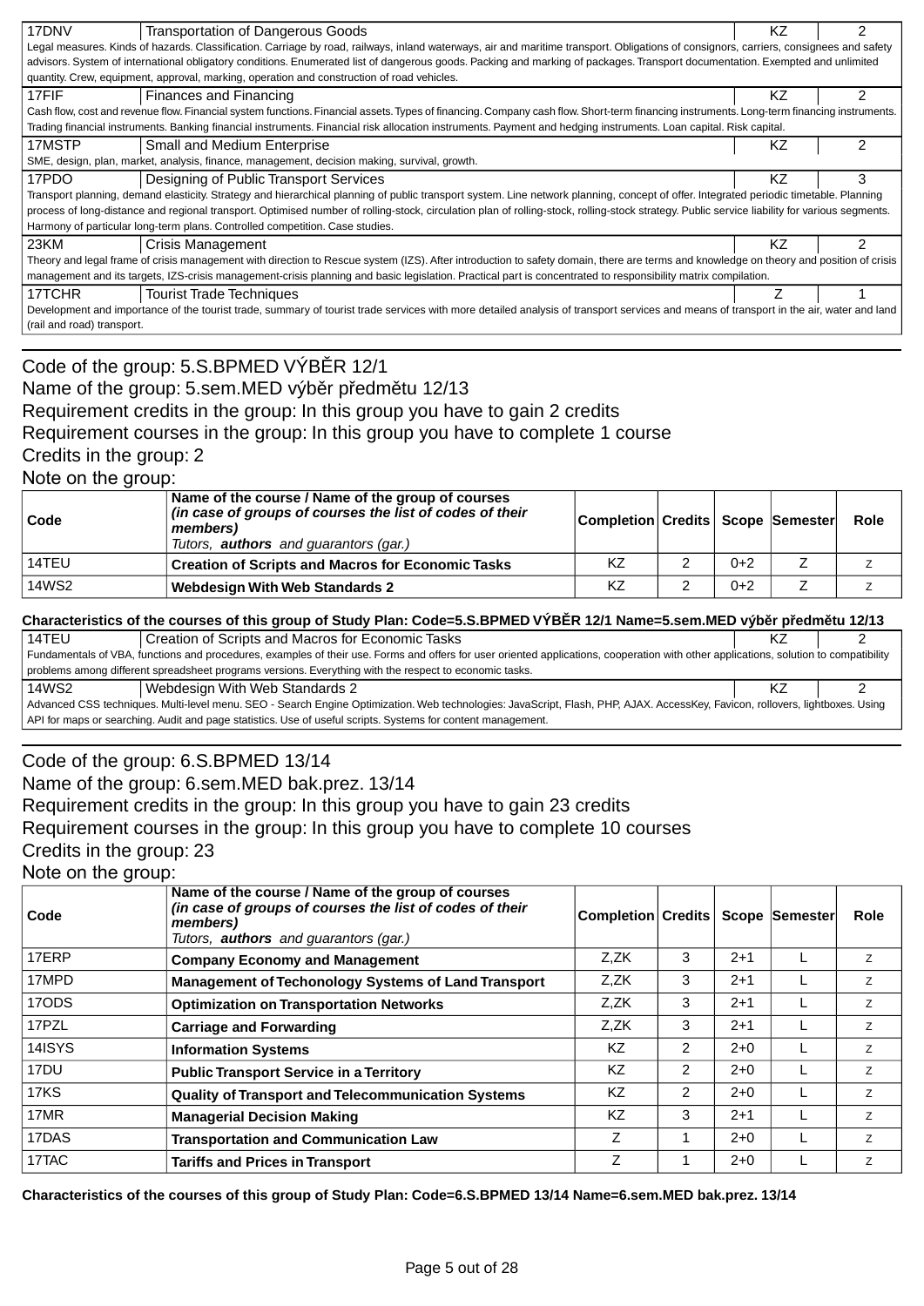| | | | |
|---|---|---|---|
| 17DNV | Transportation of Dangerous Goods | KZ | 2 |
| Legal measures. Kinds of hazards. Classification. Carriage by road, railways, inland waterways, air and maritime transport. Obligations of consignors, carriers, consignees and safety advisors. System of international obligatory conditions. Enumerated list of dangerous goods. Packing and marking of packages. Transport documentation. Exempted and unlimited quantity. Crew, equipment, approval, marking, operation and construction of road vehicles. | | | |
| 17FIF | Finances and Financing | KZ | 2 |
| Cash flow, cost and revenue flow. Financial system functions. Financial assets. Types of financing. Company cash flow. Short-term financing instruments. Long-term financing instruments. Trading financial instruments. Banking financial instruments. Financial risk allocation instruments. Payment and hedging instruments. Loan capital. Risk capital. | | | |
| 17MSTP | Small and Medium Enterprise | KZ | 2 |
| SME, design, plan, market, analysis, finance, management, decision making, survival, growth. | | | |
| 17PDO | Designing of Public Transport Services | KZ | 3 |
| Transport planning, demand elasticity. Strategy and hierarchical planning of public transport system. Line network planning, concept of offer. Integrated periodic timetable. Planning process of long-distance and regional transport. Optimised number of rolling-stock, circulation plan of rolling-stock, rolling-stock strategy. Public service liability for various segments. Harmony of particular long-term plans. Controlled competition. Case studies. | | | |
| 23KM | Crisis Management | KZ | 2 |
| Theory and legal frame of crisis management with direction to Rescue system (IZS). After introduction to safety domain, there are terms and knowledge on theory and position of crisis management and its targets, IZS-crisis management-crisis planning and basic legislation. Practical part is concentrated to responsibility matrix compilation. | | | |
| 17TCHR | Tourist Trade Techniques | Z | 1 |
| Development and importance of the tourist trade, summary of tourist trade services with more detailed analysis of transport services and means of transport in the air, water and land (rail and road) transport. | | | |

Code of the group: 5.S.BPMED VÝBĚR 12/1
Name of the group: 5.sem.MED výběr předmětu 12/13
Requirement credits in the group: In this group you have to gain 2 credits
Requirement courses in the group: In this group you have to complete 1 course
Credits in the group: 2
Note on the group:

| Code | Name of the course / Name of the group of courses *(in case of groups of courses the list of codes of their members)* *Tutors,* ***authors*** *and guarantors (gar.)* | Completion | Credits | Scope | Semester | Role |
|---|---|---|---|---|---|---|
| 14TEU | **Creation of Scripts and Macros for Economic Tasks** | KZ | 2 | 0+2 | Z | z |
| 14WS2 | **Webdesign With Web Standards 2** | KZ | 2 | 0+2 | Z | z |

**Characteristics of the courses of this group of Study Plan: Code=5.S.BPMED VÝBĚR 12/1 Name=5.sem.MED výběr předmětu 12/13**

| | | | |
|---|---|---|---|
| 14TEU | Creation of Scripts and Macros for Economic Tasks | KZ | 2 |
| Fundamentals of VBA, functions and procedures, examples of their use. Forms and offers for user oriented applications, cooperation with other applications, solution to compatibility problems among different spreadsheet programs versions. Everything with the respect to economic tasks. | | | |
| 14WS2 | Webdesign With Web Standards 2 | KZ | 2 |
| Advanced CSS techniques. Multi-level menu. SEO - Search Engine Optimization. Web technologies: JavaScript, Flash, PHP, AJAX. AccessKey, Favicon, rollovers, lightboxes. Using API for maps or searching. Audit and page statistics. Use of useful scripts. Systems for content management. | | | |

Code of the group: 6.S.BPMED 13/14
Name of the group: 6.sem.MED bak.prez. 13/14
Requirement credits in the group: In this group you have to gain 23 credits
Requirement courses in the group: In this group you have to complete 10 courses
Credits in the group: 23
Note on the group:

| Code | Name of the course / Name of the group of courses *(in case of groups of courses the list of codes of their members)* *Tutors,* ***authors*** *and guarantors (gar.)* | Completion | Credits | Scope | Semester | Role |
|---|---|---|---|---|---|---|
| 17ERP | **Company Economy and Management** | Z,ZK | 3 | 2+1 | L | z |
| 17MPD | **Management of Techonology Systems of Land Transport** | Z,ZK | 3 | 2+1 | L | z |
| 17ODS | **Optimization on Transportation Networks** | Z,ZK | 3 | 2+1 | L | z |
| 17PZL | **Carriage and Forwarding** | Z,ZK | 3 | 2+1 | L | z |
| 14ISYS | **Information Systems** | KZ | 2 | 2+0 | L | z |
| 17DU | **Public Transport Service in a Territory** | KZ | 2 | 2+0 | L | z |
| 17KS | **Quality of Transport and Telecommunication Systems** | KZ | 2 | 2+0 | L | z |
| 17MR | **Managerial Decision Making** | KZ | 3 | 2+1 | L | z |
| 17DAS | **Transportation and Communication Law** | Z | 1 | 2+0 | L | z |
| 17TAC | **Tariffs and Prices in Transport** | Z | 1 | 2+0 | L | z |

**Characteristics of the courses of this group of Study Plan: Code=6.S.BPMED 13/14 Name=6.sem.MED bak.prez. 13/14**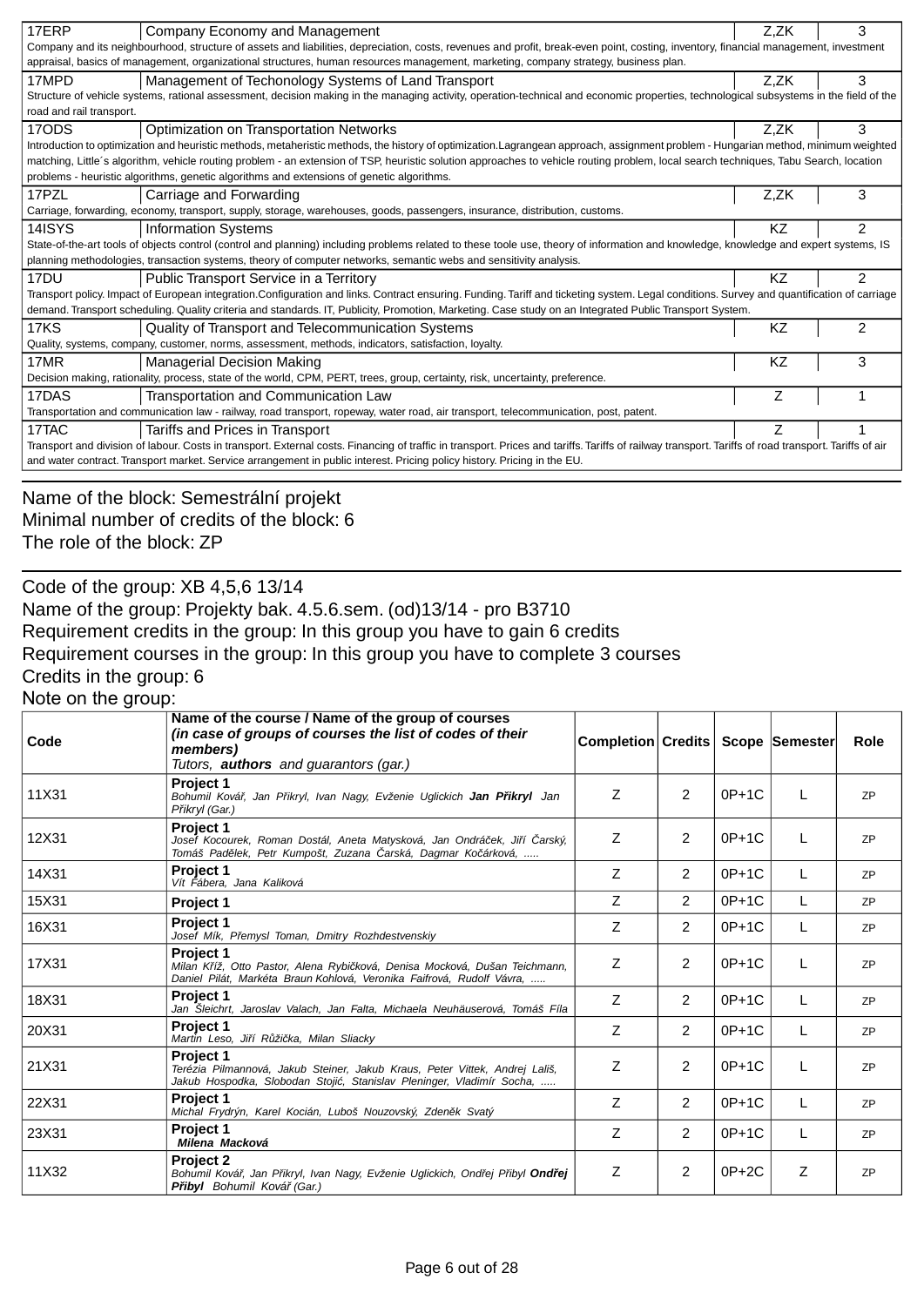| 17ERP | Company Economy and Management | Z,ZK | 3 |
|---|---|---|---|
| Company and its neighbourhood, structure of assets and liabilities, depreciation, costs, revenues and profit, break-even point, costing, inventory, financial management, investment appraisal, basics of management, organizational structures, human resources management, marketing, company strategy, business plan. | | | |
| 17MPD | Management of Techonology Systems of Land Transport | Z,ZK | 3 |
| Structure of vehicle systems, rational assessment, decision making in the managing activity, operation-technical and economic properties, technological subsystems in the field of the road and rail transport. | | | |
| 17ODS | Optimization on Transportation Networks | Z,ZK | 3 |
| Introduction to optimization and heuristic methods, metaheristic methods, the history of optimization.Lagrangean approach, assignment problem - Hungarian method, minimum weighted matching, Little´s algorithm, vehicle routing problem - an extension of TSP, heuristic solution approaches to vehicle routing problem, local search techniques, Tabu Search, location problems - heuristic algorithms, genetic algorithms and extensions of genetic algorithms. | | | |
| 17PZL | Carriage and Forwarding | Z,ZK | 3 |
| Carriage, forwarding, economy, transport, supply, storage, warehouses, goods, passengers, insurance, distribution, customs. | | | |
| 14ISYS | Information Systems | KZ | 2 |
| State-of-the-art tools of objects control (control and planning) including problems related to these toole use, theory of information and knowledge, knowledge and expert systems, IS planning methodologies, transaction systems, theory of computer networks, semantic webs and sensitivity analysis. | | | |
| 17DU | Public Transport Service in a Territory | KZ | 2 |
| Transport policy. Impact of European integration.Configuration and links. Contract ensuring. Funding. Tariff and ticketing system. Legal conditions. Survey and quantification of carriage demand. Transport scheduling. Quality criteria and standards. IT, Publicity, Promotion, Marketing. Case study on an Integrated Public Transport System. | | | |
| 17KS | Quality of Transport and Telecommunication Systems | KZ | 2 |
| Quality, systems, company, customer, norms, assessment, methods, indicators, satisfaction, loyalty. | | | |
| 17MR | Managerial Decision Making | KZ | 3 |
| Decision making, rationality, process, state of the world, CPM, PERT, trees, group, certainty, risk, uncertainty, preference. | | | |
| 17DAS | Transportation and Communication Law | Z | 1 |
| Transportation and communication law - railway, road transport, ropeway, water road, air transport, telecommunication, post, patent. | | | |
| 17TAC | Tariffs and Prices in Transport | Z | 1 |
| Transport and division of labour. Costs in transport. External costs. Financing of traffic in transport. Prices and tariffs. Tariffs of railway transport. Tariffs of road transport. Tariffs of air and water contract. Transport market. Service arrangement in public interest. Pricing policy history. Pricing in the EU. | | | |

Name of the block: Semestrální projekt
Minimal number of credits of the block: 6
The role of the block: ZP

Code of the group: XB 4,5,6 13/14
Name of the group: Projekty bak. 4.5.6.sem. (od)13/14 - pro B3710
Requirement credits in the group: In this group you have to gain 6 credits
Requirement courses in the group: In this group you have to complete 3 courses
Credits in the group: 6
Note on the group:

| Code | Name of the course / Name of the group of courses *(in case of groups of courses the list of codes of their members)* *Tutors,* ***authors*** *and guarantors (gar.)* | Completion | Credits | Scope | Semester | Role |
|---|---|---|---|---|---|---|
| 11X31 | **Project 1** *Bohumil Kovář, Jan Přikryl, Ivan Nagy, Evženie Uglickich* ***Jan Přikryl*** *Jan Přikryl (Gar.)* | Z | 2 | 0P+1C | L | ZP |
| 12X31 | **Project 1** *Josef Kocourek, Roman Dostál, Aneta Matysková, Jan Ondráček, Jiří Čarský, Tomáš Padělek, Petr Kumpošt, Zuzana Čarská, Dagmar Kočárková, .....* | Z | 2 | 0P+1C | L | ZP |
| 14X31 | **Project 1** *Vít Fábera, Jana Kaliková* | Z | 2 | 0P+1C | L | ZP |
| 15X31 | **Project 1** | Z | 2 | 0P+1C | L | ZP |
| 16X31 | **Project 1** *Josef Mík, Přemysl Toman, Dmitry Rozhdestvenskiy* | Z | 2 | 0P+1C | L | ZP |
| 17X31 | **Project 1** *Milan Kříž, Otto Pastor, Alena Rybičková, Denisa Mocková, Dušan Teichmann, Daniel Pilát, Markéta Braun Kohlová, Veronika Faifrová, Rudolf Vávra, .....* | Z | 2 | 0P+1C | L | ZP |
| 18X31 | **Project 1** *Jan Šleichrt, Jaroslav Valach, Jan Falta, Michaela Neuhäuserová, Tomáš Fíla* | Z | 2 | 0P+1C | L | ZP |
| 20X31 | **Project 1** *Martin Leso, Jiří Růžička, Milan Sliacky* | Z | 2 | 0P+1C | L | ZP |
| 21X31 | **Project 1** *Terézia Pilmannová, Jakub Steiner, Jakub Kraus, Peter Vittek, Andrej Lališ, Jakub Hospodka, Slobodan Stojić, Stanislav Pleninger, Vladimír Socha, .....* | Z | 2 | 0P+1C | L | ZP |
| 22X31 | **Project 1** *Michal Frydrýn, Karel Kocián, Luboš Nouzovský, Zdeněk Svatý* | Z | 2 | 0P+1C | L | ZP |
| 23X31 | **Project 1** ***Milena Macková*** | Z | 2 | 0P+1C | L | ZP |
| 11X32 | **Project 2** *Bohumil Kovář, Jan Přikryl, Ivan Nagy, Evženie Uglickich, Ondřej Přibyl* ***Ondřej Přibyl*** *Bohumil Kovář (Gar.)* | Z | 2 | 0P+2C | Z | ZP |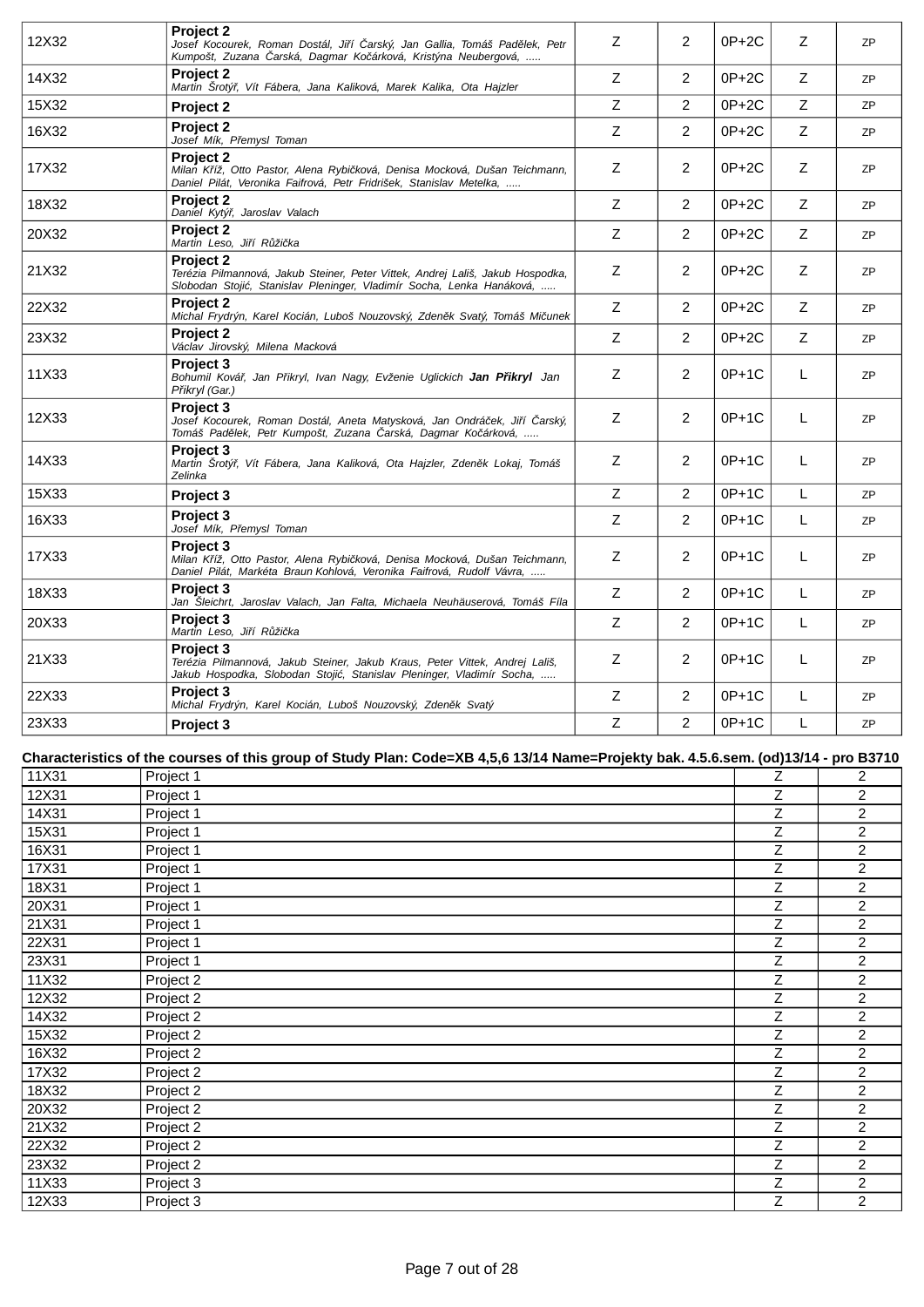| | | | | | | |
|---|---|---|---|---|---|---|
| 12X32 | **Project 2**<br>*Josef Kocourek, Roman Dostál, Jiří Čarský, Jan Gallia, Tomáš Padělek, Petr Kumpošt, Zuzana Čarská, Dagmar Kočárková, Kristýna Neubergová, .....* | Z | 2 | 0P+2C | Z | ZP |
| 14X32 | **Project 2**<br>*Martin Šrotýř, Vít Fábera, Jana Kaliková, Marek Kalika, Ota Hajzler* | Z | 2 | 0P+2C | Z | ZP |
| 15X32 | **Project 2** | Z | 2 | 0P+2C | Z | ZP |
| 16X32 | **Project 2**<br>*Josef Mík, Přemysl Toman* | Z | 2 | 0P+2C | Z | ZP |
| 17X32 | **Project 2**<br>*Milan Kříž, Otto Pastor, Alena Rybičková, Denisa Mocková, Dušan Teichmann, Daniel Pilát, Veronika Faifrová, Petr Fridrišek, Stanislav Metelka, .....* | Z | 2 | 0P+2C | Z | ZP |
| 18X32 | **Project 2**<br>*Daniel Kytýř, Jaroslav Valach* | Z | 2 | 0P+2C | Z | ZP |
| 20X32 | **Project 2**<br>*Martin Leso, Jiří Růžička* | Z | 2 | 0P+2C | Z | ZP |
| 21X32 | **Project 2**<br>*Terézia Pilmannová, Jakub Steiner, Peter Vittek, Andrej Lališ, Jakub Hospodka, Slobodan Stojić, Stanislav Pleninger, Vladimír Socha, Lenka Hanáková, .....* | Z | 2 | 0P+2C | Z | ZP |
| 22X32 | **Project 2**<br>*Michal Frydrýn, Karel Kocián, Luboš Nouzovský, Zdeněk Svatý, Tomáš Mičunek* | Z | 2 | 0P+2C | Z | ZP |
| 23X32 | **Project 2**<br>*Václav Jirovský, Milena Macková* | Z | 2 | 0P+2C | Z | ZP |
| 11X33 | **Project 3**<br>*Bohumil Kovář, Jan Přikryl, Ivan Nagy, Evženie Uglickich* ***Jan Přikryl*** *Jan Přikryl (Gar.)* | Z | 2 | 0P+1C | L | ZP |
| 12X33 | **Project 3**<br>*Josef Kocourek, Roman Dostál, Aneta Matysková, Jan Ondráček, Jiří Čarský, Tomáš Padělek, Petr Kumpošt, Zuzana Čarská, Dagmar Kočárková, .....* | Z | 2 | 0P+1C | L | ZP |
| 14X33 | **Project 3**<br>*Martin Šrotýř, Vít Fábera, Jana Kaliková, Ota Hajzler, Zdeněk Lokaj, Tomáš Zelinka* | Z | 2 | 0P+1C | L | ZP |
| 15X33 | **Project 3** | Z | 2 | 0P+1C | L | ZP |
| 16X33 | **Project 3**<br>*Josef Mík, Přemysl Toman* | Z | 2 | 0P+1C | L | ZP |
| 17X33 | **Project 3**<br>*Milan Kříž, Otto Pastor, Alena Rybičková, Denisa Mocková, Dušan Teichmann, Daniel Pilát, Markéta Braun Kohlová, Veronika Faifrová, Rudolf Vávra, .....* | Z | 2 | 0P+1C | L | ZP |
| 18X33 | **Project 3**<br>*Jan Šleichrt, Jaroslav Valach, Jan Falta, Michaela Neuhäuserová, Tomáš Fíla* | Z | 2 | 0P+1C | L | ZP |
| 20X33 | **Project 3**<br>*Martin Leso, Jiří Růžička* | Z | 2 | 0P+1C | L | ZP |
| 21X33 | **Project 3**<br>*Terézia Pilmannová, Jakub Steiner, Jakub Kraus, Peter Vittek, Andrej Lališ, Jakub Hospodka, Slobodan Stojić, Stanislav Pleninger, Vladimír Socha, .....* | Z | 2 | 0P+1C | L | ZP |
| 22X33 | **Project 3**<br>*Michal Frydrýn, Karel Kocián, Luboš Nouzovský, Zdeněk Svatý* | Z | 2 | 0P+1C | L | ZP |
| 23X33 | **Project 3** | Z | 2 | 0P+1C | L | ZP |

**Characteristics of the courses of this group of Study Plan: Code=XB 4,5,6 13/14 Name=Projekty bak. 4.5.6.sem. (od)13/14 - pro B3710**

| | | | |
|---|---|---|---|
| 11X31 | Project 1 | Z | 2 |
| 12X31 | Project 1 | Z | 2 |
| 14X31 | Project 1 | Z | 2 |
| 15X31 | Project 1 | Z | 2 |
| 16X31 | Project 1 | Z | 2 |
| 17X31 | Project 1 | Z | 2 |
| 18X31 | Project 1 | Z | 2 |
| 20X31 | Project 1 | Z | 2 |
| 21X31 | Project 1 | Z | 2 |
| 22X31 | Project 1 | Z | 2 |
| 23X31 | Project 1 | Z | 2 |
| 11X32 | Project 2 | Z | 2 |
| 12X32 | Project 2 | Z | 2 |
| 14X32 | Project 2 | Z | 2 |
| 15X32 | Project 2 | Z | 2 |
| 16X32 | Project 2 | Z | 2 |
| 17X32 | Project 2 | Z | 2 |
| 18X32 | Project 2 | Z | 2 |
| 20X32 | Project 2 | Z | 2 |
| 21X32 | Project 2 | Z | 2 |
| 22X32 | Project 2 | Z | 2 |
| 23X32 | Project 2 | Z | 2 |
| 11X33 | Project 3 | Z | 2 |
| 12X33 | Project 3 | Z | 2 |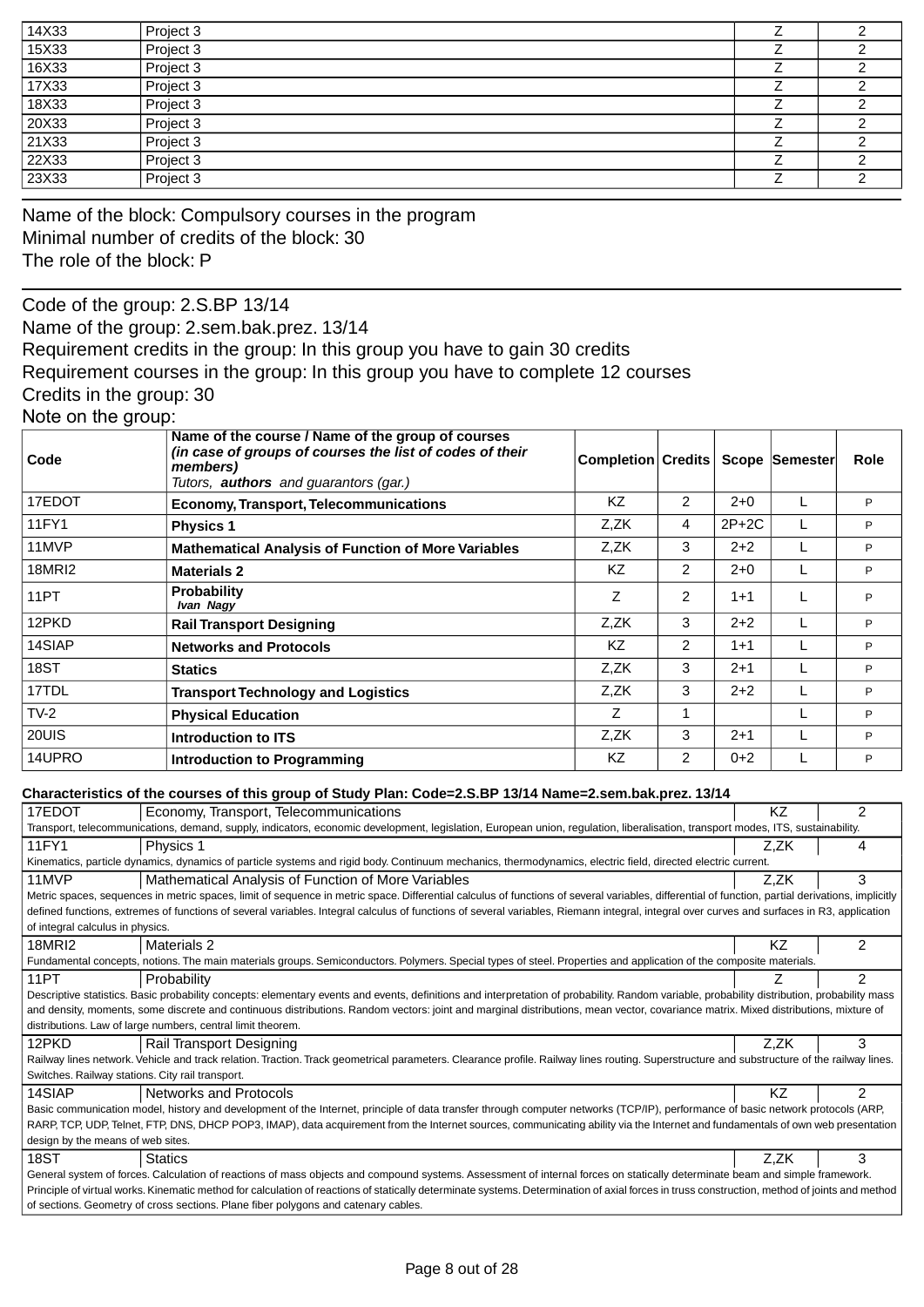| | | | |
|---|---|---|---|
| 14X33 | Project 3 | Z | 2 |
| 15X33 | Project 3 | Z | 2 |
| 16X33 | Project 3 | Z | 2 |
| 17X33 | Project 3 | Z | 2 |
| 18X33 | Project 3 | Z | 2 |
| 20X33 | Project 3 | Z | 2 |
| 21X33 | Project 3 | Z | 2 |
| 22X33 | Project 3 | Z | 2 |
| 23X33 | Project 3 | Z | 2 |

Name of the block: Compulsory courses in the program
Minimal number of credits of the block: 30
The role of the block: P

Code of the group: 2.S.BP 13/14
Name of the group: 2.sem.bak.prez. 13/14
Requirement credits in the group: In this group you have to gain 30 credits
Requirement courses in the group: In this group you have to complete 12 courses
Credits in the group: 30
Note on the group:

| Code | Name of the course / Name of the group of courses *(in case of groups of courses the list of codes of their members)* *Tutors, **authors** and guarantors (gar.)* | Completion | Credits | Scope | Semester | Role |
|---|---|---|---|---|---|---|
| 17EDOT | **Economy, Transport, Telecommunications** | KZ | 2 | 2+0 | L | P |
| 11FY1 | **Physics 1** | Z,ZK | 4 | 2P+2C | L | P |
| 11MVP | **Mathematical Analysis of Function of More Variables** | Z,ZK | 3 | 2+2 | L | P |
| 18MRI2 | **Materials 2** | KZ | 2 | 2+0 | L | P |
| 11PT | **Probability** *Ivan Nagy* | Z | 2 | 1+1 | L | P |
| 12PKD | **Rail Transport Designing** | Z,ZK | 3 | 2+2 | L | P |
| 14SIAP | **Networks and Protocols** | KZ | 2 | 1+1 | L | P |
| 18ST | **Statics** | Z,ZK | 3 | 2+1 | L | P |
| 17TDL | **Transport Technology and Logistics** | Z,ZK | 3 | 2+2 | L | P |
| TV-2 | **Physical Education** | Z | 1 | | L | P |
| 20UIS | **Introduction to ITS** | Z,ZK | 3 | 2+1 | L | P |
| 14UPRO | **Introduction to Programming** | KZ | 2 | 0+2 | L | P |

**Characteristics of the courses of this group of Study Plan: Code=2.S.BP 13/14 Name=2.sem.bak.prez. 13/14**

| | | | |
|---|---|---|---|
| 17EDOT | Economy, Transport, Telecommunications | KZ | 2 |
| Transport, telecommunications, demand, supply, indicators, economic development, legislation, European union, regulation, liberalisation, transport modes, ITS, sustainability. | | | |
| 11FY1 | Physics 1 | Z,ZK | 4 |
| Kinematics, particle dynamics, dynamics of particle systems and rigid body. Continuum mechanics, thermodynamics, electric field, directed electric current. | | | |
| 11MVP | Mathematical Analysis of Function of More Variables | Z,ZK | 3 |
| Metric spaces, sequences in metric spaces, limit of sequence in metric space. Differential calculus of functions of several variables, differential of function, partial derivations, implicitly defined functions, extremes of functions of several variables. Integral calculus of functions of several variables, Riemann integral, integral over curves and surfaces in R3, application of integral calculus in physics. | | | |
| 18MRI2 | Materials 2 | KZ | 2 |
| Fundamental concepts, notions. The main materials groups. Semiconductors. Polymers. Special types of steel. Properties and application of the composite materials. | | | |
| 11PT | Probability | Z | 2 |
| Descriptive statistics. Basic probability concepts: elementary events and events, definitions and interpretation of probability. Random variable, probability distribution, probability mass and density, moments, some discrete and continuous distributions. Random vectors: joint and marginal distributions, mean vector, covariance matrix. Mixed distributions, mixture of distributions. Law of large numbers, central limit theorem. | | | |
| 12PKD | Rail Transport Designing | Z,ZK | 3 |
| Railway lines network. Vehicle and track relation. Traction. Track geometrical parameters. Clearance profile. Railway lines routing. Superstructure and substructure of the railway lines. Switches. Railway stations. City rail transport. | | | |
| 14SIAP | Networks and Protocols | KZ | 2 |
| Basic communication model, history and development of the Internet, principle of data transfer through computer networks (TCP/IP), performance of basic network protocols (ARP, RARP, TCP, UDP, Telnet, FTP, DNS, DHCP POP3, IMAP), data acquirement from the Internet sources, communicating ability via the Internet and fundamentals of own web presentation design by the means of web sites. | | | |
| 18ST | Statics | Z,ZK | 3 |
| General system of forces. Calculation of reactions of mass objects and compound systems. Assessment of internal forces on statically determinate beam and simple framework. Principle of virtual works. Kinematic method for calculation of reactions of statically determinate systems. Determination of axial forces in truss construction, method of joints and method of sections. Geometry of cross sections. Plane fiber polygons and catenary cables. | | | |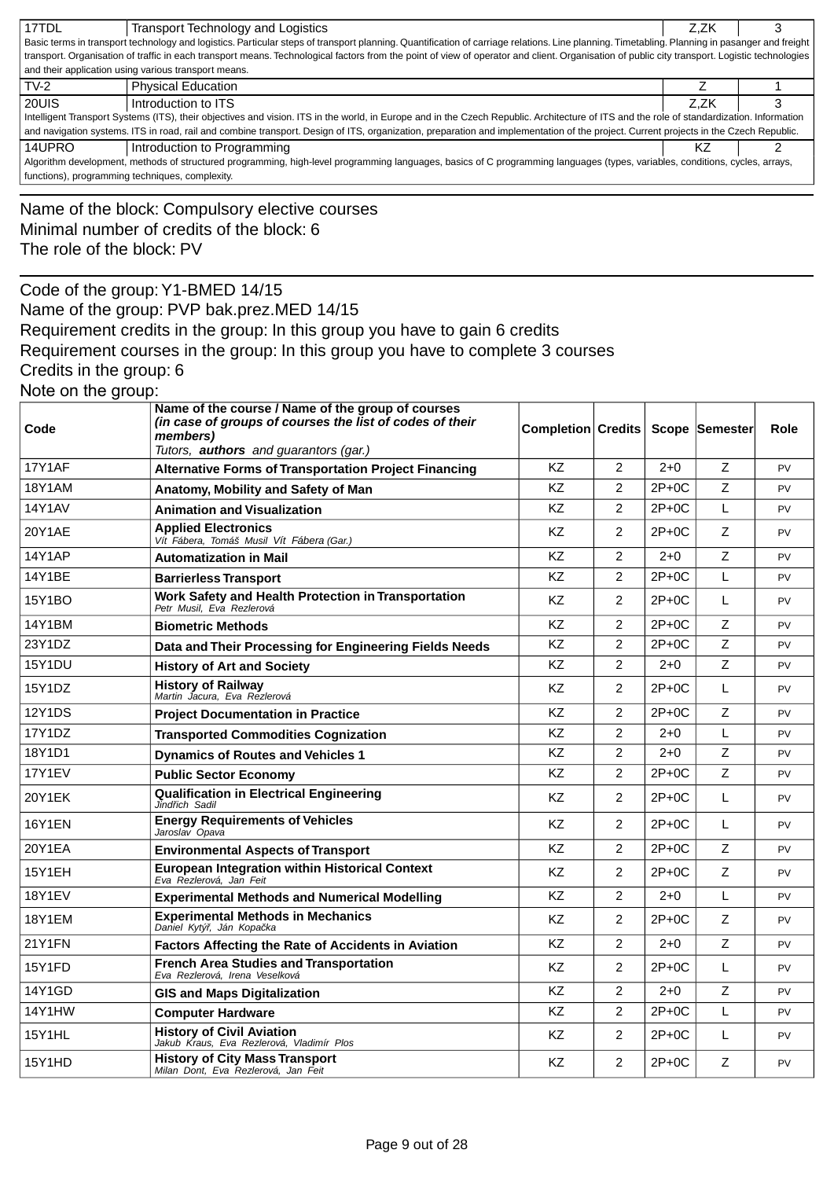| 17TDL | Transport Technology and Logistics | Z,ZK | 3 |
|---|---|---|---|
| Basic terms in transport technology and logistics. Particular steps of transport planning. Quantification of carriage relations. Line planning. Timetabling. Planning in pasanger and freight transport. Organisation of traffic in each transport means. Technological factors from the point of view of operator and client. Organisation of public city transport. Logistic technologies and their application using various transport means. | | | |
| TV-2 | Physical Education | Z | 1 |
| 20UIS | Introduction to ITS | Z,ZK | 3 |
| Intelligent Transport Systems (ITS), their objectives and vision. ITS in the world, in Europe and in the Czech Republic. Architecture of ITS and the role of standardization. Information and navigation systems. ITS in road, rail and combine transport. Design of ITS, organization, preparation and implementation of the project. Current projects in the Czech Republic. | | | |
| 14UPRO | Introduction to Programming | KZ | 2 |
| Algorithm development, methods of structured programming, high-level programming languages, basics of C programming languages (types, variables, conditions, cycles, arrays, functions), programming techniques, complexity. | | | |

Name of the block: Compulsory elective courses
Minimal number of credits of the block: 6
The role of the block: PV

Code of the group: Y1-BMED 14/15
Name of the group: PVP bak.prez.MED 14/15
Requirement credits in the group: In this group you have to gain 6 credits
Requirement courses in the group: In this group you have to complete 3 courses
Credits in the group: 6
Note on the group:

| Code | Name of the course / Name of the group of courses *(in case of groups of courses the list of codes of their members)* *Tutors, **authors** and guarantors (gar.)* | Completion | Credits | Scope | Semester | Role |
|---|---|---|---|---|---|---|
| 17Y1AF | **Alternative Forms of Transportation Project Financing** | KZ | 2 | 2+0 | Z | PV |
| 18Y1AM | **Anatomy, Mobility and Safety of Man** | KZ | 2 | 2P+0C | Z | PV |
| 14Y1AV | **Animation and Visualization** | KZ | 2 | 2P+0C | L | PV |
| 20Y1AE | **Applied Electronics** *Vít Fábera, Tomáš Musil Vít Fábera (Gar.)* | KZ | 2 | 2P+0C | Z | PV |
| 14Y1AP | **Automatization in Mail** | KZ | 2 | 2+0 | Z | PV |
| 14Y1BE | **Barrierless Transport** | KZ | 2 | 2P+0C | L | PV |
| 15Y1BO | **Work Safety and Health Protection in Transportation** *Petr Musil, Eva Rezlerová* | KZ | 2 | 2P+0C | L | PV |
| 14Y1BM | **Biometric Methods** | KZ | 2 | 2P+0C | Z | PV |
| 23Y1DZ | **Data and Their Processing for Engineering Fields Needs** | KZ | 2 | 2P+0C | Z | PV |
| 15Y1DU | **History of Art and Society** | KZ | 2 | 2+0 | Z | PV |
| 15Y1DZ | **History of Railway** *Martin Jacura, Eva Rezlerová* | KZ | 2 | 2P+0C | L | PV |
| 12Y1DS | **Project Documentation in Practice** | KZ | 2 | 2P+0C | Z | PV |
| 17Y1DZ | **Transported Commodities Cognization** | KZ | 2 | 2+0 | L | PV |
| 18Y1D1 | **Dynamics of Routes and Vehicles 1** | KZ | 2 | 2+0 | Z | PV |
| 17Y1EV | **Public Sector Economy** | KZ | 2 | 2P+0C | Z | PV |
| 20Y1EK | **Qualification in Electrical Engineering** *Jindřich Sadil* | KZ | 2 | 2P+0C | L | PV |
| 16Y1EN | **Energy Requirements of Vehicles** *Jaroslav Opava* | KZ | 2 | 2P+0C | L | PV |
| 20Y1EA | **Environmental Aspects of Transport** | KZ | 2 | 2P+0C | Z | PV |
| 15Y1EH | **European Integration within Historical Context** *Eva Rezlerová, Jan Feit* | KZ | 2 | 2P+0C | Z | PV |
| 18Y1EV | **Experimental Methods and Numerical Modelling** | KZ | 2 | 2+0 | L | PV |
| 18Y1EM | **Experimental Methods in Mechanics** *Daniel Kytýř, Ján Kopačka* | KZ | 2 | 2P+0C | Z | PV |
| 21Y1FN | **Factors Affecting the Rate of Accidents in Aviation** | KZ | 2 | 2+0 | Z | PV |
| 15Y1FD | **French Area Studies and Transportation** *Eva Rezlerová, Irena Veselková* | KZ | 2 | 2P+0C | L | PV |
| 14Y1GD | **GIS and Maps Digitalization** | KZ | 2 | 2+0 | Z | PV |
| 14Y1HW | **Computer Hardware** | KZ | 2 | 2P+0C | L | PV |
| 15Y1HL | **History of Civil Aviation** *Jakub Kraus, Eva Rezlerová, Vladimír Plos* | KZ | 2 | 2P+0C | L | PV |
| 15Y1HD | **History of City Mass Transport** *Milan Dont, Eva Rezlerová, Jan Feit* | KZ | 2 | 2P+0C | Z | PV |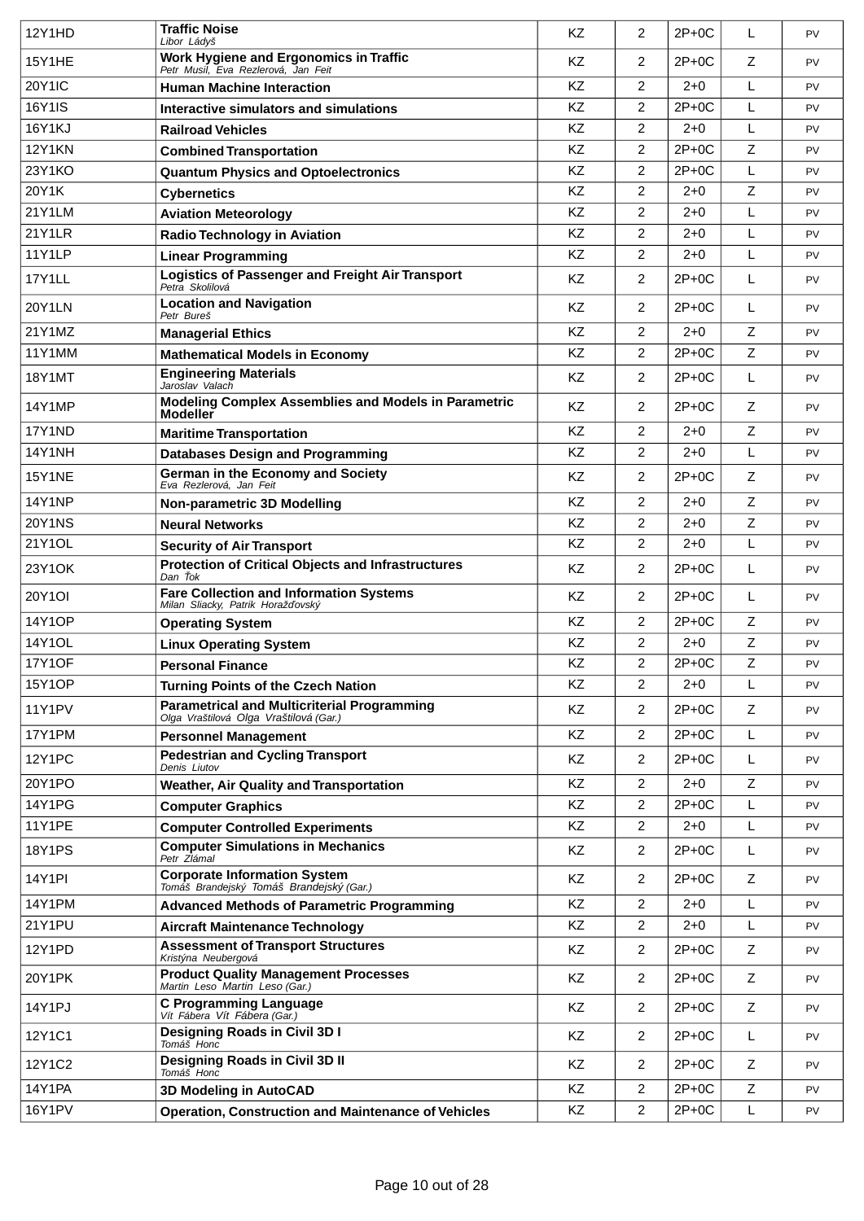| | | | | | | |
|---|---|---|---|---|---|---|
| 12Y1HD | **Traffic Noise**<br>*Libor Ládyš* | KZ | 2 | 2P+0C | L | PV |
| 15Y1HE | **Work Hygiene and Ergonomics in Traffic**<br>*Petr Musil, Eva Rezlerová, Jan Feit* | KZ | 2 | 2P+0C | Z | PV |
| 20Y1IC | **Human Machine Interaction** | KZ | 2 | 2+0 | L | PV |
| 16Y1IS | **Interactive simulators and simulations** | KZ | 2 | 2P+0C | L | PV |
| 16Y1KJ | **Railroad Vehicles** | KZ | 2 | 2+0 | L | PV |
| 12Y1KN | **Combined Transportation** | KZ | 2 | 2P+0C | Z | PV |
| 23Y1KO | **Quantum Physics and Optoelectronics** | KZ | 2 | 2P+0C | L | PV |
| 20Y1K | **Cybernetics** | KZ | 2 | 2+0 | Z | PV |
| 21Y1LM | **Aviation Meteorology** | KZ | 2 | 2+0 | L | PV |
| 21Y1LR | **Radio Technology in Aviation** | KZ | 2 | 2+0 | L | PV |
| 11Y1LP | **Linear Programming** | KZ | 2 | 2+0 | L | PV |
| 17Y1LL | **Logistics of Passenger and Freight Air Transport**<br>*Petra Skolilová* | KZ | 2 | 2P+0C | L | PV |
| 20Y1LN | **Location and Navigation**<br>*Petr Bureš* | KZ | 2 | 2P+0C | L | PV |
| 21Y1MZ | **Managerial Ethics** | KZ | 2 | 2+0 | Z | PV |
| 11Y1MM | **Mathematical Models in Economy** | KZ | 2 | 2P+0C | Z | PV |
| 18Y1MT | **Engineering Materials**<br>*Jaroslav Valach* | KZ | 2 | 2P+0C | L | PV |
| 14Y1MP | **Modeling Complex Assemblies and Models in Parametric Modeller** | KZ | 2 | 2P+0C | Z | PV |
| 17Y1ND | **Maritime Transportation** | KZ | 2 | 2+0 | Z | PV |
| 14Y1NH | **Databases Design and Programming** | KZ | 2 | 2+0 | L | PV |
| 15Y1NE | **German in the Economy and Society**<br>*Eva Rezlerová, Jan Feit* | KZ | 2 | 2P+0C | Z | PV |
| 14Y1NP | **Non-parametric 3D Modelling** | KZ | 2 | 2+0 | Z | PV |
| 20Y1NS | **Neural Networks** | KZ | 2 | 2+0 | Z | PV |
| 21Y1OL | **Security of Air Transport** | KZ | 2 | 2+0 | L | PV |
| 23Y1OK | **Protection of Critical Objects and Infrastructures**<br>*Dan Ťok* | KZ | 2 | 2P+0C | L | PV |
| 20Y1OI | **Fare Collection and Information Systems**<br>*Milan Sliacky, Patrik Horažďovský* | KZ | 2 | 2P+0C | L | PV |
| 14Y1OP | **Operating System** | KZ | 2 | 2P+0C | Z | PV |
| 14Y1OL | **Linux Operating System** | KZ | 2 | 2+0 | Z | PV |
| 17Y1OF | **Personal Finance** | KZ | 2 | 2P+0C | Z | PV |
| 15Y1OP | **Turning Points of the Czech Nation** | KZ | 2 | 2+0 | L | PV |
| 11Y1PV | **Parametrical and Multicriterial Programming**<br>*Olga Vraštilová Olga Vraštilová (Gar.)* | KZ | 2 | 2P+0C | Z | PV |
| 17Y1PM | **Personnel Management** | KZ | 2 | 2P+0C | L | PV |
| 12Y1PC | **Pedestrian and Cycling Transport**<br>*Denis Liutov* | KZ | 2 | 2P+0C | L | PV |
| 20Y1PO | **Weather, Air Quality and Transportation** | KZ | 2 | 2+0 | Z | PV |
| 14Y1PG | **Computer Graphics** | KZ | 2 | 2P+0C | L | PV |
| 11Y1PE | **Computer Controlled Experiments** | KZ | 2 | 2+0 | L | PV |
| 18Y1PS | **Computer Simulations in Mechanics**<br>*Petr Zlámal* | KZ | 2 | 2P+0C | L | PV |
| 14Y1PI | **Corporate Information System**<br>*Tomáš Brandejský Tomáš Brandejský (Gar.)* | KZ | 2 | 2P+0C | Z | PV |
| 14Y1PM | **Advanced Methods of Parametric Programming** | KZ | 2 | 2+0 | L | PV |
| 21Y1PU | **Aircraft Maintenance Technology** | KZ | 2 | 2+0 | L | PV |
| 12Y1PD | **Assessment of Transport Structures**<br>*Kristýna Neubergová* | KZ | 2 | 2P+0C | Z | PV |
| 20Y1PK | **Product Quality Management Processes**<br>*Martin Leso Martin Leso (Gar.)* | KZ | 2 | 2P+0C | Z | PV |
| 14Y1PJ | **C Programming Language**<br>*Vít Fábera Vít Fábera (Gar.)* | KZ | 2 | 2P+0C | Z | PV |
| 12Y1C1 | **Designing Roads in Civil 3D I**<br>*Tomáš Honc* | KZ | 2 | 2P+0C | L | PV |
| 12Y1C2 | **Designing Roads in Civil 3D II**<br>*Tomáš Honc* | KZ | 2 | 2P+0C | Z | PV |
| 14Y1PA | **3D Modeling in AutoCAD** | KZ | 2 | 2P+0C | Z | PV |
| 16Y1PV | **Operation, Construction and Maintenance of Vehicles** | KZ | 2 | 2P+0C | L | PV |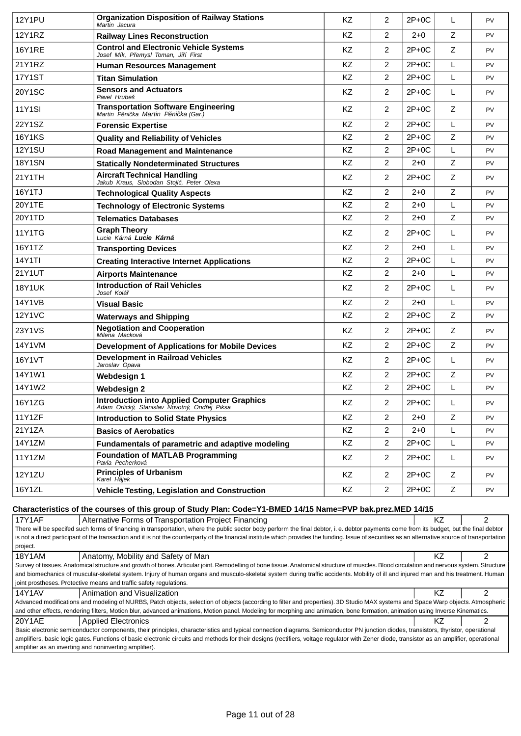| | | | | | | |
|---|---|---|---|---|---|---|
| 12Y1PU | **Organization Disposition of Railway Stations** *Martin Jacura* | KZ | 2 | 2P+0C | L | PV |
| 12Y1RZ | **Railway Lines Reconstruction** | KZ | 2 | 2+0 | Z | PV |
| 16Y1RE | **Control and Electronic Vehicle Systems** *Josef Mík, Přemysl Toman, Jiří First* | KZ | 2 | 2P+0C | Z | PV |
| 21Y1RZ | **Human Resources Management** | KZ | 2 | 2P+0C | L | PV |
| 17Y1ST | **Titan Simulation** | KZ | 2 | 2P+0C | L | PV |
| 20Y1SC | **Sensors and Actuators** *Pavel Hrubeš* | KZ | 2 | 2P+0C | L | PV |
| 11Y1SI | **Transportation Software Engineering** *Martin Pěnička Martin Pěnička (Gar.)* | KZ | 2 | 2P+0C | Z | PV |
| 22Y1SZ | **Forensic Expertise** | KZ | 2 | 2P+0C | L | PV |
| 16Y1KS | **Quality and Reliability of Vehicles** | KZ | 2 | 2P+0C | Z | PV |
| 12Y1SU | **Road Management and Maintenance** | KZ | 2 | 2P+0C | L | PV |
| 18Y1SN | **Statically Nondeterminated Structures** | KZ | 2 | 2+0 | Z | PV |
| 21Y1TH | **Aircraft Technical Handling** *Jakub Kraus, Slobodan Stojić, Peter Olexa* | KZ | 2 | 2P+0C | Z | PV |
| 16Y1TJ | **Technological Quality Aspects** | KZ | 2 | 2+0 | Z | PV |
| 20Y1TE | **Technology of Electronic Systems** | KZ | 2 | 2+0 | L | PV |
| 20Y1TD | **Telematics Databases** | KZ | 2 | 2+0 | Z | PV |
| 11Y1TG | **Graph Theory** *Lucie Kárná **Lucie Kárná*** | KZ | 2 | 2P+0C | L | PV |
| 16Y1TZ | **Transporting Devices** | KZ | 2 | 2+0 | L | PV |
| 14Y1TI | **Creating Interactive Internet Applications** | KZ | 2 | 2P+0C | L | PV |
| 21Y1UT | **Airports Maintenance** | KZ | 2 | 2+0 | L | PV |
| 18Y1UK | **Introduction of Rail Vehicles** *Josef Kolář* | KZ | 2 | 2P+0C | L | PV |
| 14Y1VB | **Visual Basic** | KZ | 2 | 2+0 | L | PV |
| 12Y1VC | **Waterways and Shipping** | KZ | 2 | 2P+0C | Z | PV |
| 23Y1VS | **Negotiation and Cooperation** *Milena Macková* | KZ | 2 | 2P+0C | Z | PV |
| 14Y1VM | **Development of Applications for Mobile Devices** | KZ | 2 | 2P+0C | Z | PV |
| 16Y1VT | **Development in Railroad Vehicles** *Jaroslav Opava* | KZ | 2 | 2P+0C | L | PV |
| 14Y1W1 | **Webdesign 1** | KZ | 2 | 2P+0C | Z | PV |
| 14Y1W2 | **Webdesign 2** | KZ | 2 | 2P+0C | L | PV |
| 16Y1ZG | **Introduction into Applied Computer Graphics** *Adam Orlický, Stanislav Novotný, Ondřej Piksa* | KZ | 2 | 2P+0C | L | PV |
| 11Y1ZF | **Introduction to Solid State Physics** | KZ | 2 | 2+0 | Z | PV |
| 21Y1ZA | **Basics of Aerobatics** | KZ | 2 | 2+0 | L | PV |
| 14Y1ZM | **Fundamentals of parametric and adaptive modeling** | KZ | 2 | 2P+0C | L | PV |
| 11Y1ZM | **Foundation of MATLAB Programming** *Pavla Pecherková* | KZ | 2 | 2P+0C | L | PV |
| 12Y1ZU | **Principles of Urbanism** *Karel Hájek* | KZ | 2 | 2P+0C | Z | PV |
| 16Y1ZL | **Vehicle Testing, Legislation and Construction** | KZ | 2 | 2P+0C | Z | PV |

**Characteristics of the courses of this group of Study Plan: Code=Y1-BMED 14/15 Name=PVP bak.prez.MED 14/15**

| | | | |
|---|---|---|---|
| 17Y1AF | Alternative Forms of Transportation Project Financing | KZ | 2 |

There will be specifed such forms of financing in transportation, where the public sector body perform the final debtor, i. e. debtor payments come from its budget, but the final debtor is not a direct participant of the transaction and it is not the counterparty of the financial institute which provides the funding. Issue of securities as an alternative source of transportation project.

| | | | |
|---|---|---|---|
| 18Y1AM | Anatomy, Mobility and Safety of Man | KZ | 2 |

Survey of tissues. Anatomical structure and growth of bones. Articular joint. Remodelling of bone tissue. Anatomical structure of muscles. Blood circulation and nervous system. Structure and biomechanics of muscular-skeletal system. Injury of human organs and musculo-skeletal system during traffic accidents. Mobility of ill and injured man and his treatment. Human joint prostheses. Protective means and traffic safety regulations.

| | | | |
|---|---|---|---|
| 14Y1AV | Animation and Visualization | KZ | 2 |

Advanced modifications and modeling of NURBS, Patch objects, selection of objects (according to filter and properties). 3D Studio MAX systems and Space Warp objects. Atmospheric and other effects, rendering filters, Motion blur, advanced animations, Motion panel. Modeling for morphing and animation, bone formation, animation using Inverse Kinematics.

| | | | |
|---|---|---|---|
| 20Y1AE | Applied Electronics | KZ | 2 |

Basic electronic semiconductor components, their principles, characteristics and typical connection diagrams. Semiconductor PN junction diodes, transistors, thyristor, operational amplifiers, basic logic gates. Functions of basic electronic circuits and methods for their designs (rectifiers, voltage regulator with Zener diode, transistor as an amplifier, operational amplifier as an inverting and noninverting amplifier).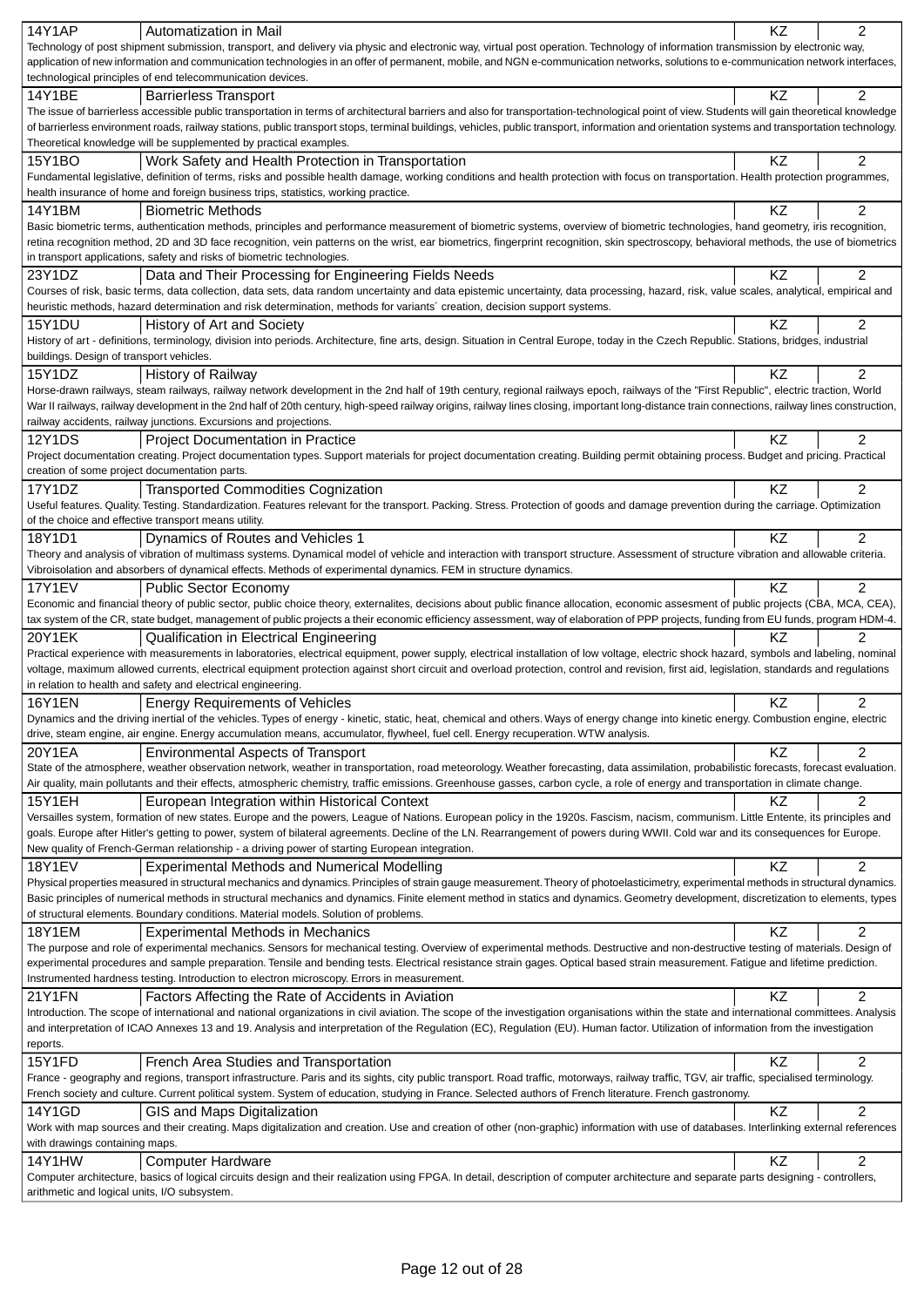| 14Y1AP | Automatization in Mail | KZ | 2 |
|---|---|---|---|
| Technology of post shipment submission, transport, and delivery via physic and electronic way, virtual post operation. Technology of information transmission by electronic way, application of new information and communication technologies in an offer of permanent, mobile, and NGN e-communication networks, solutions to e-communication network interfaces, technological principles of end telecommunication devices. | | | |
| 14Y1BE | Barrierless Transport | KZ | 2 |
| The issue of barrierless accessible public transportation in terms of architectural barriers and also for transportation-technological point of view. Students will gain theoretical knowledge of barrierless environment roads, railway stations, public transport stops, terminal buildings, vehicles, public transport, information and orientation systems and transportation technology. Theoretical knowledge will be supplemented by practical examples. | | | |
| 15Y1BO | Work Safety and Health Protection in Transportation | KZ | 2 |
| Fundamental legislative, definition of terms, risks and possible health damage, working conditions and health protection with focus on transportation. Health protection programmes, health insurance of home and foreign business trips, statistics, working practice. | | | |
| 14Y1BM | Biometric Methods | KZ | 2 |
| Basic biometric terms, authentication methods, principles and performance measurement of biometric systems, overview of biometric technologies, hand geometry, iris recognition, retina recognition method, 2D and 3D face recognition, vein patterns on the wrist, ear biometrics, fingerprint recognition, skin spectroscopy, behavioral methods, the use of biometrics in transport applications, safety and risks of biometric technologies. | | | |
| 23Y1DZ | Data and Their Processing for Engineering Fields Needs | KZ | 2 |
| Courses of risk, basic terms, data collection, data sets, data random uncertainty and data epistemic uncertainty, data processing, hazard, risk, value scales, analytical, empirical and heuristic methods, hazard determination and risk determination, methods for variants´ creation, decision support systems. | | | |
| 15Y1DU | History of Art and Society | KZ | 2 |
| History of art - definitions, terminology, division into periods. Architecture, fine arts, design. Situation in Central Europe, today in the Czech Republic. Stations, bridges, industrial buildings. Design of transport vehicles. | | | |
| 15Y1DZ | History of Railway | KZ | 2 |
| Horse-drawn railways, steam railways, railway network development in the 2nd half of 19th century, regional railways epoch, railways of the "First Republic", electric traction, World War II railways, railway development in the 2nd half of 20th century, high-speed railway origins, railway lines closing, important long-distance train connections, railway lines construction, railway accidents, railway junctions. Excursions and projections. | | | |
| 12Y1DS | Project Documentation in Practice | KZ | 2 |
| Project documentation creating. Project documentation types. Support materials for project documentation creating. Building permit obtaining process. Budget and pricing. Practical creation of some project documentation parts. | | | |
| 17Y1DZ | Transported Commodities Cognization | KZ | 2 |
| Useful features. Quality. Testing. Standardization. Features relevant for the transport. Packing. Stress. Protection of goods and damage prevention during the carriage. Optimization of the choice and effective transport means utility. | | | |
| 18Y1D1 | Dynamics of Routes and Vehicles 1 | KZ | 2 |
| Theory and analysis of vibration of multimass systems. Dynamical model of vehicle and interaction with transport structure. Assessment of structure vibration and allowable criteria. Vibroisolation and absorbers of dynamical effects. Methods of experimental dynamics. FEM in structure dynamics. | | | |
| 17Y1EV | Public Sector Economy | KZ | 2 |
| Economic and financial theory of public sector, public choice theory, externalites, decisions about public finance allocation, economic assesment of public projects (CBA, MCA, CEA), tax system of the CR, state budget, management of public projects a their economic efficiency assessment, way of elaboration of PPP projects, funding from EU funds, program HDM-4. | | | |
| 20Y1EK | Qualification in Electrical Engineering | KZ | 2 |
| Practical experience with measurements in laboratories, electrical equipment, power supply, electrical installation of low voltage, electric shock hazard, symbols and labeling, nominal voltage, maximum allowed currents, electrical equipment protection against short circuit and overload protection, control and revision, first aid, legislation, standards and regulations in relation to health and safety and electrical engineering. | | | |
| 16Y1EN | Energy Requirements of Vehicles | KZ | 2 |
| Dynamics and the driving inertial of the vehicles. Types of energy - kinetic, static, heat, chemical and others. Ways of energy change into kinetic energy. Combustion engine, electric drive, steam engine, air engine. Energy accumulation means, accumulator, flywheel, fuel cell. Energy recuperation. WTW analysis. | | | |
| 20Y1EA | Environmental Aspects of Transport | KZ | 2 |
| State of the atmosphere, weather observation network, weather in transportation, road meteorology. Weather forecasting, data assimilation, probabilistic forecasts, forecast evaluation. Air quality, main pollutants and their effects, atmospheric chemistry, traffic emissions. Greenhouse gasses, carbon cycle, a role of energy and transportation in climate change. | | | |
| 15Y1EH | European Integration within Historical Context | KZ | 2 |
| Versailles system, formation of new states. Europe and the powers, League of Nations. European policy in the 1920s. Fascism, nacism, communism. Little Entente, its principles and goals. Europe after Hitler's getting to power, system of bilateral agreements. Decline of the LN. Rearrangement of powers during WWII. Cold war and its consequences for Europe. New quality of French-German relationship - a driving power of starting European integration. | | | |
| 18Y1EV | Experimental Methods and Numerical Modelling | KZ | 2 |
| Physical properties measured in structural mechanics and dynamics. Principles of strain gauge measurement. Theory of photoelasticimetry, experimental methods in structural dynamics. Basic principles of numerical methods in structural mechanics and dynamics. Finite element method in statics and dynamics. Geometry development, discretization to elements, types of structural elements. Boundary conditions. Material models. Solution of problems. | | | |
| 18Y1EM | Experimental Methods in Mechanics | KZ | 2 |
| The purpose and role of experimental mechanics. Sensors for mechanical testing. Overview of experimental methods. Destructive and non-destructive testing of materials. Design of experimental procedures and sample preparation. Tensile and bending tests. Electrical resistance strain gages. Optical based strain measurement. Fatigue and lifetime prediction. Instrumented hardness testing. Introduction to electron microscopy. Errors in measurement. | | | |
| 21Y1FN | Factors Affecting the Rate of Accidents in Aviation | KZ | 2 |
| Introduction. The scope of international and national organizations in civil aviation. The scope of the investigation organisations within the state and international committees. Analysis and interpretation of ICAO Annexes 13 and 19. Analysis and interpretation of the Regulation (EC), Regulation (EU). Human factor. Utilization of information from the investigation reports. | | | |
| 15Y1FD | French Area Studies and Transportation | KZ | 2 |
| France - geography and regions, transport infrastructure. Paris and its sights, city public transport. Road traffic, motorways, railway traffic, TGV, air traffic, specialised terminology. French society and culture. Current political system. System of education, studying in France. Selected authors of French literature. French gastronomy. | | | |
| 14Y1GD | GIS and Maps Digitalization | KZ | 2 |
| Work with map sources and their creating. Maps digitalization and creation. Use and creation of other (non-graphic) information with use of databases. Interlinking external references with drawings containing maps. | | | |
| 14Y1HW | Computer Hardware | KZ | 2 |
| Computer architecture, basics of logical circuits design and their realization using FPGA. In detail, description of computer architecture and separate parts designing - controllers, arithmetic and logical units, I/O subsystem. | | | |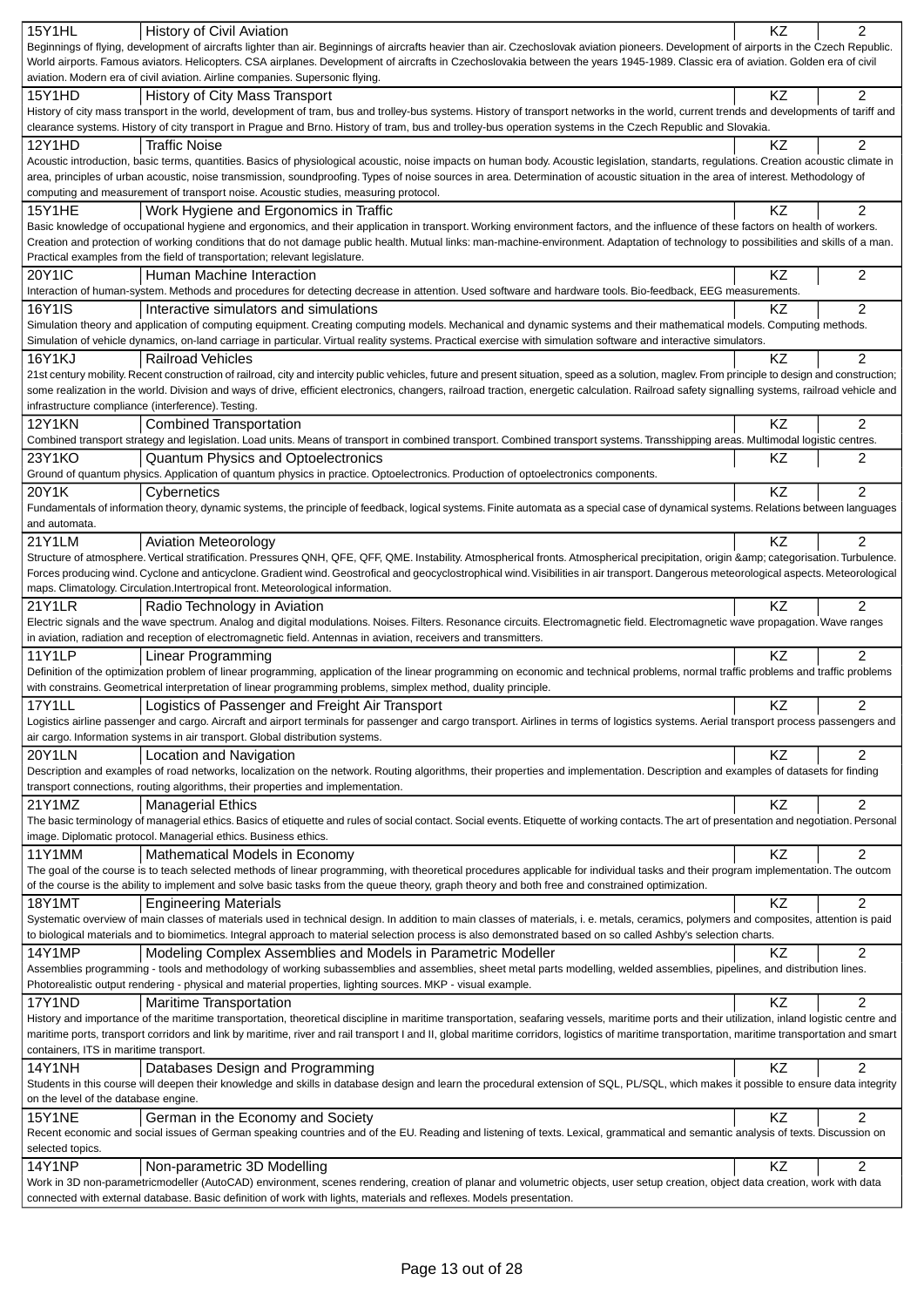| Code | Course | Completion | Credits |
|---|---|---|---|
| 15Y1HL | History of Civil Aviation | KZ | 2 |
| Beginnings of flying, development of aircrafts lighter than air. Beginnings of aircrafts heavier than air. Czechoslovak aviation pioneers. Development of airports in the Czech Republic. World airports. Famous aviators. Helicopters. CSA airplanes. Development of aircrafts in Czechoslovakia between the years 1945-1989. Classic era of aviation. Golden era of civil aviation. Modern era of civil aviation. Airline companies. Supersonic flying. | | | |
| 15Y1HD | History of City Mass Transport | KZ | 2 |
| History of city mass transport in the world, development of tram, bus and trolley-bus systems. History of transport networks in the world, current trends and developments of tariff and clearance systems. History of city transport in Prague and Brno. History of tram, bus and trolley-bus operation systems in the Czech Republic and Slovakia. | | | |
| 12Y1HD | Traffic Noise | KZ | 2 |
| Acoustic introduction, basic terms, quantities. Basics of physiological acoustic, noise impacts on human body. Acoustic legislation, standarts, regulations. Creation acoustic climate in area, principles of urban acoustic, noise transmission, soundproofing. Types of noise sources in area. Determination of acoustic situation in the area of interest. Methodology of computing and measurement of transport noise. Acoustic studies, measuring protocol. | | | |
| 15Y1HE | Work Hygiene and Ergonomics in Traffic | KZ | 2 |
| Basic knowledge of occupational hygiene and ergonomics, and their application in transport. Working environment factors, and the influence of these factors on health of workers. Creation and protection of working conditions that do not damage public health. Mutual links: man-machine-environment. Adaptation of technology to possibilities and skills of a man. Practical examples from the field of transportation; relevant legislature. | | | |
| 20Y1IC | Human Machine Interaction | KZ | 2 |
| Interaction of human-system. Methods and procedures for detecting decrease in attention. Used software and hardware tools. Bio-feedback, EEG measurements. | | | |
| 16Y1IS | Interactive simulators and simulations | KZ | 2 |
| Simulation theory and application of computing equipment. Creating computing models. Mechanical and dynamic systems and their mathematical models. Computing methods. Simulation of vehicle dynamics, on-land carriage in particular. Virtual reality systems. Practical exercise with simulation software and interactive simulators. | | | |
| 16Y1KJ | Railroad Vehicles | KZ | 2 |
| 21st century mobility. Recent construction of railroad, city and intercity public vehicles, future and present situation, speed as a solution, maglev. From principle to design and construction; some realization in the world. Division and ways of drive, efficient electronics, changers, railroad traction, energetic calculation. Railroad safety signalling systems, railroad vehicle and infrastructure compliance (interference). Testing. | | | |
| 12Y1KN | Combined Transportation | KZ | 2 |
| Combined transport strategy and legislation. Load units. Means of transport in combined transport. Combined transport systems. Transshipping areas. Multimodal logistic centres. | | | |
| 23Y1KO | Quantum Physics and Optoelectronics | KZ | 2 |
| Ground of quantum physics. Application of quantum physics in practice. Optoelectronics. Production of optoelectronics components. | | | |
| 20Y1K | Cybernetics | KZ | 2 |
| Fundamentals of information theory, dynamic systems, the principle of feedback, logical systems. Finite automata as a special case of dynamical systems. Relations between languages and automata. | | | |
| 21Y1LM | Aviation Meteorology | KZ | 2 |
| Structure of atmosphere. Vertical stratification. Pressures QNH, QFE, QFF, QME. Instability. Atmospherical fronts. Atmospherical precipitation, origin &amp; categorisation. Turbulence. Forces producing wind. Cyclone and anticyclone. Gradient wind. Geostrofical and geocyclostrophical wind. Visibilities in air transport. Dangerous meteorological aspects. Meteorological maps. Climatology. Circulation.Intertropical front. Meteorological information. | | | |
| 21Y1LR | Radio Technology in Aviation | KZ | 2 |
| Electric signals and the wave spectrum. Analog and digital modulations. Noises. Filters. Resonance circuits. Electromagnetic field. Electromagnetic wave propagation. Wave ranges in aviation, radiation and reception of electromagnetic field. Antennas in aviation, receivers and transmitters. | | | |
| 11Y1LP | Linear Programming | KZ | 2 |
| Definition of the optimization problem of linear programming, application of the linear programming on economic and technical problems, normal traffic problems and traffic problems with constrains. Geometrical interpretation of linear programming problems, simplex method, duality principle. | | | |
| 17Y1LL | Logistics of Passenger and Freight Air Transport | KZ | 2 |
| Logistics airline passenger and cargo. Aircraft and airport terminals for passenger and cargo transport. Airlines in terms of logistics systems. Aerial transport process passengers and air cargo. Information systems in air transport. Global distribution systems. | | | |
| 20Y1LN | Location and Navigation | KZ | 2 |
| Description and examples of road networks, localization on the network. Routing algorithms, their properties and implementation. Description and examples of datasets for finding transport connections, routing algorithms, their properties and implementation. | | | |
| 21Y1MZ | Managerial Ethics | KZ | 2 |
| The basic terminology of managerial ethics. Basics of etiquette and rules of social contact. Social events. Etiquette of working contacts. The art of presentation and negotiation. Personal image. Diplomatic protocol. Managerial ethics. Business ethics. | | | |
| 11Y1MM | Mathematical Models in Economy | KZ | 2 |
| The goal of the course is to teach selected methods of linear programming, with theoretical procedures applicable for individual tasks and their program implementation. The outcom of the course is the ability to implement and solve basic tasks from the queue theory, graph theory and both free and constrained optimization. | | | |
| 18Y1MT | Engineering Materials | KZ | 2 |
| Systematic overview of main classes of materials used in technical design. In addition to main classes of materials, i. e. metals, ceramics, polymers and composites, attention is paid to biological materials and to biomimetics. Integral approach to material selection process is also demonstrated based on so called Ashby's selection charts. | | | |
| 14Y1MP | Modeling Complex Assemblies and Models in Parametric Modeller | KZ | 2 |
| Assemblies programming - tools and methodology of working subassemblies and assemblies, sheet metal parts modelling, welded assemblies, pipelines, and distribution lines. Photorealistic output rendering - physical and material properties, lighting sources. MKP - visual example. | | | |
| 17Y1ND | Maritime Transportation | KZ | 2 |
| History and importance of the maritime transportation, theoretical discipline in maritime transportation, seafaring vessels, maritime ports and their utilization, inland logistic centre and maritime ports, transport corridors and link by maritime, river and rail transport I and II, global maritime corridors, logistics of maritime transportation, maritime transportation and smart containers, ITS in maritime transport. | | | |
| 14Y1NH | Databases Design and Programming | KZ | 2 |
| Students in this course will deepen their knowledge and skills in database design and learn the procedural extension of SQL, PL/SQL, which makes it possible to ensure data integrity on the level of the database engine. | | | |
| 15Y1NE | German in the Economy and Society | KZ | 2 |
| Recent economic and social issues of German speaking countries and of the EU. Reading and listening of texts. Lexical, grammatical and semantic analysis of texts. Discussion on selected topics. | | | |
| 14Y1NP | Non-parametric 3D Modelling | KZ | 2 |
| Work in 3D non-parametricmodeller (AutoCAD) environment, scenes rendering, creation of planar and volumetric objects, user setup creation, object data creation, work with data connected with external database. Basic definition of work with lights, materials and reflexes. Models presentation. | | | |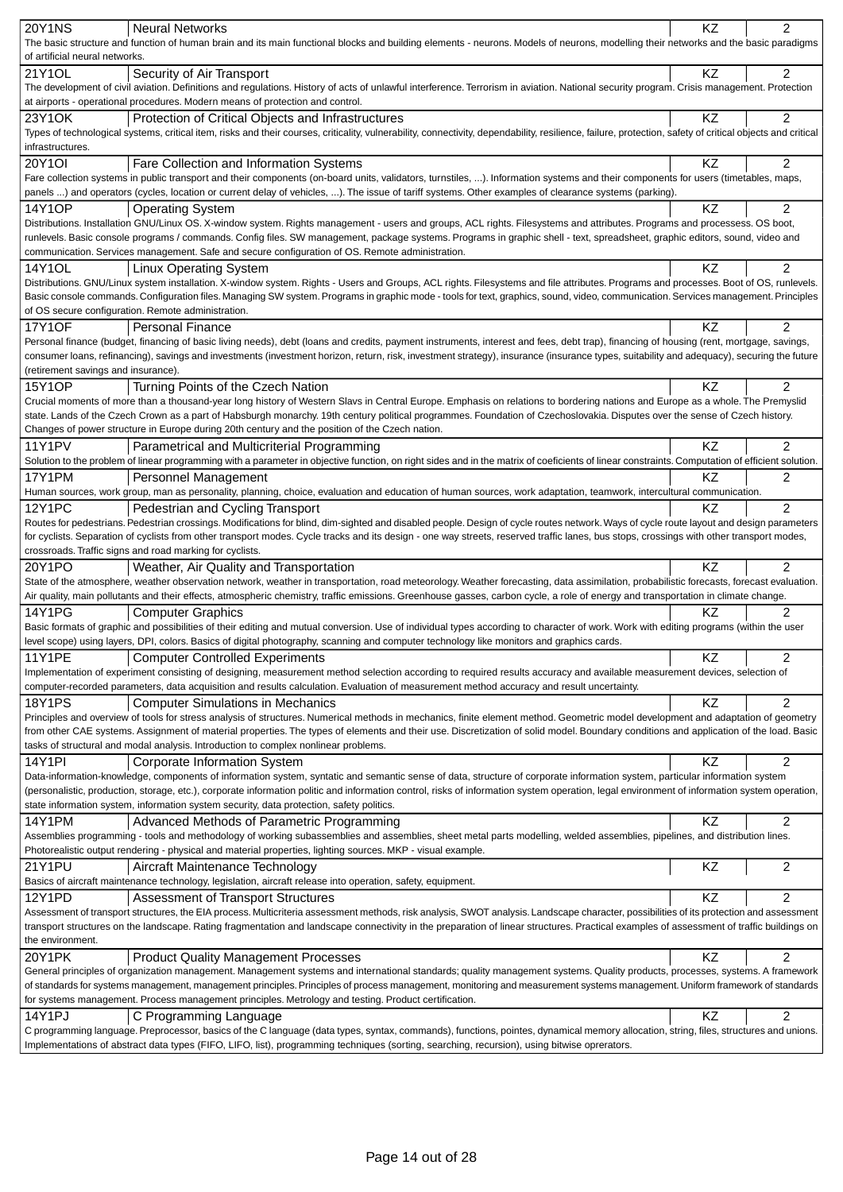| Code | Course | Completion | Credits |
| --- | --- | --- | --- |
| 20Y1NS | Neural Networks | KZ | 2 |
| The basic structure and function of human brain and its main functional blocks and building elements - neurons. Models of neurons, modelling their networks and the basic paradigms of artificial neural networks. | | | |
| 21Y1OL | Security of Air Transport | KZ | 2 |
| The development of civil aviation. Definitions and regulations. History of acts of unlawful interference. Terrorism in aviation. National security program. Crisis management. Protection at airports - operational procedures. Modern means of protection and control. | | | |
| 23Y1OK | Protection of Critical Objects and Infrastructures | KZ | 2 |
| Types of technological systems, critical item, risks and their courses, criticality, vulnerability, connectivity, dependability, resilience, failure, protection, safety of critical objects and critical infrastructures. | | | |
| 20Y1OI | Fare Collection and Information Systems | KZ | 2 |
| Fare collection systems in public transport and their components (on-board units, validators, turnstiles, ...). Information systems and their components for users (timetables, maps, panels ...) and operators (cycles, location or current delay of vehicles, ...). The issue of tariff systems. Other examples of clearance systems (parking). | | | |
| 14Y1OP | Operating System | KZ | 2 |
| Distributions. Installation GNU/Linux OS. X-window system. Rights management - users and groups, ACL rights. Filesystems and attributes. Programs and processess. OS boot, runlevels. Basic console programs / commands. Config files. SW management, package systems. Programs in graphic shell - text, spreadsheet, graphic editors, sound, video and communication. Services management. Safe and secure configuration of OS. Remote administration. | | | |
| 14Y1OL | Linux Operating System | KZ | 2 |
| Distributions. GNU/Linux system installation. X-window system. Rights - Users and Groups, ACL rights. Filesystems and file attributes. Programs and processes. Boot of OS, runlevels. Basic console commands. Configuration files. Managing SW system. Programs in graphic mode - tools for text, graphics, sound, video, communication. Services management. Principles of OS secure configuration. Remote administration. | | | |
| 17Y1OF | Personal Finance | KZ | 2 |
| Personal finance (budget, financing of basic living needs), debt (loans and credits, payment instruments, interest and fees, debt trap), financing of housing (rent, mortgage, savings, consumer loans, refinancing), savings and investments (investment horizon, return, risk, investment strategy), insurance (insurance types, suitability and adequacy), securing the future (retirement savings and insurance). | | | |
| 15Y1OP | Turning Points of the Czech Nation | KZ | 2 |
| Crucial moments of more than a thousand-year long history of Western Slavs in Central Europe. Emphasis on relations to bordering nations and Europe as a whole. The Premyslid state. Lands of the Czech Crown as a part of Habsburgh monarchy. 19th century political programmes. Foundation of Czechoslovakia. Disputes over the sense of Czech history. Changes of power structure in Europe during 20th century and the position of the Czech nation. | | | |
| 11Y1PV | Parametrical and Multicriterial Programming | KZ | 2 |
| Solution to the problem of linear programming with a parameter in objective function, on right sides and in the matrix of coeficients of linear constraints. Computation of efficient solution. | | | |
| 17Y1PM | Personnel Management | KZ | 2 |
| Human sources, work group, man as personality, planning, choice, evaluation and education of human sources, work adaptation, teamwork, intercultural communication. | | | |
| 12Y1PC | Pedestrian and Cycling Transport | KZ | 2 |
| Routes for pedestrians. Pedestrian crossings. Modifications for blind, dim-sighted and disabled people. Design of cycle routes network. Ways of cycle route layout and design parameters for cyclists. Separation of cyclists from other transport modes. Cycle tracks and its design - one way streets, reserved traffic lanes, bus stops, crossings with other transport modes, crossroads. Traffic signs and road marking for cyclists. | | | |
| 20Y1PO | Weather, Air Quality and Transportation | KZ | 2 |
| State of the atmosphere, weather observation network, weather in transportation, road meteorology. Weather forecasting, data assimilation, probabilistic forecasts, forecast evaluation. Air quality, main pollutants and their effects, atmospheric chemistry, traffic emissions. Greenhouse gasses, carbon cycle, a role of energy and transportation in climate change. | | | |
| 14Y1PG | Computer Graphics | KZ | 2 |
| Basic formats of graphic and possibilities of their editing and mutual conversion. Use of individual types according to character of work. Work with editing programs (within the user level scope) using layers, DPI, colors. Basics of digital photography, scanning and computer technology like monitors and graphics cards. | | | |
| 11Y1PE | Computer Controlled Experiments | KZ | 2 |
| Implementation of experiment consisting of designing, measurement method selection according to required results accuracy and available measurement devices, selection of computer-recorded parameters, data acquisition and results calculation. Evaluation of measurement method accuracy and result uncertainty. | | | |
| 18Y1PS | Computer Simulations in Mechanics | KZ | 2 |
| Principles and overview of tools for stress analysis of structures. Numerical methods in mechanics, finite element method. Geometric model development and adaptation of geometry from other CAE systems. Assignment of material properties. The types of elements and their use. Discretization of solid model. Boundary conditions and application of the load. Basic tasks of structural and modal analysis. Introduction to complex nonlinear problems. | | | |
| 14Y1PI | Corporate Information System | KZ | 2 |
| Data-information-knowledge, components of information system, syntatic and semantic sense of data, structure of corporate information system, particular information system (personalistic, production, storage, etc.), corporate information politic and information control, risks of information system operation, legal environment of information system operation, state information system, information system security, data protection, safety politics. | | | |
| 14Y1PM | Advanced Methods of Parametric Programming | KZ | 2 |
| Assemblies programming - tools and methodology of working subassemblies and assemblies, sheet metal parts modelling, welded assemblies, pipelines, and distribution lines. Photorealistic output rendering - physical and material properties, lighting sources. MKP - visual example. | | | |
| 21Y1PU | Aircraft Maintenance Technology | KZ | 2 |
| Basics of aircraft maintenance technology, legislation, aircraft release into operation, safety, equipment. | | | |
| 12Y1PD | Assessment of Transport Structures | KZ | 2 |
| Assessment of transport structures, the EIA process. Multicriteria assessment methods, risk analysis, SWOT analysis. Landscape character, possibilities of its protection and assessment transport structures on the landscape. Rating fragmentation and landscape connectivity in the preparation of linear structures. Practical examples of assessment of traffic buildings on the environment. | | | |
| 20Y1PK | Product Quality Management Processes | KZ | 2 |
| General principles of organization management. Management systems and international standards; quality management systems. Quality products, processes, systems. A framework of standards for systems management, management principles. Principles of process management, monitoring and measurement systems management. Uniform framework of standards for systems management. Process management principles. Metrology and testing. Product certification. | | | |
| 14Y1PJ | C Programming Language | KZ | 2 |
| C programming language. Preprocessor, basics of the C language (data types, syntax, commands), functions, pointes, dynamical memory allocation, string, files, structures and unions. Implementations of abstract data types (FIFO, LIFO, list), programming techniques (sorting, searching, recursion), using bitwise oprerators. | | | |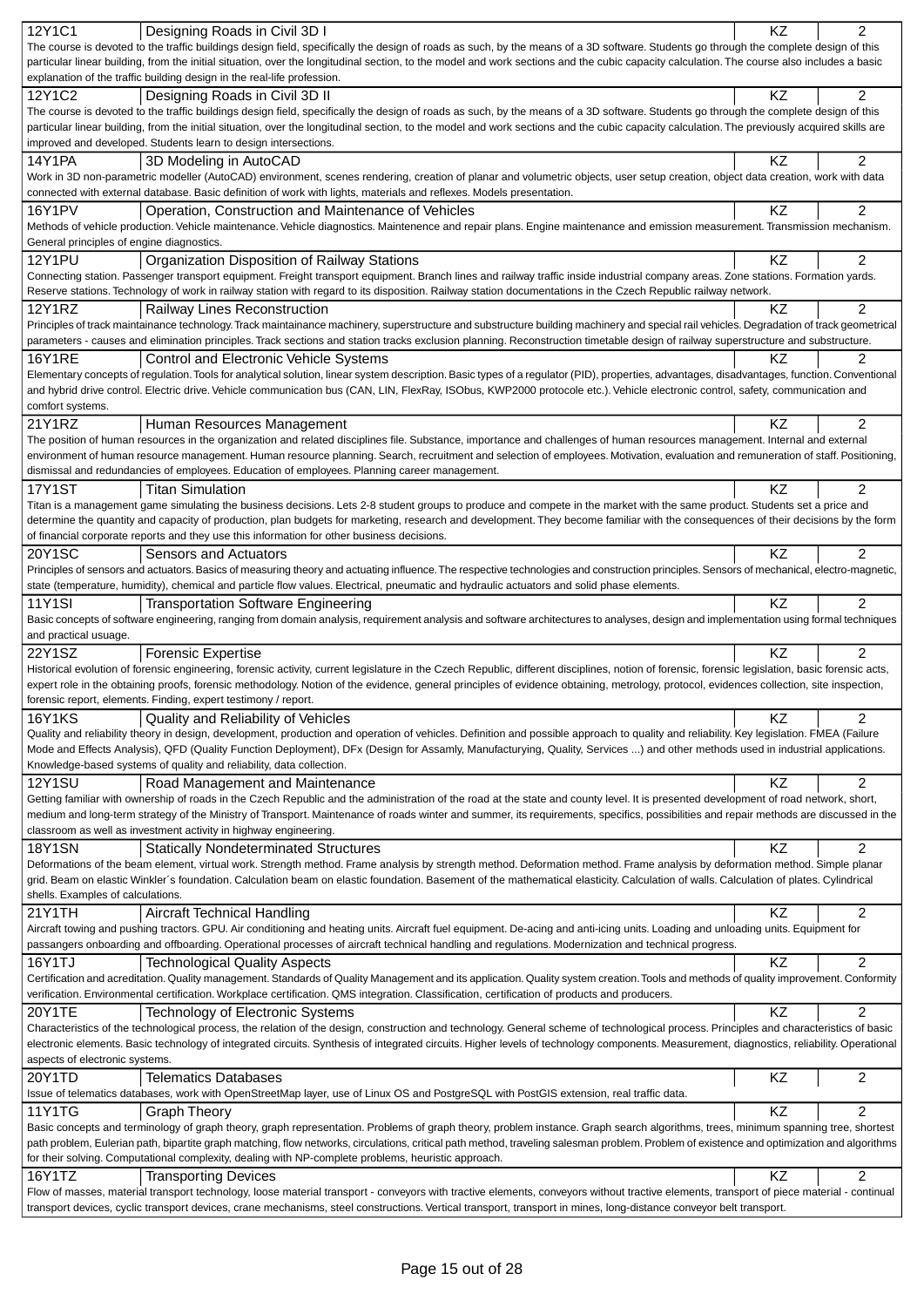| Code | Course | Completion | Credits |
|---|---|---|---|
| 12Y1C1 | Designing Roads in Civil 3D I | KZ | 2 |
| The course is devoted to the traffic buildings design field, specifically the design of roads as such, by the means of a 3D software. Students go through the complete design of this particular linear building, from the initial situation, over the longitudinal section, to the model and work sections and the cubic capacity calculation. The course also includes a basic explanation of the traffic building design in the real-life profession. | | | |
| 12Y1C2 | Designing Roads in Civil 3D II | KZ | 2 |
| The course is devoted to the traffic buildings design field, specifically the design of roads as such, by the means of a 3D software. Students go through the complete design of this particular linear building, from the initial situation, over the longitudinal section, to the model and work sections and the cubic capacity calculation. The previously acquired skills are improved and developed. Students learn to design intersections. | | | |
| 14Y1PA | 3D Modeling in AutoCAD | KZ | 2 |
| Work in 3D non-parametric modeller (AutoCAD) environment, scenes rendering, creation of planar and volumetric objects, user setup creation, object data creation, work with data connected with external database. Basic definition of work with lights, materials and reflexes. Models presentation. | | | |
| 16Y1PV | Operation, Construction and Maintenance of Vehicles | KZ | 2 |
| Methods of vehicle production. Vehicle maintenance. Vehicle diagnostics. Maintenence and repair plans. Engine maintenance and emission measurement. Transmission mechanism. General principles of engine diagnostics. | | | |
| 12Y1PU | Organization Disposition of Railway Stations | KZ | 2 |
| Connecting station. Passenger transport equipment. Freight transport equipment. Branch lines and railway traffic inside industrial company areas. Zone stations. Formation yards. Reserve stations. Technology of work in railway station with regard to its disposition. Railway station documentations in the Czech Republic railway network. | | | |
| 12Y1RZ | Railway Lines Reconstruction | KZ | 2 |
| Principles of track maintainance technology. Track maintainance machinery, superstructure and substructure building machinery and special rail vehicles. Degradation of track geometrical parameters - causes and elimination principles. Track sections and station tracks exclusion planning. Reconstruction timetable design of railway superstructure and substructure. | | | |
| 16Y1RE | Control and Electronic Vehicle Systems | KZ | 2 |
| Elementary concepts of regulation. Tools for analytical solution, linear system description. Basic types of a regulator (PID), properties, advantages, disadvantages, function. Conventional and hybrid drive control. Electric drive. Vehicle communication bus (CAN, LIN, FlexRay, ISObus, KWP2000 protocole etc.). Vehicle electronic control, safety, communication and comfort systems. | | | |
| 21Y1RZ | Human Resources Management | KZ | 2 |
| The position of human resources in the organization and related disciplines file. Substance, importance and challenges of human resources management. Internal and external environment of human resource management. Human resource planning. Search, recruitment and selection of employees. Motivation, evaluation and remuneration of staff. Positioning, dismissal and redundancies of employees. Education of employees. Planning career management. | | | |
| 17Y1ST | Titan Simulation | KZ | 2 |
| Titan is a management game simulating the business decisions. Lets 2-8 student groups to produce and compete in the market with the same product. Students set a price and determine the quantity and capacity of production, plan budgets for marketing, research and development. They become familiar with the consequences of their decisions by the form of financial corporate reports and they use this information for other business decisions. | | | |
| 20Y1SC | Sensors and Actuators | KZ | 2 |
| Principles of sensors and actuators. Basics of measuring theory and actuating influence. The respective technologies and construction principles. Sensors of mechanical, electro-magnetic, state (temperature, humidity), chemical and particle flow values. Electrical, pneumatic and hydraulic actuators and solid phase elements. | | | |
| 11Y1SI | Transportation Software Engineering | KZ | 2 |
| Basic concepts of software engineering, ranging from domain analysis, requirement analysis and software architectures to analyses, design and implementation using formal techniques and practical usuage. | | | |
| 22Y1SZ | Forensic Expertise | KZ | 2 |
| Historical evolution of forensic engineering, forensic activity, current legislature in the Czech Republic, different disciplines, notion of forensic, forensic legislation, basic forensic acts, expert role in the obtaining proofs, forensic methodology. Notion of the evidence, general principles of evidence obtaining, metrology, protocol, evidences collection, site inspection, forensic report, elements. Finding, expert testimony / report. | | | |
| 16Y1KS | Quality and Reliability of Vehicles | KZ | 2 |
| Quality and reliability theory in design, development, production and operation of vehicles. Definition and possible approach to quality and reliability. Key legislation. FMEA (Failure Mode and Effects Analysis), QFD (Quality Function Deployment), DFx (Design for Assamly, Manufacturying, Quality, Services ...) and other methods used in industrial applications. Knowledge-based systems of quality and reliability, data collection. | | | |
| 12Y1SU | Road Management and Maintenance | KZ | 2 |
| Getting familiar with ownership of roads in the Czech Republic and the administration of the road at the state and county level. It is presented development of road network, short, medium and long-term strategy of the Ministry of Transport. Maintenance of roads winter and summer, its requirements, specifics, possibilities and repair methods are discussed in the classroom as well as investment activity in highway engineering. | | | |
| 18Y1SN | Statically Nondeterminated Structures | KZ | 2 |
| Deformations of the beam element, virtual work. Strength method. Frame analysis by strength method. Deformation method. Frame analysis by deformation method. Simple planar grid. Beam on elastic Winkler´s foundation. Calculation beam on elastic foundation. Basement of the mathematical elasticity. Calculation of walls. Calculation of plates. Cylindrical shells. Examples of calculations. | | | |
| 21Y1TH | Aircraft Technical Handling | KZ | 2 |
| Aircraft towing and pushing tractors. GPU. Air conditioning and heating units. Aircraft fuel equipment. De-acing and anti-icing units. Loading and unloading units. Equipment for passangers onboarding and offboarding. Operational processes of aircraft technical handling and regulations. Modernization and technical progress. | | | |
| 16Y1TJ | Technological Quality Aspects | KZ | 2 |
| Certification and acreditation. Quality management. Standards of Quality Management and its application. Quality system creation. Tools and methods of quality improvement. Conformity verification. Environmental certification. Workplace certification. QMS integration. Classification, certification of products and producers. | | | |
| 20Y1TE | Technology of Electronic Systems | KZ | 2 |
| Characteristics of the technological process, the relation of the design, construction and technology. General scheme of technological process. Principles and characteristics of basic electronic elements. Basic technology of integrated circuits. Synthesis of integrated circuits. Higher levels of technology components. Measurement, diagnostics, reliability. Operational aspects of electronic systems. | | | |
| 20Y1TD | Telematics Databases | KZ | 2 |
| Issue of telematics databases, work with OpenStreetMap layer, use of Linux OS and PostgreSQL with PostGIS extension, real traffic data. | | | |
| 11Y1TG | Graph Theory | KZ | 2 |
| Basic concepts and terminology of graph theory, graph representation. Problems of graph theory, problem instance. Graph search algorithms, trees, minimum spanning tree, shortest path problem, Eulerian path, bipartite graph matching, flow networks, circulations, critical path method, traveling salesman problem. Problem of existence and optimization and algorithms for their solving. Computational complexity, dealing with NP-complete problems, heuristic approach. | | | |
| 16Y1TZ | Transporting Devices | KZ | 2 |
| Flow of masses, material transport technology, loose material transport - conveyors with tractive elements, conveyors without tractive elements, transport of piece material - continual transport devices, cyclic transport devices, crane mechanisms, steel constructions. Vertical transport, transport in mines, long-distance conveyor belt transport. | | | |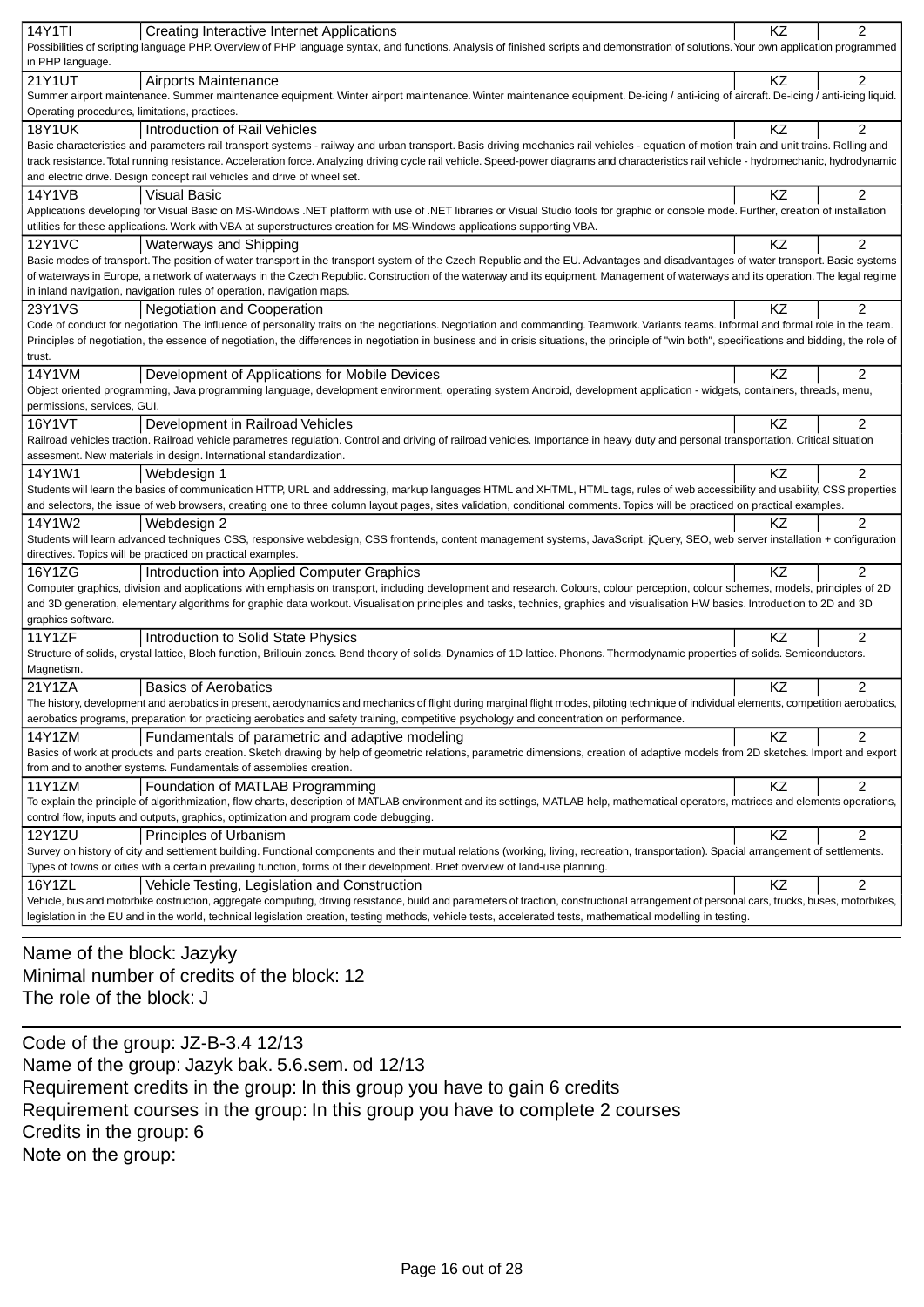| | | | |
|---|---|---|---|
| 14Y1TI | Creating Interactive Internet Applications | KZ | 2 |
| Possibilities of scripting language PHP. Overview of PHP language syntax, and functions. Analysis of finished scripts and demonstration of solutions. Your own application programmed in PHP language. | | | |
| 21Y1UT | Airports Maintenance | KZ | 2 |
| Summer airport maintenance. Summer maintenance equipment. Winter airport maintenance. Winter maintenance equipment. De-icing / anti-icing of aircraft. De-icing / anti-icing liquid. Operating procedures, limitations, practices. | | | |
| 18Y1UK | Introduction of Rail Vehicles | KZ | 2 |
| Basic characteristics and parameters rail transport systems - railway and urban transport. Basis driving mechanics rail vehicles - equation of motion train and unit trains. Rolling and track resistance. Total running resistance. Acceleration force. Analyzing driving cycle rail vehicle. Speed-power diagrams and characteristics rail vehicle - hydromechanic, hydrodynamic and electric drive. Design concept rail vehicles and drive of wheel set. | | | |
| 14Y1VB | Visual Basic | KZ | 2 |
| Applications developing for Visual Basic on MS-Windows .NET platform with use of .NET libraries or Visual Studio tools for graphic or console mode. Further, creation of installation utilities for these applications. Work with VBA at superstructures creation for MS-Windows applications supporting VBA. | | | |
| 12Y1VC | Waterways and Shipping | KZ | 2 |
| Basic modes of transport. The position of water transport in the transport system of the Czech Republic and the EU. Advantages and disadvantages of water transport. Basic systems of waterways in Europe, a network of waterways in the Czech Republic. Construction of the waterway and its equipment. Management of waterways and its operation. The legal regime in inland navigation, navigation rules of operation, navigation maps. | | | |
| 23Y1VS | Negotiation and Cooperation | KZ | 2 |
| Code of conduct for negotiation. The influence of personality traits on the negotiations. Negotiation and commanding. Teamwork. Variants teams. Informal and formal role in the team. Principles of negotiation, the essence of negotiation, the differences in negotiation in business and in crisis situations, the principle of "win both", specifications and bidding, the role of trust. | | | |
| 14Y1VM | Development of Applications for Mobile Devices | KZ | 2 |
| Object oriented programming, Java programming language, development environment, operating system Android, development application - widgets, containers, threads, menu, permissions, services, GUI. | | | |
| 16Y1VT | Development in Railroad Vehicles | KZ | 2 |
| Railroad vehicles traction. Railroad vehicle parametres regulation. Control and driving of railroad vehicles. Importance in heavy duty and personal transportation. Critical situation assesment. New materials in design. International standardization. | | | |
| 14Y1W1 | Webdesign 1 | KZ | 2 |
| Students will learn the basics of communication HTTP, URL and addressing, markup languages HTML and XHTML, HTML tags, rules of web accessibility and usability, CSS properties and selectors, the issue of web browsers, creating one to three column layout pages, sites validation, conditional comments. Topics will be practiced on practical examples. | | | |
| 14Y1W2 | Webdesign 2 | KZ | 2 |
| Students will learn advanced techniques CSS, responsive webdesign, CSS frontends, content management systems, JavaScript, jQuery, SEO, web server installation + configuration directives. Topics will be practiced on practical examples. | | | |
| 16Y1ZG | Introduction into Applied Computer Graphics | KZ | 2 |
| Computer graphics, division and applications with emphasis on transport, including development and research. Colours, colour perception, colour schemes, models, principles of 2D and 3D generation, elementary algorithms for graphic data workout. Visualisation principles and tasks, technics, graphics and visualisation HW basics. Introduction to 2D and 3D graphics software. | | | |
| 11Y1ZF | Introduction to Solid State Physics | KZ | 2 |
| Structure of solids, crystal lattice, Bloch function, Brillouin zones. Bend theory of solids. Dynamics of 1D lattice. Phonons. Thermodynamic properties of solids. Semiconductors. Magnetism. | | | |
| 21Y1ZA | Basics of Aerobatics | KZ | 2 |
| The history, development and aerobatics in present, aerodynamics and mechanics of flight during marginal flight modes, piloting technique of individual elements, competition aerobatics, aerobatics programs, preparation for practicing aerobatics and safety training, competitive psychology and concentration on performance. | | | |
| 14Y1ZM | Fundamentals of parametric and adaptive modeling | KZ | 2 |
| Basics of work at products and parts creation. Sketch drawing by help of geometric relations, parametric dimensions, creation of adaptive models from 2D sketches. Import and export from and to another systems. Fundamentals of assemblies creation. | | | |
| 11Y1ZM | Foundation of MATLAB Programming | KZ | 2 |
| To explain the principle of algorithmization, flow charts, description of MATLAB environment and its settings, MATLAB help, mathematical operators, matrices and elements operations, control flow, inputs and outputs, graphics, optimization and program code debugging. | | | |
| 12Y1ZU | Principles of Urbanism | KZ | 2 |
| Survey on history of city and settlement building. Functional components and their mutual relations (working, living, recreation, transportation). Spacial arrangement of settlements. Types of towns or cities with a certain prevailing function, forms of their development. Brief overview of land-use planning. | | | |
| 16Y1ZL | Vehicle Testing, Legislation and Construction | KZ | 2 |
| Vehicle, bus and motorbike costruction, aggregate computing, driving resistance, build and parameters of traction, constructional arrangement of personal cars, trucks, buses, motorbikes, legislation in the EU and in the world, technical legislation creation, testing methods, vehicle tests, accelerated tests, mathematical modelling in testing. | | | |

Name of the block: Jazyky
Minimal number of credits of the block: 12
The role of the block: J

Code of the group: JZ-B-3.4 12/13
Name of the group: Jazyk bak. 5.6.sem. od 12/13
Requirement credits in the group: In this group you have to gain 6 credits
Requirement courses in the group: In this group you have to complete 2 courses
Credits in the group: 6
Note on the group: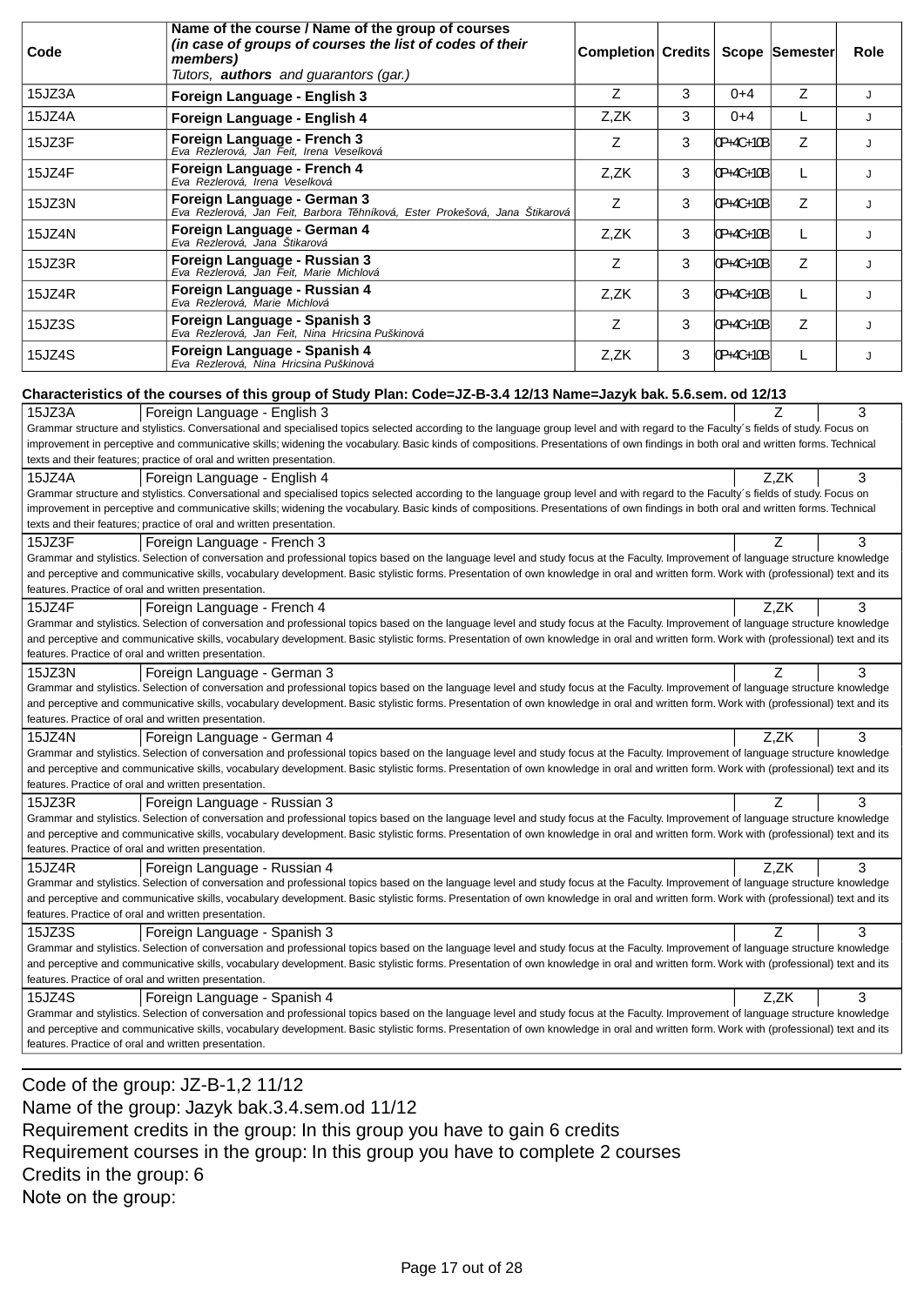| Code | Name of the course / Name of the group of courses *(in case of groups of courses the list of codes of their members)* Tutors, **authors** and guarantors (gar.) | Completion | Credits | Scope | Semester | Role |
|---|---|---|---|---|---|---|
| 15JZ3A | **Foreign Language - English 3** | Z | 3 | 0+4 | Z | J |
| 15JZ4A | **Foreign Language - English 4** | Z,ZK | 3 | 0+4 | L | J |
| 15JZ3F | **Foreign Language - French 3** *Eva Rezlerová, Jan Feit, Irena Veselková* | Z | 3 | 0P+4C+10B | Z | J |
| 15JZ4F | **Foreign Language - French 4** *Eva Rezlerová, Irena Veselková* | Z,ZK | 3 | 0P+4C+10B | L | J |
| 15JZ3N | **Foreign Language - German 3** *Eva Rezlerová, Jan Feit, Barbora Těhníková, Ester Prokešová, Jana Štikarová* | Z | 3 | 0P+4C+10B | Z | J |
| 15JZ4N | **Foreign Language - German 4** *Eva Rezlerová, Jana Štikarová* | Z,ZK | 3 | 0P+4C+10B | L | J |
| 15JZ3R | **Foreign Language - Russian 3** *Eva Rezlerová, Jan Feit, Marie Michlová* | Z | 3 | 0P+4C+10B | Z | J |
| 15JZ4R | **Foreign Language - Russian 4** *Eva Rezlerová, Marie Michlová* | Z,ZK | 3 | 0P+4C+10B | L | J |
| 15JZ3S | **Foreign Language - Spanish 3** *Eva Rezlerová, Jan Feit, Nina Hricsina Puškinová* | Z | 3 | 0P+4C+10B | Z | J |
| 15JZ4S | **Foreign Language - Spanish 4** *Eva Rezlerová, Nina Hricsina Puškinová* | Z,ZK | 3 | 0P+4C+10B | L | J |

**Characteristics of the courses of this group of Study Plan: Code=JZ-B-3.4 12/13 Name=Jazyk bak. 5.6.sem. od 12/13**

| 15JZ3A | Foreign Language - English 3 | Z | 3 |
|---|---|---|---|

Grammar structure and stylistics. Conversational and specialised topics selected according to the language group level and with regard to the Faculty´s fields of study. Focus on improvement in perceptive and communicative skills; widening the vocabulary. Basic kinds of compositions. Presentations of own findings in both oral and written forms. Technical texts and their features; practice of oral and written presentation.

| 15JZ4A | Foreign Language - English 4 | Z,ZK | 3 |
|---|---|---|---|

Grammar structure and stylistics. Conversational and specialised topics selected according to the language group level and with regard to the Faculty´s fields of study. Focus on improvement in perceptive and communicative skills; widening the vocabulary. Basic kinds of compositions. Presentations of own findings in both oral and written forms. Technical texts and their features; practice of oral and written presentation.

| 15JZ3F | Foreign Language - French 3 | Z | 3 |
|---|---|---|---|

Grammar and stylistics. Selection of conversation and professional topics based on the language level and study focus at the Faculty. Improvement of language structure knowledge and perceptive and communicative skills, vocabulary development. Basic stylistic forms. Presentation of own knowledge in oral and written form. Work with (professional) text and its features. Practice of oral and written presentation.

| 15JZ4F | Foreign Language - French 4 | Z,ZK | 3 |
|---|---|---|---|

Grammar and stylistics. Selection of conversation and professional topics based on the language level and study focus at the Faculty. Improvement of language structure knowledge and perceptive and communicative skills, vocabulary development. Basic stylistic forms. Presentation of own knowledge in oral and written form. Work with (professional) text and its features. Practice of oral and written presentation.

| 15JZ3N | Foreign Language - German 3 | Z | 3 |
|---|---|---|---|

Grammar and stylistics. Selection of conversation and professional topics based on the language level and study focus at the Faculty. Improvement of language structure knowledge and perceptive and communicative skills, vocabulary development. Basic stylistic forms. Presentation of own knowledge in oral and written form. Work with (professional) text and its features. Practice of oral and written presentation.

| 15JZ4N | Foreign Language - German 4 | Z,ZK | 3 |
|---|---|---|---|

Grammar and stylistics. Selection of conversation and professional topics based on the language level and study focus at the Faculty. Improvement of language structure knowledge and perceptive and communicative skills, vocabulary development. Basic stylistic forms. Presentation of own knowledge in oral and written form. Work with (professional) text and its features. Practice of oral and written presentation.

| 15JZ3R | Foreign Language - Russian 3 | Z | 3 |
|---|---|---|---|

Grammar and stylistics. Selection of conversation and professional topics based on the language level and study focus at the Faculty. Improvement of language structure knowledge and perceptive and communicative skills, vocabulary development. Basic stylistic forms. Presentation of own knowledge in oral and written form. Work with (professional) text and its features. Practice of oral and written presentation.

| 15JZ4R | Foreign Language - Russian 4 | Z,ZK | 3 |
|---|---|---|---|

Grammar and stylistics. Selection of conversation and professional topics based on the language level and study focus at the Faculty. Improvement of language structure knowledge and perceptive and communicative skills, vocabulary development. Basic stylistic forms. Presentation of own knowledge in oral and written form. Work with (professional) text and its features. Practice of oral and written presentation.

| 15JZ3S | Foreign Language - Spanish 3 | Z | 3 |
|---|---|---|---|

Grammar and stylistics. Selection of conversation and professional topics based on the language level and study focus at the Faculty. Improvement of language structure knowledge and perceptive and communicative skills, vocabulary development. Basic stylistic forms. Presentation of own knowledge in oral and written form. Work with (professional) text and its features. Practice of oral and written presentation.

| 15JZ4S | Foreign Language - Spanish 4 | Z,ZK | 3 |
|---|---|---|---|

Grammar and stylistics. Selection of conversation and professional topics based on the language level and study focus at the Faculty. Improvement of language structure knowledge and perceptive and communicative skills, vocabulary development. Basic stylistic forms. Presentation of own knowledge in oral and written form. Work with (professional) text and its features. Practice of oral and written presentation.

---

Code of the group: JZ-B-1,2 11/12
Name of the group: Jazyk bak.3.4.sem.od 11/12
Requirement credits in the group: In this group you have to gain 6 credits
Requirement courses in the group: In this group you have to complete 2 courses
Credits in the group: 6
Note on the group: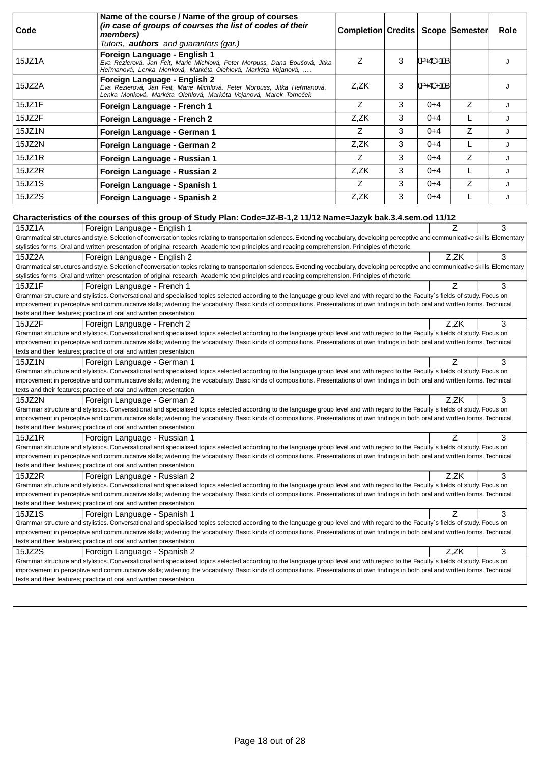| Code | Name of the course / Name of the group of courses *(in case of groups of courses the list of codes of their members)* *Tutors, **authors** and guarantors (gar.)* | Completion | Credits | Scope | Semester | Role |
|---|---|---|---|---|---|---|
| 15JZ1A | **Foreign Language - English 1** *Eva Rezlerová, Jan Feit, Marie Michlová, Peter Morpuss, Dana Boušová, Jitka Heřmanová, Lenka Monková, Markéta Olehlová, Markéta Vojanová, .....* | Z | 3 | 0P+4C+10B | | J |
| 15JZ2A | **Foreign Language - English 2** *Eva Rezlerová, Jan Feit, Marie Michlová, Peter Morpuss, Jitka Heřmanová, Lenka Monková, Markéta Olehlová, Markéta Vojanová, Marek Tomeček* | Z,ZK | 3 | 0P+4C+10B | | J |
| 15JZ1F | **Foreign Language - French 1** | Z | 3 | 0+4 | Z | J |
| 15JZ2F | **Foreign Language - French 2** | Z,ZK | 3 | 0+4 | L | J |
| 15JZ1N | **Foreign Language - German 1** | Z | 3 | 0+4 | Z | J |
| 15JZ2N | **Foreign Language - German 2** | Z,ZK | 3 | 0+4 | L | J |
| 15JZ1R | **Foreign Language - Russian 1** | Z | 3 | 0+4 | Z | J |
| 15JZ2R | **Foreign Language - Russian 2** | Z,ZK | 3 | 0+4 | L | J |
| 15JZ1S | **Foreign Language - Spanish 1** | Z | 3 | 0+4 | Z | J |
| 15JZ2S | **Foreign Language - Spanish 2** | Z,ZK | 3 | 0+4 | L | J |

**Characteristics of the courses of this group of Study Plan: Code=JZ-B-1,2 11/12 Name=Jazyk bak.3.4.sem.od 11/12**

| 15JZ1A | Foreign Language - English 1 | Z | 3 |
|---|---|---|---|

Grammatical structures and style. Selection of conversation topics relating to transportation sciences. Extending vocabulary, developing perceptive and communicative skills. Elementary stylistics forms. Oral and written presentation of original research. Academic text principles and reading comprehension. Principles of rhetoric.

| 15JZ2A | Foreign Language - English 2 | Z,ZK | 3 |
|---|---|---|---|

Grammatical structures and style. Selection of conversation topics relating to transportation sciences. Extending vocabulary, developing perceptive and communicative skills. Elementary stylistics forms. Oral and written presentation of original research. Academic text principles and reading comprehension. Principles of rhetoric.

| 15JZ1F | Foreign Language - French 1 | Z | 3 |
|---|---|---|---|

Grammar structure and stylistics. Conversational and specialised topics selected according to the language group level and with regard to the Faculty´s fields of study. Focus on improvement in perceptive and communicative skills; widening the vocabulary. Basic kinds of compositions. Presentations of own findings in both oral and written forms. Technical texts and their features; practice of oral and written presentation.

| 15JZ2F | Foreign Language - French 2 | Z,ZK | 3 |
|---|---|---|---|

Grammar structure and stylistics. Conversational and specialised topics selected according to the language group level and with regard to the Faculty´s fields of study. Focus on improvement in perceptive and communicative skills; widening the vocabulary. Basic kinds of compositions. Presentations of own findings in both oral and written forms. Technical texts and their features; practice of oral and written presentation.

| 15JZ1N | Foreign Language - German 1 | Z | 3 |
|---|---|---|---|

Grammar structure and stylistics. Conversational and specialised topics selected according to the language group level and with regard to the Faculty´s fields of study. Focus on improvement in perceptive and communicative skills; widening the vocabulary. Basic kinds of compositions. Presentations of own findings in both oral and written forms. Technical texts and their features; practice of oral and written presentation.

| 15JZ2N | Foreign Language - German 2 | Z,ZK | 3 |
|---|---|---|---|

Grammar structure and stylistics. Conversational and specialised topics selected according to the language group level and with regard to the Faculty´s fields of study. Focus on improvement in perceptive and communicative skills; widening the vocabulary. Basic kinds of compositions. Presentations of own findings in both oral and written forms. Technical texts and their features; practice of oral and written presentation.

| 15JZ1R | Foreign Language - Russian 1 | Z | 3 |
|---|---|---|---|

Grammar structure and stylistics. Conversational and specialised topics selected according to the language group level and with regard to the Faculty´s fields of study. Focus on improvement in perceptive and communicative skills; widening the vocabulary. Basic kinds of compositions. Presentations of own findings in both oral and written forms. Technical texts and their features; practice of oral and written presentation.

| 15JZ2R | Foreign Language - Russian 2 | Z,ZK | 3 |
|---|---|---|---|

Grammar structure and stylistics. Conversational and specialised topics selected according to the language group level and with regard to the Faculty´s fields of study. Focus on improvement in perceptive and communicative skills; widening the vocabulary. Basic kinds of compositions. Presentations of own findings in both oral and written forms. Technical texts and their features; practice of oral and written presentation.

| 15JZ1S | Foreign Language - Spanish 1 | Z | 3 |
|---|---|---|---|

Grammar structure and stylistics. Conversational and specialised topics selected according to the language group level and with regard to the Faculty´s fields of study. Focus on improvement in perceptive and communicative skills; widening the vocabulary. Basic kinds of compositions. Presentations of own findings in both oral and written forms. Technical texts and their features; practice of oral and written presentation.

| 15JZ2S | Foreign Language - Spanish 2 | Z,ZK | 3 |
|---|---|---|---|

Grammar structure and stylistics. Conversational and specialised topics selected according to the language group level and with regard to the Faculty´s fields of study. Focus on improvement in perceptive and communicative skills; widening the vocabulary. Basic kinds of compositions. Presentations of own findings in both oral and written forms. Technical texts and their features; practice of oral and written presentation.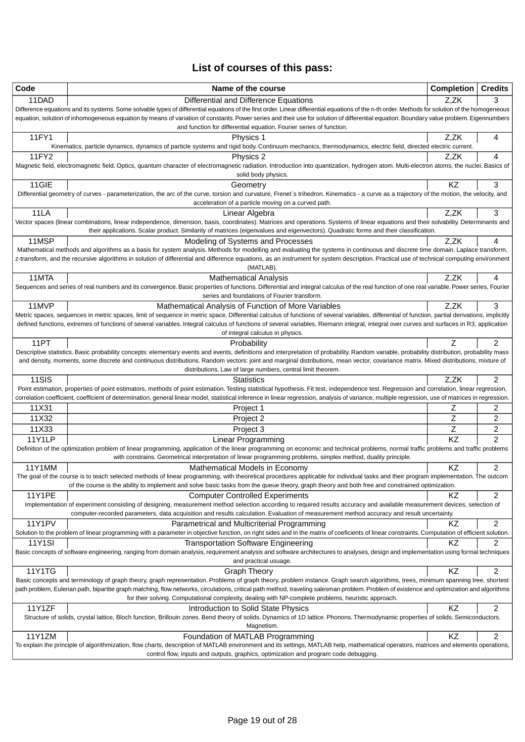## List of courses of this pass:

| Code | Name of the course | Completion | Credits |
|---|---|---|---|
| 11DAD | Differential and Difference Equations | Z,ZK | 3 |
| Difference equations and its systems. Some solvable types of differential equations of the first order. Linear differential equations of the n-th order. Methods for solution of the homogeneous equation, solution of inhomogeneous equation by means of variation of constants. Power series and their use for solution of differential equation. Boundary value problem. Eigennumbers and function for differential equation. Fourier series of function. | | | |
| 11FY1 | Physics 1 | Z,ZK | 4 |
| Kinematics, particle dynamics, dynamics of particle systems and rigid body. Continuum mechanics, thermodynamics, electric field, directed electric current. | | | |
| 11FY2 | Physics 2 | Z,ZK | 4 |
| Magnetic field, electromagnetic field. Optics, quantum character of electromagnetic radiation. Introduction into quantization, hydrogen atom. Multi-electron atoms, the nuclei. Basics of solid body physics. | | | |
| 11GIE | Geometry | KZ | 3 |
| Differential geometry of curves - parameterization, the arc of the curve, torsion and curvature, Frenet`s trihedron. Kinematics - a curve as a trajectory of the motion, the velocity, and acceleration of a particle moving on a curved path. | | | |
| 11LA | Linear Algebra | Z,ZK | 3 |
| Vector spaces (linear combinations, linear independence, dimension, basis, coordinates). Matrices and operations. Systems of linear equations and their solvability. Determinants and their applications. Scalar product. Similarity of matrices (eigenvalues and eigenvectors). Quadratic forms and their classification. | | | |
| 11MSP | Modeling of Systems and Processes | Z,ZK | 4 |
| Mathematical methods and algorithms as a basis for system analysis. Methods for modelling and evaluating the systems in continuous and discrete time domain. Laplace transform, z-transform, and the recursive algorithms in solution of differential and difference equations, as an instrument for system description. Practical use of technical computing environment (MATLAB). | | | |
| 11MTA | Mathematical Analysis | Z,ZK | 4 |
| Sequences and series of real numbers and its convergence. Basic properties of functions. Differential and integral calculus of the real function of one real variable. Power series, Fourier series and foundations of Fourier transform. | | | |
| 11MVP | Mathematical Analysis of Function of More Variables | Z,ZK | 3 |
| Metric spaces, sequences in metric spaces, limit of sequence in metric space. Differential calculus of functions of several variables, differential of function, partial derivations, implicitly defined functions, extremes of functions of several variables. Integral calculus of functions of several variables, Riemann integral, integral over curves and surfaces in R3, application of integral calculus in physics. | | | |
| 11PT | Probability | Z | 2 |
| Descriptive statistics. Basic probability concepts: elementary events and events, definitions and interpretation of probability. Random variable, probability distribution, probability mass and density, moments, some discrete and continuous distributions. Random vectors: joint and marginal distributions, mean vector, covariance matrix. Mixed distributions, mixture of distributions. Law of large numbers, central limit theorem. | | | |
| 11SIS | Statistics | Z,ZK | 2 |
| Point estimation, properties of point estimators, methods of point estimation. Testing statistical hypothesis. Fit test, independence test. Regression and correlation, linear regression, correlation coefficient, coefficient of determination, general linear model, statistical inference in linear regression, analysis of variance, multiple regression, use of matrices in regression. | | | |
| 11X31 | Project 1 | Z | 2 |
| 11X32 | Project 2 | Z | 2 |
| 11X33 | Project 3 | Z | 2 |
| 11Y1LP | Linear Programming | KZ | 2 |
| Definition of the optimization problem of linear programming, application of the linear programming on economic and technical problems, normal traffic problems and traffic problems with constrains. Geometrical interpretation of linear programming problems, simplex method, duality principle. | | | |
| 11Y1MM | Mathematical Models in Economy | KZ | 2 |
| The goal of the course is to teach selected methods of linear programming, with theoretical procedures applicable for individual tasks and their program implementation. The outcom of the course is the ability to implement and solve basic tasks from the queue theory, graph theory and both free and constrained optimization. | | | |
| 11Y1PE | Computer Controlled Experiments | KZ | 2 |
| Implementation of experiment consisting of designing, measurement method selection according to required results accuracy and available measurement devices, selection of computer-recorded parameters, data acquisition and results calculation. Evaluation of measurement method accuracy and result uncertainty. | | | |
| 11Y1PV | Parametrical and Multicriterial Programming | KZ | 2 |
| Solution to the problem of linear programming with a parameter in objective function, on right sides and in the matrix of coeficients of linear constraints. Computation of efficient solution. | | | |
| 11Y1SI | Transportation Software Engineering | KZ | 2 |
| Basic concepts of software engineering, ranging from domain analysis, requirement analysis and software architectures to analyses, design and implementation using formal techniques and practical usuage. | | | |
| 11Y1TG | Graph Theory | KZ | 2 |
| Basic concepts and terminology of graph theory, graph representation. Problems of graph theory, problem instance. Graph search algorithms, trees, minimum spanning tree, shortest path problem, Eulerian path, bipartite graph matching, flow networks, circulations, critical path method, traveling salesman problem. Problem of existence and optimization and algorithms for their solving. Computational complexity, dealing with NP-complete problems, heuristic approach. | | | |
| 11Y1ZF | Introduction to Solid State Physics | KZ | 2 |
| Structure of solids, crystal lattice, Bloch function, Brillouin zones. Bend theory of solids. Dynamics of 1D lattice. Phonons. Thermodynamic properties of solids. Semiconductors. Magnetism. | | | |
| 11Y1ZM | Foundation of MATLAB Programming | KZ | 2 |
| To explain the principle of algorithmization, flow charts, description of MATLAB environment and its settings, MATLAB help, mathematical operators, matrices and elements operations, control flow, inputs and outputs, graphics, optimization and program code debugging. | | | |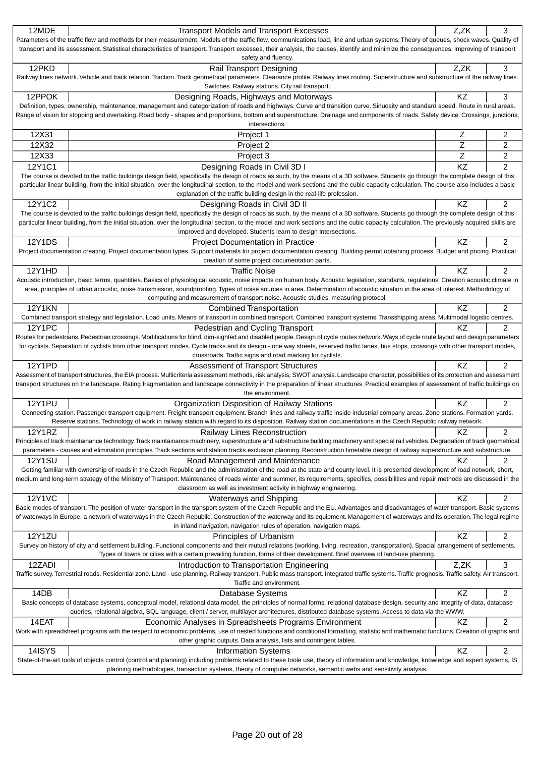| Code | Course | Type | Credits |
|---|---|---|---|
| 12MDE | Transport Models and Transport Excesses | Z,ZK | 3 |
| Parameters of the traffic flow and methods for their measurement. Models of the traffic flow, communications load, line and urban systems. Theory of queues, shock waves. Quality of transport and its assessment. Statistical characteristics of transport. Transport excesses, their analysis, the causes, identify and minimize the consequences. Improving of transport safety and fluency. | | | |
| 12PKD | Rail Transport Designing | Z,ZK | 3 |
| Railway lines network. Vehicle and track relation. Traction. Track geometrical parameters. Clearance profile. Railway lines routing. Superstructure and substructure of the railway lines. Switches. Railway stations. City rail transport. | | | |
| 12PPOK | Designing Roads, Highways and Motorways | KZ | 3 |
| Definition, types, ownership, maintenance, management and categorization of roads and highways. Curve and transition curve. Sinuosity and standard speed. Route in rural areas. Range of vision for stopping and overtaking. Road body - shapes and proportions, bottom and superstructure. Drainage and components of roads. Safety device. Crossings, junctions, intersections. | | | |
| 12X31 | Project 1 | Z | 2 |
| 12X32 | Project 2 | Z | 2 |
| 12X33 | Project 3 | Z | 2 |
| 12Y1C1 | Designing Roads in Civil 3D I | KZ | 2 |
| The course is devoted to the traffic buildings design field, specifically the design of roads as such, by the means of a 3D software. Students go through the complete design of this particular linear building, from the initial situation, over the longitudinal section, to the model and work sections and the cubic capacity calculation. The course also includes a basic explanation of the traffic building design in the real-life profession. | | | |
| 12Y1C2 | Designing Roads in Civil 3D II | KZ | 2 |
| The course is devoted to the traffic buildings design field, specifically the design of roads as such, by the means of a 3D software. Students go through the complete design of this particular linear building, from the initial situation, over the longitudinal section, to the model and work sections and the cubic capacity calculation. The previously acquired skills are improved and developed. Students learn to design intersections. | | | |
| 12Y1DS | Project Documentation in Practice | KZ | 2 |
| Project documentation creating. Project documentation types. Support materials for project documentation creating. Building permit obtaining process. Budget and pricing. Practical creation of some project documentation parts. | | | |
| 12Y1HD | Traffic Noise | KZ | 2 |
| Acoustic introduction, basic terms, quantities. Basics of physiological acoustic, noise impacts on human body. Acoustic legislation, standarts, regulations. Creation acoustic climate in area, principles of urban acoustic, noise transmission, soundproofing. Types of noise sources in area. Determination of acoustic situation in the area of interest. Methodology of computing and measurement of transport noise. Acoustic studies, measuring protocol. | | | |
| 12Y1KN | Combined Transportation | KZ | 2 |
| Combined transport strategy and legislation. Load units. Means of transport in combined transport. Combined transport systems. Transshipping areas. Multimodal logistic centres. | | | |
| 12Y1PC | Pedestrian and Cycling Transport | KZ | 2 |
| Routes for pedestrians. Pedestrian crossings. Modifications for blind, dim-sighted and disabled people. Design of cycle routes network. Ways of cycle route layout and design parameters for cyclists. Separation of cyclists from other transport modes. Cycle tracks and its design - one way streets, reserved traffic lanes, bus stops, crossings with other transport modes, crossroads. Traffic signs and road marking for cyclists. | | | |
| 12Y1PD | Assessment of Transport Structures | KZ | 2 |
| Assessment of transport structures, the EIA process. Multicriteria assessment methods, risk analysis, SWOT analysis. Landscape character, possibilities of its protection and assessment transport structures on the landscape. Rating fragmentation and landscape connectivity in the preparation of linear structures. Practical examples of assessment of traffic buildings on the environment. | | | |
| 12Y1PU | Organization Disposition of Railway Stations | KZ | 2 |
| Connecting station. Passenger transport equipment. Freight transport equipment. Branch lines and railway traffic inside industrial company areas. Zone stations. Formation yards. Reserve stations. Technology of work in railway station with regard to its disposition. Railway station documentations in the Czech Republic railway network. | | | |
| 12Y1RZ | Railway Lines Reconstruction | KZ | 2 |
| Principles of track maintainance technology. Track maintainance machinery, superstructure and substructure building machinery and special rail vehicles. Degradation of track geometrical parameters - causes and elimination principles. Track sections and station tracks exclusion planning. Reconstruction timetable design of railway superstructure and substructure. | | | |
| 12Y1SU | Road Management and Maintenance | KZ | 2 |
| Getting familiar with ownership of roads in the Czech Republic and the administration of the road at the state and county level. It is presented development of road network, short, medium and long-term strategy of the Ministry of Transport. Maintenance of roads winter and summer, its requirements, specifics, possibilities and repair methods are discussed in the classroom as well as investment activity in highway engineering. | | | |
| 12Y1VC | Waterways and Shipping | KZ | 2 |
| Basic modes of transport. The position of water transport in the transport system of the Czech Republic and the EU. Advantages and disadvantages of water transport. Basic systems of waterways in Europe, a network of waterways in the Czech Republic. Construction of the waterway and its equipment. Management of waterways and its operation. The legal regime in inland navigation, navigation rules of operation, navigation maps. | | | |
| 12Y1ZU | Principles of Urbanism | KZ | 2 |
| Survey on history of city and settlement building. Functional components and their mutual relations (working, living, recreation, transportation). Spacial arrangement of settlements. Types of towns or cities with a certain prevailing function, forms of their development. Brief overview of land-use planning. | | | |
| 12ZADI | Introduction to Transportation Engineering | Z,ZK | 3 |
| Traffic survey. Terrestrial roads. Residential zone. Land - use planning. Railway transport. Public mass transport. Integrated traffic systems. Traffic prognosis. Traffic safety. Air transport. Traffic and environment. | | | |
| 14DB | Database Systems | KZ | 2 |
| Basic concepts of database systems, conceptual model, relational data model, the principles of normal forms, relational database design, security and integrity of data, database queries, relational algebra, SQL language, client / server, multilayer architectures, distributed database systems. Access to data via the WWW. | | | |
| 14EAT | Economic Analyses in Spreadsheets Programs Environment | KZ | 2 |
| Work with spreadsheet programs with the respect to economic problems, use of nested functions and conditional formatting, statistic and mathematic functions. Creation of graphs and other graphic outputs. Data analysis, lists and contingent tables. | | | |
| 14ISYS | Information Systems | KZ | 2 |
| State-of-the-art tools of objects control (control and planning) including problems related to these toole use, theory of information and knowledge, knowledge and expert systems, IS planning methodologies, transaction systems, theory of computer networks, semantic webs and sensitivity analysis. | | | |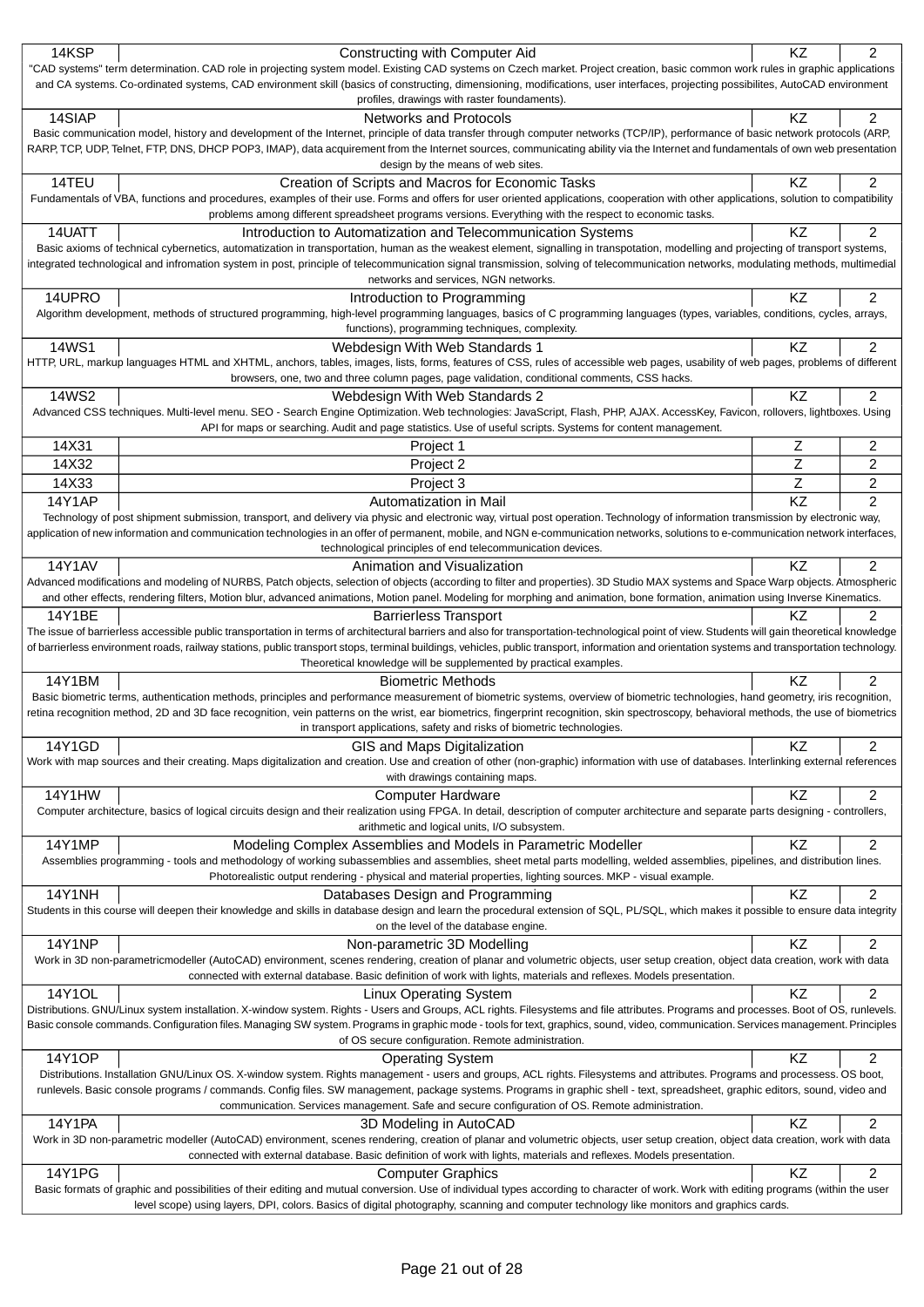| Code | Course | Type | Credits |
|---|---|---|---|
| 14KSP | Constructing with Computer Aid | KZ | 2 |
| "CAD systems" term determination. CAD role in projecting system model. Existing CAD systems on Czech market. Project creation, basic common work rules in graphic applications and CA systems. Co-ordinated systems, CAD environment skill (basics of constructing, dimensioning, modifications, user interfaces, projecting possibilites, AutoCAD environment profiles, drawings with raster foundaments). | | | |
| 14SIAP | Networks and Protocols | KZ | 2 |
| Basic communication model, history and development of the Internet, principle of data transfer through computer networks (TCP/IP), performance of basic network protocols (ARP, RARP, TCP, UDP, Telnet, FTP, DNS, DHCP POP3, IMAP), data acquirement from the Internet sources, communicating ability via the Internet and fundamentals of own web presentation design by the means of web sites. | | | |
| 14TEU | Creation of Scripts and Macros for Economic Tasks | KZ | 2 |
| Fundamentals of VBA, functions and procedures, examples of their use. Forms and offers for user oriented applications, cooperation with other applications, solution to compatibility problems among different spreadsheet programs versions. Everything with the respect to economic tasks. | | | |
| 14UATT | Introduction to Automatization and Telecommunication Systems | KZ | 2 |
| Basic axioms of technical cybernetics, automatization in transportation, human as the weakest element, signalling in transpotation, modelling and projecting of transport systems, integrated technological and infromation system in post, principle of telecommunication signal transmission, solving of telecommunication networks, modulating methods, multimedial networks and services, NGN networks. | | | |
| 14UPRO | Introduction to Programming | KZ | 2 |
| Algorithm development, methods of structured programming, high-level programming languages, basics of C programming languages (types, variables, conditions, cycles, arrays, functions), programming techniques, complexity. | | | |
| 14WS1 | Webdesign With Web Standards 1 | KZ | 2 |
| HTTP, URL, markup languages HTML and XHTML, anchors, tables, images, lists, forms, features of CSS, rules of accessible web pages, usability of web pages, problems of different browsers, one, two and three column pages, page validation, conditional comments, CSS hacks. | | | |
| 14WS2 | Webdesign With Web Standards 2 | KZ | 2 |
| Advanced CSS techniques. Multi-level menu. SEO - Search Engine Optimization. Web technologies: JavaScript, Flash, PHP, AJAX. AccessKey, Favicon, rollovers, lightboxes. Using API for maps or searching. Audit and page statistics. Use of useful scripts. Systems for content management. | | | |
| 14X31 | Project 1 | Z | 2 |
| 14X32 | Project 2 | Z | 2 |
| 14X33 | Project 3 | Z | 2 |
| 14Y1AP | Automatization in Mail | KZ | 2 |
| Technology of post shipment submission, transport, and delivery via physic and electronic way, virtual post operation. Technology of information transmission by electronic way, application of new information and communication technologies in an offer of permanent, mobile, and NGN e-communication networks, solutions to e-communication network interfaces, technological principles of end telecommunication devices. | | | |
| 14Y1AV | Animation and Visualization | KZ | 2 |
| Advanced modifications and modeling of NURBS, Patch objects, selection of objects (according to filter and properties). 3D Studio MAX systems and Space Warp objects. Atmospheric and other effects, rendering filters, Motion blur, advanced animations, Motion panel. Modeling for morphing and animation, bone formation, animation using Inverse Kinematics. | | | |
| 14Y1BE | Barrierless Transport | KZ | 2 |
| The issue of barrierless accessible public transportation in terms of architectural barriers and also for transportation-technological point of view. Students will gain theoretical knowledge of barrierless environment roads, railway stations, public transport stops, terminal buildings, vehicles, public transport, information and orientation systems and transportation technology. Theoretical knowledge will be supplemented by practical examples. | | | |
| 14Y1BM | Biometric Methods | KZ | 2 |
| Basic biometric terms, authentication methods, principles and performance measurement of biometric systems, overview of biometric technologies, hand geometry, iris recognition, retina recognition method, 2D and 3D face recognition, vein patterns on the wrist, ear biometrics, fingerprint recognition, skin spectroscopy, behavioral methods, the use of biometrics in transport applications, safety and risks of biometric technologies. | | | |
| 14Y1GD | GIS and Maps Digitalization | KZ | 2 |
| Work with map sources and their creating. Maps digitalization and creation. Use and creation of other (non-graphic) information with use of databases. Interlinking external references with drawings containing maps. | | | |
| 14Y1HW | Computer Hardware | KZ | 2 |
| Computer architecture, basics of logical circuits design and their realization using FPGA. In detail, description of computer architecture and separate parts designing - controllers, arithmetic and logical units, I/O subsystem. | | | |
| 14Y1MP | Modeling Complex Assemblies and Models in Parametric Modeller | KZ | 2 |
| Assemblies programming - tools and methodology of working subassemblies and assemblies, sheet metal parts modelling, welded assemblies, pipelines, and distribution lines. Photorealistic output rendering - physical and material properties, lighting sources. MKP - visual example. | | | |
| 14Y1NH | Databases Design and Programming | KZ | 2 |
| Students in this course will deepen their knowledge and skills in database design and learn the procedural extension of SQL, PL/SQL, which makes it possible to ensure data integrity on the level of the database engine. | | | |
| 14Y1NP | Non-parametric 3D Modelling | KZ | 2 |
| Work in 3D non-parametricmodeller (AutoCAD) environment, scenes rendering, creation of planar and volumetric objects, user setup creation, object data creation, work with data connected with external database. Basic definition of work with lights, materials and reflexes. Models presentation. | | | |
| 14Y1OL | Linux Operating System | KZ | 2 |
| Distributions. GNU/Linux system installation. X-window system. Rights - Users and Groups, ACL rights. Filesystems and file attributes. Programs and processes. Boot of OS, runlevels. Basic console commands. Configuration files. Managing SW system. Programs in graphic mode - tools for text, graphics, sound, video, communication. Services management. Principles of OS secure configuration. Remote administration. | | | |
| 14Y1OP | Operating System | KZ | 2 |
| Distributions. Installation GNU/Linux OS. X-window system. Rights management - users and groups, ACL rights. Filesystems and attributes. Programs and processess. OS boot, runlevels. Basic console programs / commands. Config files. SW management, package systems. Programs in graphic shell - text, spreadsheet, graphic editors, sound, video and communication. Services management. Safe and secure configuration of OS. Remote administration. | | | |
| 14Y1PA | 3D Modeling in AutoCAD | KZ | 2 |
| Work in 3D non-parametric modeller (AutoCAD) environment, scenes rendering, creation of planar and volumetric objects, user setup creation, object data creation, work with data connected with external database. Basic definition of work with lights, materials and reflexes. Models presentation. | | | |
| 14Y1PG | Computer Graphics | KZ | 2 |
| Basic formats of graphic and possibilities of their editing and mutual conversion. Use of individual types according to character of work. Work with editing programs (within the user level scope) using layers, DPI, colors. Basics of digital photography, scanning and computer technology like monitors and graphics cards. | | | |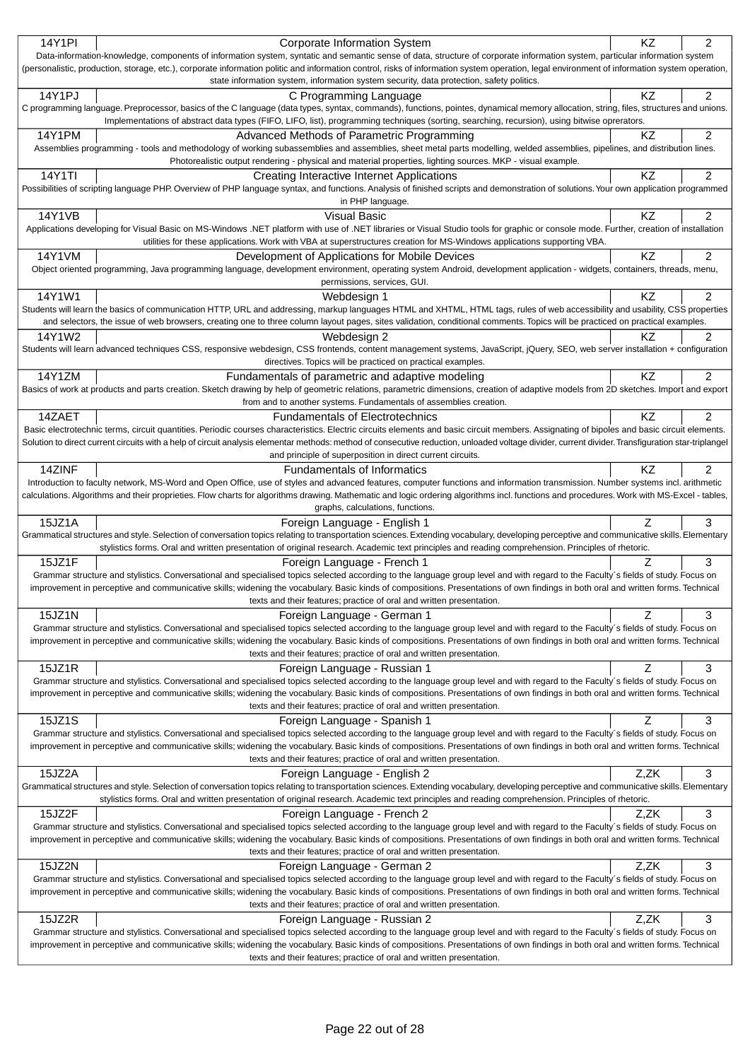| Code | Title | Completion | Credits |
|---|---|---|---|
| 14Y1PI | Corporate Information System | KZ | 2 |
| Data-information-knowledge, components of information system, syntatic and semantic sense of data, structure of corporate information system, particular information system (personalistic, production, storage, etc.), corporate information politic and information control, risks of information system operation, legal environment of information system operation, state information system, information system security, data protection, safety politics. | | | |
| 14Y1PJ | C Programming Language | KZ | 2 |
| C programming language. Preprocessor, basics of the C language (data types, syntax, commands), functions, pointes, dynamical memory allocation, string, files, structures and unions. Implementations of abstract data types (FIFO, LIFO, list), programming techniques (sorting, searching, recursion), using bitwise oprerators. | | | |
| 14Y1PM | Advanced Methods of Parametric Programming | KZ | 2 |
| Assemblies programming - tools and methodology of working subassemblies and assemblies, sheet metal parts modelling, welded assemblies, pipelines, and distribution lines. Photorealistic output rendering - physical and material properties, lighting sources. MKP - visual example. | | | |
| 14Y1TI | Creating Interactive Internet Applications | KZ | 2 |
| Possibilities of scripting language PHP. Overview of PHP language syntax, and functions. Analysis of finished scripts and demonstration of solutions. Your own application programmed in PHP language. | | | |
| 14Y1VB | Visual Basic | KZ | 2 |
| Applications developing for Visual Basic on MS-Windows .NET platform with use of .NET libraries or Visual Studio tools for graphic or console mode. Further, creation of installation utilities for these applications. Work with VBA at superstructures creation for MS-Windows applications supporting VBA. | | | |
| 14Y1VM | Development of Applications for Mobile Devices | KZ | 2 |
| Object oriented programming, Java programming language, development environment, operating system Android, development application - widgets, containers, threads, menu, permissions, services, GUI. | | | |
| 14Y1W1 | Webdesign 1 | KZ | 2 |
| Students will learn the basics of communication HTTP, URL and addressing, markup languages HTML and XHTML, HTML tags, rules of web accessibility and usability, CSS properties and selectors, the issue of web browsers, creating one to three column layout pages, sites validation, conditional comments. Topics will be practiced on practical examples. | | | |
| 14Y1W2 | Webdesign 2 | KZ | 2 |
| Students will learn advanced techniques CSS, responsive webdesign, CSS frontends, content management systems, JavaScript, jQuery, SEO, web server installation + configuration directives. Topics will be practiced on practical examples. | | | |
| 14Y1ZM | Fundamentals of parametric and adaptive modeling | KZ | 2 |
| Basics of work at products and parts creation. Sketch drawing by help of geometric relations, parametric dimensions, creation of adaptive models from 2D sketches. Import and export from and to another systems. Fundamentals of assemblies creation. | | | |
| 14ZAET | Fundamentals of Electrotechnics | KZ | 2 |
| Basic electrotechnic terms, circuit quantities. Periodic courses characteristics. Electric circuits elements and basic circuit members. Assignating of bipoles and basic circuit elements. Solution to direct current circuits with a help of circuit analysis elementar methods: method of consecutive reduction, unloaded voltage divider, current divider. Transfiguration star-triplangel and principle of superposition in direct current circuits. | | | |
| 14ZINF | Fundamentals of Informatics | KZ | 2 |
| Introduction to faculty network, MS-Word and Open Office, use of styles and advanced features, computer functions and information transmission. Number systems incl. arithmetic calculations. Algorithms and their proprieties. Flow charts for algorithms drawing. Mathematic and logic ordering algorithms incl. functions and procedures. Work with MS-Excel - tables, graphs, calculations, functions. | | | |
| 15JZ1A | Foreign Language - English 1 | Z | 3 |
| Grammatical structures and style. Selection of conversation topics relating to transportation sciences. Extending vocabulary, developing perceptive and communicative skills. Elementary stylistics forms. Oral and written presentation of original research. Academic text principles and reading comprehension. Principles of rhetoric. | | | |
| 15JZ1F | Foreign Language - French 1 | Z | 3 |
| Grammar structure and stylistics. Conversational and specialised topics selected according to the language group level and with regard to the Faculty´s fields of study. Focus on improvement in perceptive and communicative skills; widening the vocabulary. Basic kinds of compositions. Presentations of own findings in both oral and written forms. Technical texts and their features; practice of oral and written presentation. | | | |
| 15JZ1N | Foreign Language - German 1 | Z | 3 |
| Grammar structure and stylistics. Conversational and specialised topics selected according to the language group level and with regard to the Faculty´s fields of study. Focus on improvement in perceptive and communicative skills; widening the vocabulary. Basic kinds of compositions. Presentations of own findings in both oral and written forms. Technical texts and their features; practice of oral and written presentation. | | | |
| 15JZ1R | Foreign Language - Russian 1 | Z | 3 |
| Grammar structure and stylistics. Conversational and specialised topics selected according to the language group level and with regard to the Faculty´s fields of study. Focus on improvement in perceptive and communicative skills; widening the vocabulary. Basic kinds of compositions. Presentations of own findings in both oral and written forms. Technical texts and their features; practice of oral and written presentation. | | | |
| 15JZ1S | Foreign Language - Spanish 1 | Z | 3 |
| Grammar structure and stylistics. Conversational and specialised topics selected according to the language group level and with regard to the Faculty´s fields of study. Focus on improvement in perceptive and communicative skills; widening the vocabulary. Basic kinds of compositions. Presentations of own findings in both oral and written forms. Technical texts and their features; practice of oral and written presentation. | | | |
| 15JZ2A | Foreign Language - English 2 | Z,ZK | 3 |
| Grammatical structures and style. Selection of conversation topics relating to transportation sciences. Extending vocabulary, developing perceptive and communicative skills. Elementary stylistics forms. Oral and written presentation of original research. Academic text principles and reading comprehension. Principles of rhetoric. | | | |
| 15JZ2F | Foreign Language - French 2 | Z,ZK | 3 |
| Grammar structure and stylistics. Conversational and specialised topics selected according to the language group level and with regard to the Faculty´s fields of study. Focus on improvement in perceptive and communicative skills; widening the vocabulary. Basic kinds of compositions. Presentations of own findings in both oral and written forms. Technical texts and their features; practice of oral and written presentation. | | | |
| 15JZ2N | Foreign Language - German 2 | Z,ZK | 3 |
| Grammar structure and stylistics. Conversational and specialised topics selected according to the language group level and with regard to the Faculty´s fields of study. Focus on improvement in perceptive and communicative skills; widening the vocabulary. Basic kinds of compositions. Presentations of own findings in both oral and written forms. Technical texts and their features; practice of oral and written presentation. | | | |
| 15JZ2R | Foreign Language - Russian 2 | Z,ZK | 3 |
| Grammar structure and stylistics. Conversational and specialised topics selected according to the language group level and with regard to the Faculty´s fields of study. Focus on improvement in perceptive and communicative skills; widening the vocabulary. Basic kinds of compositions. Presentations of own findings in both oral and written forms. Technical texts and their features; practice of oral and written presentation. | | | |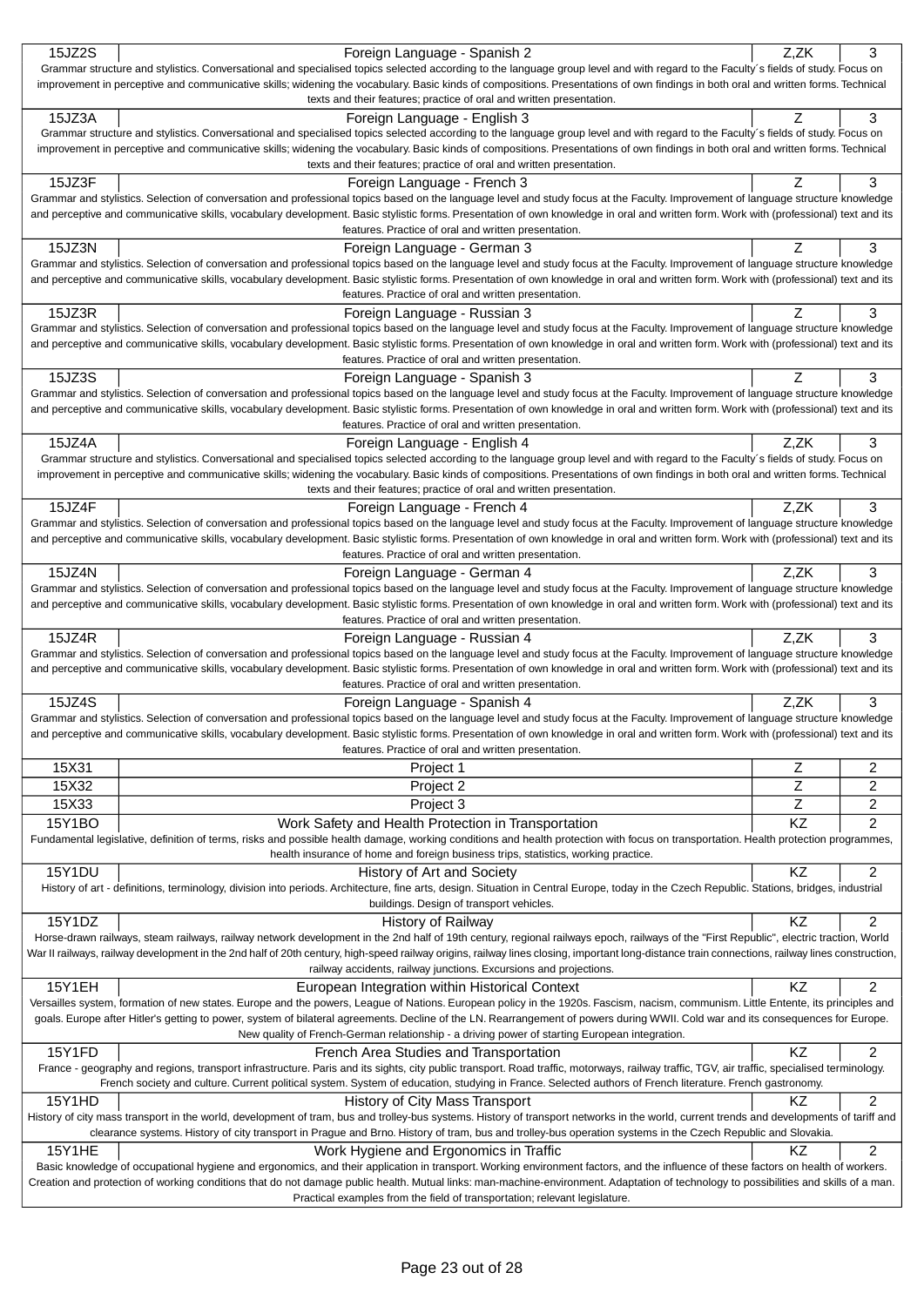| Code | Name | Completion | Credits |
|---|---|---|---|
| 15JZ2S | Foreign Language - Spanish 2 | Z,ZK | 3 |
| Grammar structure and stylistics. Conversational and specialised topics selected according to the language group level and with regard to the Faculty´s fields of study. Focus on improvement in perceptive and communicative skills; widening the vocabulary. Basic kinds of compositions. Presentations of own findings in both oral and written forms. Technical texts and their features; practice of oral and written presentation. | | | |
| 15JZ3A | Foreign Language - English 3 | Z | 3 |
| Grammar structure and stylistics. Conversational and specialised topics selected according to the language group level and with regard to the Faculty´s fields of study. Focus on improvement in perceptive and communicative skills; widening the vocabulary. Basic kinds of compositions. Presentations of own findings in both oral and written forms. Technical texts and their features; practice of oral and written presentation. | | | |
| 15JZ3F | Foreign Language - French 3 | Z | 3 |
| Grammar and stylistics. Selection of conversation and professional topics based on the language level and study focus at the Faculty. Improvement of language structure knowledge and perceptive and communicative skills, vocabulary development. Basic stylistic forms. Presentation of own knowledge in oral and written form. Work with (professional) text and its features. Practice of oral and written presentation. | | | |
| 15JZ3N | Foreign Language - German 3 | Z | 3 |
| Grammar and stylistics. Selection of conversation and professional topics based on the language level and study focus at the Faculty. Improvement of language structure knowledge and perceptive and communicative skills, vocabulary development. Basic stylistic forms. Presentation of own knowledge in oral and written form. Work with (professional) text and its features. Practice of oral and written presentation. | | | |
| 15JZ3R | Foreign Language - Russian 3 | Z | 3 |
| Grammar and stylistics. Selection of conversation and professional topics based on the language level and study focus at the Faculty. Improvement of language structure knowledge and perceptive and communicative skills, vocabulary development. Basic stylistic forms. Presentation of own knowledge in oral and written form. Work with (professional) text and its features. Practice of oral and written presentation. | | | |
| 15JZ3S | Foreign Language - Spanish 3 | Z | 3 |
| Grammar and stylistics. Selection of conversation and professional topics based on the language level and study focus at the Faculty. Improvement of language structure knowledge and perceptive and communicative skills, vocabulary development. Basic stylistic forms. Presentation of own knowledge in oral and written form. Work with (professional) text and its features. Practice of oral and written presentation. | | | |
| 15JZ4A | Foreign Language - English 4 | Z,ZK | 3 |
| Grammar structure and stylistics. Conversational and specialised topics selected according to the language group level and with regard to the Faculty´s fields of study. Focus on improvement in perceptive and communicative skills; widening the vocabulary. Basic kinds of compositions. Presentations of own findings in both oral and written forms. Technical texts and their features; practice of oral and written presentation. | | | |
| 15JZ4F | Foreign Language - French 4 | Z,ZK | 3 |
| Grammar and stylistics. Selection of conversation and professional topics based on the language level and study focus at the Faculty. Improvement of language structure knowledge and perceptive and communicative skills, vocabulary development. Basic stylistic forms. Presentation of own knowledge in oral and written form. Work with (professional) text and its features. Practice of oral and written presentation. | | | |
| 15JZ4N | Foreign Language - German 4 | Z,ZK | 3 |
| Grammar and stylistics. Selection of conversation and professional topics based on the language level and study focus at the Faculty. Improvement of language structure knowledge and perceptive and communicative skills, vocabulary development. Basic stylistic forms. Presentation of own knowledge in oral and written form. Work with (professional) text and its features. Practice of oral and written presentation. | | | |
| 15JZ4R | Foreign Language - Russian 4 | Z,ZK | 3 |
| Grammar and stylistics. Selection of conversation and professional topics based on the language level and study focus at the Faculty. Improvement of language structure knowledge and perceptive and communicative skills, vocabulary development. Basic stylistic forms. Presentation of own knowledge in oral and written form. Work with (professional) text and its features. Practice of oral and written presentation. | | | |
| 15JZ4S | Foreign Language - Spanish 4 | Z,ZK | 3 |
| Grammar and stylistics. Selection of conversation and professional topics based on the language level and study focus at the Faculty. Improvement of language structure knowledge and perceptive and communicative skills, vocabulary development. Basic stylistic forms. Presentation of own knowledge in oral and written form. Work with (professional) text and its features. Practice of oral and written presentation. | | | |
| 15X31 | Project 1 | Z | 2 |
| 15X32 | Project 2 | Z | 2 |
| 15X33 | Project 3 | Z | 2 |
| 15Y1BO | Work Safety and Health Protection in Transportation | KZ | 2 |
| Fundamental legislative, definition of terms, risks and possible health damage, working conditions and health protection with focus on transportation. Health protection programmes, health insurance of home and foreign business trips, statistics, working practice. | | | |
| 15Y1DU | History of Art and Society | KZ | 2 |
| History of art - definitions, terminology, division into periods. Architecture, fine arts, design. Situation in Central Europe, today in the Czech Republic. Stations, bridges, industrial buildings. Design of transport vehicles. | | | |
| 15Y1DZ | History of Railway | KZ | 2 |
| Horse-drawn railways, steam railways, railway network development in the 2nd half of 19th century, regional railways epoch, railways of the "First Republic", electric traction, World War II railways, railway development in the 2nd half of 20th century, high-speed railway origins, railway lines closing, important long-distance train connections, railway lines construction, railway accidents, railway junctions. Excursions and projections. | | | |
| 15Y1EH | European Integration within Historical Context | KZ | 2 |
| Versailles system, formation of new states. Europe and the powers, League of Nations. European policy in the 1920s. Fascism, nacism, communism. Little Entente, its principles and goals. Europe after Hitler's getting to power, system of bilateral agreements. Decline of the LN. Rearrangement of powers during WWII. Cold war and its consequences for Europe. New quality of French-German relationship - a driving power of starting European integration. | | | |
| 15Y1FD | French Area Studies and Transportation | KZ | 2 |
| France - geography and regions, transport infrastructure. Paris and its sights, city public transport. Road traffic, motorways, railway traffic, TGV, air traffic, specialised terminology. French society and culture. Current political system. System of education, studying in France. Selected authors of French literature. French gastronomy. | | | |
| 15Y1HD | History of City Mass Transport | KZ | 2 |
| History of city mass transport in the world, development of tram, bus and trolley-bus systems. History of transport networks in the world, current trends and developments of tariff and clearance systems. History of city transport in Prague and Brno. History of tram, bus and trolley-bus operation systems in the Czech Republic and Slovakia. | | | |
| 15Y1HE | Work Hygiene and Ergonomics in Traffic | KZ | 2 |
| Basic knowledge of occupational hygiene and ergonomics, and their application in transport. Working environment factors, and the influence of these factors on health of workers. Creation and protection of working conditions that do not damage public health. Mutual links: man-machine-environment. Adaptation of technology to possibilities and skills of a man. Practical examples from the field of transportation; relevant legislature. | | | |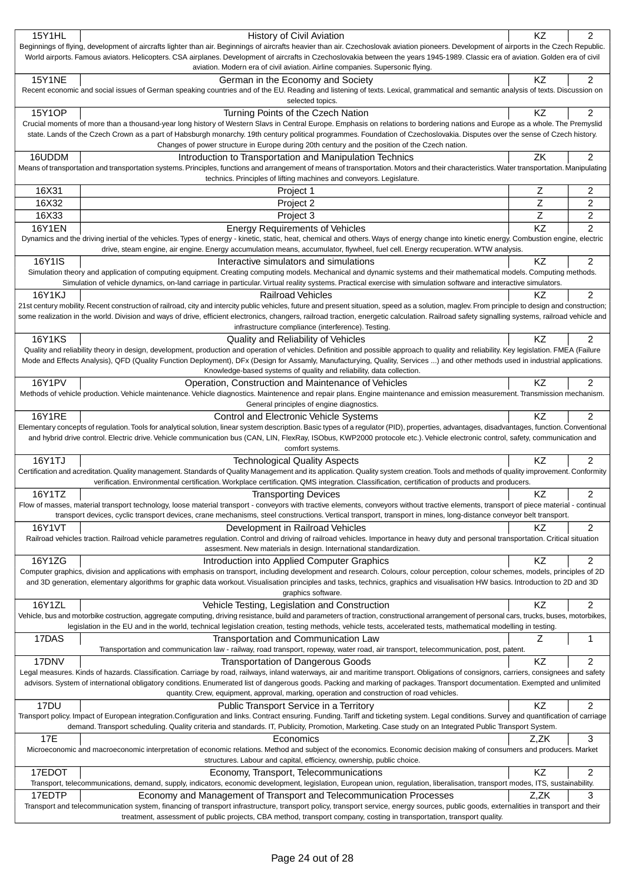| Code | Title | Completion | Credits |
|---|---|---|---|
| 15Y1HL | History of Civil Aviation | KZ | 2 |
| Beginnings of flying, development of aircrafts lighter than air. Beginnings of aircrafts heavier than air. Czechoslovak aviation pioneers. Development of airports in the Czech Republic. World airports. Famous aviators. Helicopters. CSA airplanes. Development of aircrafts in Czechoslovakia between the years 1945-1989. Classic era of aviation. Golden era of civil aviation. Modern era of civil aviation. Airline companies. Supersonic flying. | | | |
| 15Y1NE | German in the Economy and Society | KZ | 2 |
| Recent economic and social issues of German speaking countries and of the EU. Reading and listening of texts. Lexical, grammatical and semantic analysis of texts. Discussion on selected topics. | | | |
| 15Y1OP | Turning Points of the Czech Nation | KZ | 2 |
| Crucial moments of more than a thousand-year long history of Western Slavs in Central Europe. Emphasis on relations to bordering nations and Europe as a whole. The Premyslid state. Lands of the Czech Crown as a part of Habsburgh monarchy. 19th century political programmes. Foundation of Czechoslovakia. Disputes over the sense of Czech history. Changes of power structure in Europe during 20th century and the position of the Czech nation. | | | |
| 16UDDM | Introduction to Transportation and Manipulation Technics | ZK | 2 |
| Means of transportation and transportation systems. Principles, functions and arrangement of means of transportation. Motors and their characteristics. Water transportation. Manipulating technics. Principles of lifting machines and conveyors. Legislature. | | | |
| 16X31 | Project 1 | Z | 2 |
| 16X32 | Project 2 | Z | 2 |
| 16X33 | Project 3 | Z | 2 |
| 16Y1EN | Energy Requirements of Vehicles | KZ | 2 |
| Dynamics and the driving inertial of the vehicles. Types of energy - kinetic, static, heat, chemical and others. Ways of energy change into kinetic energy. Combustion engine, electric drive, steam engine, air engine. Energy accumulation means, accumulator, flywheel, fuel cell. Energy recuperation. WTW analysis. | | | |
| 16Y1IS | Interactive simulators and simulations | KZ | 2 |
| Simulation theory and application of computing equipment. Creating computing models. Mechanical and dynamic systems and their mathematical models. Computing methods. Simulation of vehicle dynamics, on-land carriage in particular. Virtual reality systems. Practical exercise with simulation software and interactive simulators. | | | |
| 16Y1KJ | Railroad Vehicles | KZ | 2 |
| 21st century mobility. Recent construction of railroad, city and intercity public vehicles, future and present situation, speed as a solution, maglev. From principle to design and construction; some realization in the world. Division and ways of drive, efficient electronics, changers, railroad traction, energetic calculation. Railroad safety signalling systems, railroad vehicle and infrastructure compliance (interference). Testing. | | | |
| 16Y1KS | Quality and Reliability of Vehicles | KZ | 2 |
| Quality and reliability theory in design, development, production and operation of vehicles. Definition and possible approach to quality and reliability. Key legislation. FMEA (Failure Mode and Effects Analysis), QFD (Quality Function Deployment), DFx (Design for Assamly, Manufacturying, Quality, Services ...) and other methods used in industrial applications. Knowledge-based systems of quality and reliability, data collection. | | | |
| 16Y1PV | Operation, Construction and Maintenance of Vehicles | KZ | 2 |
| Methods of vehicle production. Vehicle maintenance. Vehicle diagnostics. Maintenence and repair plans. Engine maintenance and emission measurement. Transmission mechanism. General principles of engine diagnostics. | | | |
| 16Y1RE | Control and Electronic Vehicle Systems | KZ | 2 |
| Elementary concepts of regulation. Tools for analytical solution, linear system description. Basic types of a regulator (PID), properties, advantages, disadvantages, function. Conventional and hybrid drive control. Electric drive. Vehicle communication bus (CAN, LIN, FlexRay, ISObus, KWP2000 protocole etc.). Vehicle electronic control, safety, communication and comfort systems. | | | |
| 16Y1TJ | Technological Quality Aspects | KZ | 2 |
| Certification and acreditation. Quality management. Standards of Quality Management and its application. Quality system creation. Tools and methods of quality improvement. Conformity verification. Environmental certification. Workplace certification. QMS integration. Classification, certification of products and producers. | | | |
| 16Y1TZ | Transporting Devices | KZ | 2 |
| Flow of masses, material transport technology, loose material transport - conveyors with tractive elements, conveyors without tractive elements, transport of piece material - continual transport devices, cyclic transport devices, crane mechanisms, steel constructions. Vertical transport, transport in mines, long-distance conveyor belt transport. | | | |
| 16Y1VT | Development in Railroad Vehicles | KZ | 2 |
| Railroad vehicles traction. Railroad vehicle parametres regulation. Control and driving of railroad vehicles. Importance in heavy duty and personal transportation. Critical situation assesment. New materials in design. International standardization. | | | |
| 16Y1ZG | Introduction into Applied Computer Graphics | KZ | 2 |
| Computer graphics, division and applications with emphasis on transport, including development and research. Colours, colour perception, colour schemes, models, principles of 2D and 3D generation, elementary algorithms for graphic data workout. Visualisation principles and tasks, technics, graphics and visualisation HW basics. Introduction to 2D and 3D graphics software. | | | |
| 16Y1ZL | Vehicle Testing, Legislation and Construction | KZ | 2 |
| Vehicle, bus and motorbike costruction, aggregate computing, driving resistance, build and parameters of traction, constructional arrangement of personal cars, trucks, buses, motorbikes, legislation in the EU and in the world, technical legislation creation, testing methods, vehicle tests, accelerated tests, mathematical modelling in testing. | | | |
| 17DAS | Transportation and Communication Law | Z | 1 |
| Transportation and communication law - railway, road transport, ropeway, water road, air transport, telecommunication, post, patent. | | | |
| 17DNV | Transportation of Dangerous Goods | KZ | 2 |
| Legal measures. Kinds of hazards. Classification. Carriage by road, railways, inland waterways, air and maritime transport. Obligations of consignors, carriers, consignees and safety advisors. System of international obligatory conditions. Enumerated list of dangerous goods. Packing and marking of packages. Transport documentation. Exempted and unlimited quantity. Crew, equipment, approval, marking, operation and construction of road vehicles. | | | |
| 17DU | Public Transport Service in a Territory | KZ | 2 |
| Transport policy. Impact of European integration.Configuration and links. Contract ensuring. Funding. Tariff and ticketing system. Legal conditions. Survey and quantification of carriage demand. Transport scheduling. Quality criteria and standards. IT, Publicity, Promotion, Marketing. Case study on an Integrated Public Transport System. | | | |
| 17E | Economics | Z,ZK | 3 |
| Microeconomic and macroeconomic interpretation of economic relations. Method and subject of the economics. Economic decision making of consumers and producers. Market structures. Labour and capital, efficiency, ownership, public choice. | | | |
| 17EDOT | Economy, Transport, Telecommunications | KZ | 2 |
| Transport, telecommunications, demand, supply, indicators, economic development, legislation, European union, regulation, liberalisation, transport modes, ITS, sustainability. | | | |
| 17EDTP | Economy and Management of Transport and Telecommunication Processes | Z,ZK | 3 |
| Transport and telecommunication system, financing of transport infrastructure, transport policy, transport service, energy sources, public goods, externalities in transport and their treatment, assessment of public projects, CBA method, transport company, costing in transportation, transport quality. | | | |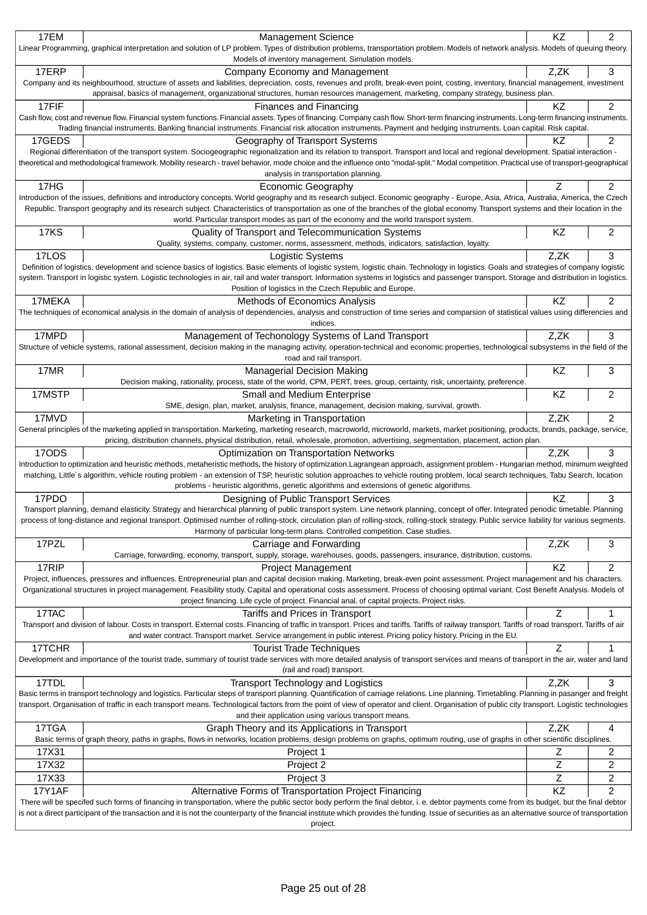| Code | Course | Completion | Credits |
|---|---|---|---|
| 17EM | Management Science | KZ | 2 |
| | Linear Programming, graphical interpretation and solution of LP problem. Types of distribution problems, transportation problem. Models of network analysis. Models of queuing theory. Models of inventory management. Simulation models. | | |
| 17ERP | Company Economy and Management | Z,ZK | 3 |
| | Company and its neighbourhood, structure of assets and liabilities, depreciation, costs, revenues and profit, break-even point, costing, inventory, financial management, investment appraisal, basics of management, organizational structures, human resources management, marketing, company strategy, business plan. | | |
| 17FIF | Finances and Financing | KZ | 2 |
| | Cash flow, cost and revenue flow. Financial system functions. Financial assets. Types of financing. Company cash flow. Short-term financing instruments. Long-term financing instruments. Trading financial instruments. Banking financial instruments. Financial risk allocation instruments. Payment and hedging instruments. Loan capital. Risk capital. | | |
| 17GEDS | Geography of Transport Systems | KZ | 2 |
| | Regional differentiation of the transport system. Sociogeographic regionalization and its relation to transport. Transport and local and regional development. Spatial interaction - theoretical and methodological framework. Mobility research - travel behavior, mode choice and the influence onto "modal-split." Modal competition. Practical use of transport-geographical analysis in transportation planning. | | |
| 17HG | Economic Geography | Z | 2 |
| | Introduction of the issues, definitions and introductory concepts. World geography and its research subject. Economic geography - Europe, Asia, Africa, Australia, America, the Czech Republic. Transport geography and its research subject. Characteristics of transportation as one of the branches of the global economy. Transport systems and their location in the world. Particular transport modes as part of the economy and the world transport system. | | |
| 17KS | Quality of Transport and Telecommunication Systems | KZ | 2 |
| | Quality, systems, company, customer, norms, assessment, methods, indicators, satisfaction, loyalty. | | |
| 17LOS | Logistic Systems | Z,ZK | 3 |
| | Definition of logistics, development and science basics of logistics. Basic elements of logistic system, logistic chain. Technology in logistics. Goals and strategies of company logistic system. Transport in logistic system. Logistic technologies in air, rail and water transport. Information systems in logistics and passenger transport. Storage and distribution in logistics. Position of logistics in the Czech Republic and Europe. | | |
| 17MEKA | Methods of Economics Analysis | KZ | 2 |
| | The techniques of economical analysis in the domain of analysis of dependencies, analysis and construction of time series and comparsion of statistical values using differencies and indices. | | |
| 17MPD | Management of Techonology Systems of Land Transport | Z,ZK | 3 |
| | Structure of vehicle systems, rational assessment, decision making in the managing activity, operation-technical and economic properties, technological subsystems in the field of the road and rail transport. | | |
| 17MR | Managerial Decision Making | KZ | 3 |
| | Decision making, rationality, process, state of the world, CPM, PERT, trees, group, certainty, risk, uncertainty, preference. | | |
| 17MSTP | Small and Medium Enterprise | KZ | 2 |
| | SME, design, plan, market, analysis, finance, management, decision making, survival, growth. | | |
| 17MVD | Marketing in Transportation | Z,ZK | 2 |
| | General principles of the marketing applied in transportation. Marketing, marketing research, macroworld, microworld, markets, market positioning, products, brands, package, service, pricing, distribution channels, physical distribution, retail, wholesale, promotion, advertising, segmentation, placement, action plan. | | |
| 17ODS | Optimization on Transportation Networks | Z,ZK | 3 |
| | Introduction to optimization and heuristic methods, metaheristic methods, the history of optimization.Lagrangean approach, assignment problem - Hungarian method, minimum weighted matching, Little´s algorithm, vehicle routing problem - an extension of TSP, heuristic solution approaches to vehicle routing problem, local search techniques, Tabu Search, location problems - heuristic algorithms, genetic algorithms and extensions of genetic algorithms. | | |
| 17PDO | Designing of Public Transport Services | KZ | 3 |
| | Transport planning, demand elasticity. Strategy and hierarchical planning of public transport system. Line network planning, concept of offer. Integrated periodic timetable. Planning process of long-distance and regional transport. Optimised number of rolling-stock, circulation plan of rolling-stock, rolling-stock strategy. Public service liability for various segments. Harmony of particular long-term plans. Controlled competition. Case studies. | | |
| 17PZL | Carriage and Forwarding | Z,ZK | 3 |
| | Carriage, forwarding, economy, transport, supply, storage, warehouses, goods, passengers, insurance, distribution, customs. | | |
| 17RIP | Project Management | KZ | 2 |
| | Project, influences, pressures and influences. Entrepreneurial plan and capital decision making. Marketing, break-even point assessment. Project management and his characters. Organizational structures in project management. Feasibility study. Capital and operational costs assessment. Process of choosing optimal variant. Cost Benefit Analysis. Models of project financing. Life cycle of project. Financial anal. of capital projects. Project risks. | | |
| 17TAC | Tariffs and Prices in Transport | Z | 1 |
| | Transport and division of labour. Costs in transport. External costs. Financing of traffic in transport. Prices and tariffs. Tariffs of railway transport. Tariffs of road transport. Tariffs of air and water contract. Transport market. Service arrangement in public interest. Pricing policy history. Pricing in the EU. | | |
| 17TCHR | Tourist Trade Techniques | Z | 1 |
| | Development and importance of the tourist trade, summary of tourist trade services with more detailed analysis of transport services and means of transport in the air, water and land (rail and road) transport. | | |
| 17TDL | Transport Technology and Logistics | Z,ZK | 3 |
| | Basic terms in transport technology and logistics. Particular steps of transport planning. Quantification of carriage relations. Line planning. Timetabling. Planning in pasanger and freight transport. Organisation of traffic in each transport means. Technological factors from the point of view of operator and client. Organisation of public city transport. Logistic technologies and their application using various transport means. | | |
| 17TGA | Graph Theory and its Applications in Transport | Z,ZK | 4 |
| | Basic terms of graph theory, paths in graphs, flows in networks, location problems, design problems on graphs, optimum routing, use of graphs in other scientific disciplines. | | |
| 17X31 | Project 1 | Z | 2 |
| 17X32 | Project 2 | Z | 2 |
| 17X33 | Project 3 | Z | 2 |
| 17Y1AF | Alternative Forms of Transportation Project Financing | KZ | 2 |
| | There will be specifed such forms of financing in transportation, where the public sector body perform the final debtor, i. e. debtor payments come from its budget, but the final debtor is not a direct participant of the transaction and it is not the counterparty of the financial institute which provides the funding. Issue of securities as an alternative source of transportation project. | | |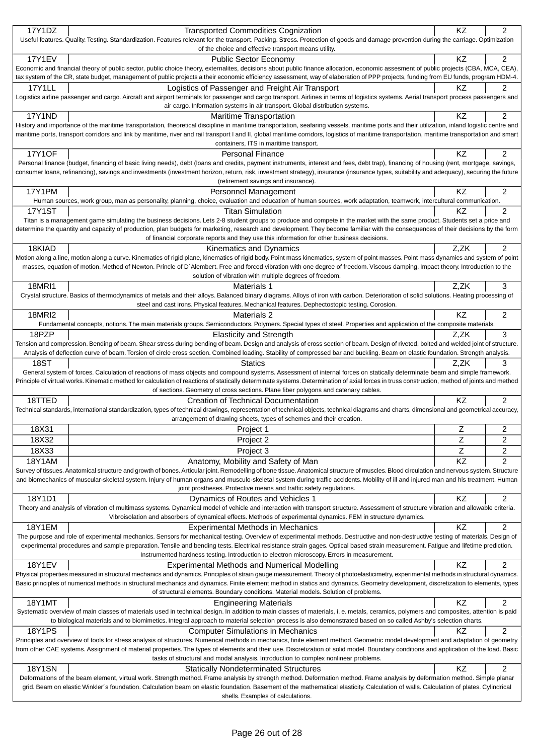| Code | Course | Completion | Credits |
|---|---|---|---|
| 17Y1DZ | Transported Commodities Cognization | KZ | 2 |
| Useful features. Quality. Testing. Standardization. Features relevant for the transport. Packing. Stress. Protection of goods and damage prevention during the carriage. Optimization of the choice and effective transport means utility. | | | |
| 17Y1EV | Public Sector Economy | KZ | 2 |
| Economic and financial theory of public sector, public choice theory, externalites, decisions about public finance allocation, economic assesment of public projects (CBA, MCA, CEA), tax system of the CR, state budget, management of public projects a their economic efficiency assessment, way of elaboration of PPP projects, funding from EU funds, program HDM-4. | | | |
| 17Y1LL | Logistics of Passenger and Freight Air Transport | KZ | 2 |
| Logistics airline passenger and cargo. Aircraft and airport terminals for passenger and cargo transport. Airlines in terms of logistics systems. Aerial transport process passengers and air cargo. Information systems in air transport. Global distribution systems. | | | |
| 17Y1ND | Maritime Transportation | KZ | 2 |
| History and importance of the maritime transportation, theoretical discipline in maritime transportation, seafaring vessels, maritime ports and their utilization, inland logistic centre and maritime ports, transport corridors and link by maritime, river and rail transport I and II, global maritime corridors, logistics of maritime transportation, maritime transportation and smart containers, ITS in maritime transport. | | | |
| 17Y1OF | Personal Finance | KZ | 2 |
| Personal finance (budget, financing of basic living needs), debt (loans and credits, payment instruments, interest and fees, debt trap), financing of housing (rent, mortgage, savings, consumer loans, refinancing), savings and investments (investment horizon, return, risk, investment strategy), insurance (insurance types, suitability and adequacy), securing the future (retirement savings and insurance). | | | |
| 17Y1PM | Personnel Management | KZ | 2 |
| Human sources, work group, man as personality, planning, choice, evaluation and education of human sources, work adaptation, teamwork, intercultural communication. | | | |
| 17Y1ST | Titan Simulation | KZ | 2 |
| Titan is a management game simulating the business decisions. Lets 2-8 student groups to produce and compete in the market with the same product. Students set a price and determine the quantity and capacity of production, plan budgets for marketing, research and development. They become familiar with the consequences of their decisions by the form of financial corporate reports and they use this information for other business decisions. | | | |
| 18KIAD | Kinematics and Dynamics | Z,ZK | 2 |
| Motion along a line, motion along a curve. Kinematics of rigid plane, kinematics of rigid body. Point mass kinematics, system of point masses. Point mass dynamics and system of point masses, equation of motion. Method of Newton. Princle of D´Alembert. Free and forced vibration with one degree of freedom. Viscous damping. Impact theory. Introduction to the solution of vibration with multiple degrees of freedom. | | | |
| 18MRI1 | Materials 1 | Z,ZK | 3 |
| Crystal structure. Basics of thermodynamics of metals and their alloys. Balanced binary diagrams. Alloys of iron with carbon. Deterioration of solid solutions. Heating processing of steel and cast irons. Physical features. Mechanical features. Dephectostopic testing. Corosion. | | | |
| 18MRI2 | Materials 2 | KZ | 2 |
| Fundamental concepts, notions. The main materials groups. Semiconductors. Polymers. Special types of steel. Properties and application of the composite materials. | | | |
| 18PZP | Elasticity and Strength | Z,ZK | 3 |
| Tension and compression. Bending of beam. Shear stress during bending of beam. Design and analysis of cross section of beam. Design of riveted, bolted and welded joint of structure. Analysis of deflection curve of beam. Torsion of circle cross section. Combined loading. Stability of compressed bar and buckling. Beam on elastic foundation. Strength analysis. | | | |
| 18ST | Statics | Z,ZK | 3 |
| General system of forces. Calculation of reactions of mass objects and compound systems. Assessment of internal forces on statically determinate beam and simple framework. Principle of virtual works. Kinematic method for calculation of reactions of statically determinate systems. Determination of axial forces in truss construction, method of joints and method of sections. Geometry of cross sections. Plane fiber polygons and catenary cables. | | | |
| 18TTED | Creation of Technical Documentation | KZ | 2 |
| Technical standards, international standardization, types of technical drawings, representation of technical objects, technical diagrams and charts, dimensional and geometrical accuracy, arrangement of drawing sheets, types of schemes and their creation. | | | |
| 18X31 | Project 1 | Z | 2 |
| 18X32 | Project 2 | Z | 2 |
| 18X33 | Project 3 | Z | 2 |
| 18Y1AM | Anatomy, Mobility and Safety of Man | KZ | 2 |
| Survey of tissues. Anatomical structure and growth of bones. Articular joint. Remodelling of bone tissue. Anatomical structure of muscles. Blood circulation and nervous system. Structure and biomechanics of muscular-skeletal system. Injury of human organs and musculo-skeletal system during traffic accidents. Mobility of ill and injured man and his treatment. Human joint prostheses. Protective means and traffic safety regulations. | | | |
| 18Y1D1 | Dynamics of Routes and Vehicles 1 | KZ | 2 |
| Theory and analysis of vibration of multimass systems. Dynamical model of vehicle and interaction with transport structure. Assessment of structure vibration and allowable criteria. Vibroisolation and absorbers of dynamical effects. Methods of experimental dynamics. FEM in structure dynamics. | | | |
| 18Y1EM | Experimental Methods in Mechanics | KZ | 2 |
| The purpose and role of experimental mechanics. Sensors for mechanical testing. Overview of experimental methods. Destructive and non-destructive testing of materials. Design of experimental procedures and sample preparation. Tensile and bending tests. Electrical resistance strain gages. Optical based strain measurement. Fatigue and lifetime prediction. Instrumented hardness testing. Introduction to electron microscopy. Errors in measurement. | | | |
| 18Y1EV | Experimental Methods and Numerical Modelling | KZ | 2 |
| Physical properties measured in structural mechanics and dynamics. Principles of strain gauge measurement. Theory of photoelasticimetry, experimental methods in structural dynamics. Basic principles of numerical methods in structural mechanics and dynamics. Finite element method in statics and dynamics. Geometry development, discretization to elements, types of structural elements. Boundary conditions. Material models. Solution of problems. | | | |
| 18Y1MT | Engineering Materials | KZ | 2 |
| Systematic overview of main classes of materials used in technical design. In addition to main classes of materials, i. e. metals, ceramics, polymers and composites, attention is paid to biological materials and to biomimetics. Integral approach to material selection process is also demonstrated based on so called Ashby's selection charts. | | | |
| 18Y1PS | Computer Simulations in Mechanics | KZ | 2 |
| Principles and overview of tools for stress analysis of structures. Numerical methods in mechanics, finite element method. Geometric model development and adaptation of geometry from other CAE systems. Assignment of material properties. The types of elements and their use. Discretization of solid model. Boundary conditions and application of the load. Basic tasks of structural and modal analysis. Introduction to complex nonlinear problems. | | | |
| 18Y1SN | Statically Nondeterminated Structures | KZ | 2 |
| Deformations of the beam element, virtual work. Strength method. Frame analysis by strength method. Deformation method. Frame analysis by deformation method. Simple planar grid. Beam on elastic Winkler´s foundation. Calculation beam on elastic foundation. Basement of the mathematical elasticity. Calculation of walls. Calculation of plates. Cylindrical shells. Examples of calculations. | | | |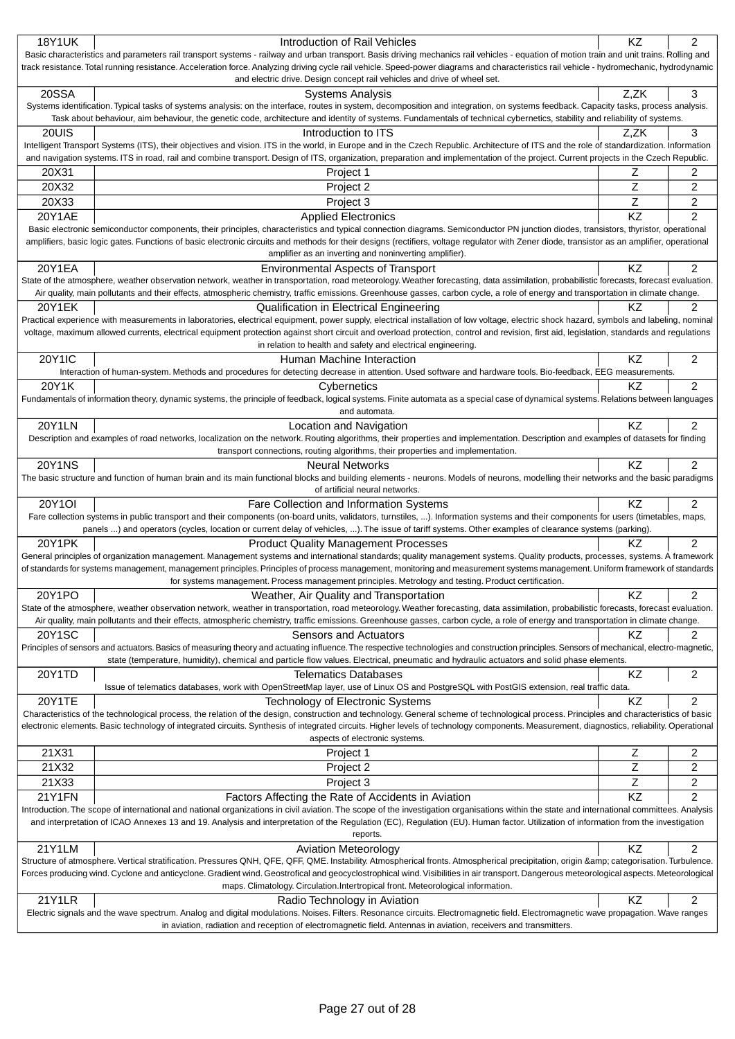| Code | Title | Completion | Credits |
|---|---|---|---|
| 18Y1UK | Introduction of Rail Vehicles | KZ | 2 |
| Basic characteristics and parameters rail transport systems - railway and urban transport. Basis driving mechanics rail vehicles - equation of motion train and unit trains. Rolling and track resistance. Total running resistance. Acceleration force. Analyzing driving cycle rail vehicle. Speed-power diagrams and characteristics rail vehicle - hydromechanic, hydrodynamic and electric drive. Design concept rail vehicles and drive of wheel set. | | | |
| 20SSA | Systems Analysis | Z,ZK | 3 |
| Systems identification. Typical tasks of systems analysis: on the interface, routes in system, decomposition and integration, on systems feedback. Capacity tasks, process analysis. Task about behaviour, aim behaviour, the genetic code, architecture and identity of systems. Fundamentals of technical cybernetics, stability and reliability of systems. | | | |
| 20UIS | Introduction to ITS | Z,ZK | 3 |
| Intelligent Transport Systems (ITS), their objectives and vision. ITS in the world, in Europe and in the Czech Republic. Architecture of ITS and the role of standardization. Information and navigation systems. ITS in road, rail and combine transport. Design of ITS, organization, preparation and implementation of the project. Current projects in the Czech Republic. | | | |
| 20X31 | Project 1 | Z | 2 |
| 20X32 | Project 2 | Z | 2 |
| 20X33 | Project 3 | Z | 2 |
| 20Y1AE | Applied Electronics | KZ | 2 |
| Basic electronic semiconductor components, their principles, characteristics and typical connection diagrams. Semiconductor PN junction diodes, transistors, thyristor, operational amplifiers, basic logic gates. Functions of basic electronic circuits and methods for their designs (rectifiers, voltage regulator with Zener diode, transistor as an amplifier, operational amplifier as an inverting and noninverting amplifier). | | | |
| 20Y1EA | Environmental Aspects of Transport | KZ | 2 |
| State of the atmosphere, weather observation network, weather in transportation, road meteorology. Weather forecasting, data assimilation, probabilistic forecasts, forecast evaluation. Air quality, main pollutants and their effects, atmospheric chemistry, traffic emissions. Greenhouse gasses, carbon cycle, a role of energy and transportation in climate change. | | | |
| 20Y1EK | Qualification in Electrical Engineering | KZ | 2 |
| Practical experience with measurements in laboratories, electrical equipment, power supply, electrical installation of low voltage, electric shock hazard, symbols and labeling, nominal voltage, maximum allowed currents, electrical equipment protection against short circuit and overload protection, control and revision, first aid, legislation, standards and regulations in relation to health and safety and electrical engineering. | | | |
| 20Y1IC | Human Machine Interaction | KZ | 2 |
| Interaction of human-system. Methods and procedures for detecting decrease in attention. Used software and hardware tools. Bio-feedback, EEG measurements. | | | |
| 20Y1K | Cybernetics | KZ | 2 |
| Fundamentals of information theory, dynamic systems, the principle of feedback, logical systems. Finite automata as a special case of dynamical systems. Relations between languages and automata. | | | |
| 20Y1LN | Location and Navigation | KZ | 2 |
| Description and examples of road networks, localization on the network. Routing algorithms, their properties and implementation. Description and examples of datasets for finding transport connections, routing algorithms, their properties and implementation. | | | |
| 20Y1NS | Neural Networks | KZ | 2 |
| The basic structure and function of human brain and its main functional blocks and building elements - neurons. Models of neurons, modelling their networks and the basic paradigms of artificial neural networks. | | | |
| 20Y1OI | Fare Collection and Information Systems | KZ | 2 |
| Fare collection systems in public transport and their components (on-board units, validators, turnstiles, ...). Information systems and their components for users (timetables, maps, panels ...) and operators (cycles, location or current delay of vehicles, ...). The issue of tariff systems. Other examples of clearance systems (parking). | | | |
| 20Y1PK | Product Quality Management Processes | KZ | 2 |
| General principles of organization management. Management systems and international standards; quality management systems. Quality products, processes, systems. A framework of standards for systems management, management principles. Principles of process management, monitoring and measurement systems management. Uniform framework of standards for systems management. Process management principles. Metrology and testing. Product certification. | | | |
| 20Y1PO | Weather, Air Quality and Transportation | KZ | 2 |
| State of the atmosphere, weather observation network, weather in transportation, road meteorology. Weather forecasting, data assimilation, probabilistic forecasts, forecast evaluation. Air quality, main pollutants and their effects, atmospheric chemistry, traffic emissions. Greenhouse gasses, carbon cycle, a role of energy and transportation in climate change. | | | |
| 20Y1SC | Sensors and Actuators | KZ | 2 |
| Principles of sensors and actuators. Basics of measuring theory and actuating influence. The respective technologies and construction principles. Sensors of mechanical, electro-magnetic, state (temperature, humidity), chemical and particle flow values. Electrical, pneumatic and hydraulic actuators and solid phase elements. | | | |
| 20Y1TD | Telematics Databases | KZ | 2 |
| Issue of telematics databases, work with OpenStreetMap layer, use of Linux OS and PostgreSQL with PostGIS extension, real traffic data. | | | |
| 20Y1TE | Technology of Electronic Systems | KZ | 2 |
| Characteristics of the technological process, the relation of the design, construction and technology. General scheme of technological process. Principles and characteristics of basic electronic elements. Basic technology of integrated circuits. Synthesis of integrated circuits. Higher levels of technology components. Measurement, diagnostics, reliability. Operational aspects of electronic systems. | | | |
| 21X31 | Project 1 | Z | 2 |
| 21X32 | Project 2 | Z | 2 |
| 21X33 | Project 3 | Z | 2 |
| 21Y1FN | Factors Affecting the Rate of Accidents in Aviation | KZ | 2 |
| Introduction. The scope of international and national organizations in civil aviation. The scope of the investigation organisations within the state and international committees. Analysis and interpretation of ICAO Annexes 13 and 19. Analysis and interpretation of the Regulation (EC), Regulation (EU). Human factor. Utilization of information from the investigation reports. | | | |
| 21Y1LM | Aviation Meteorology | KZ | 2 |
| Structure of atmosphere. Vertical stratification. Pressures QNH, QFE, QFF, QME. Instability. Atmospherical fronts. Atmospherical precipitation, origin &amp; categorisation. Turbulence. Forces producing wind. Cyclone and anticyclone. Gradient wind. Geostrofical and geocyclostrophical wind. Visibilities in air transport. Dangerous meteorological aspects. Meteorological maps. Climatology. Circulation.Intertropical front. Meteorological information. | | | |
| 21Y1LR | Radio Technology in Aviation | KZ | 2 |
| Electric signals and the wave spectrum. Analog and digital modulations. Noises. Filters. Resonance circuits. Electromagnetic field. Electromagnetic wave propagation. Wave ranges in aviation, radiation and reception of electromagnetic field. Antennas in aviation, receivers and transmitters. | | | |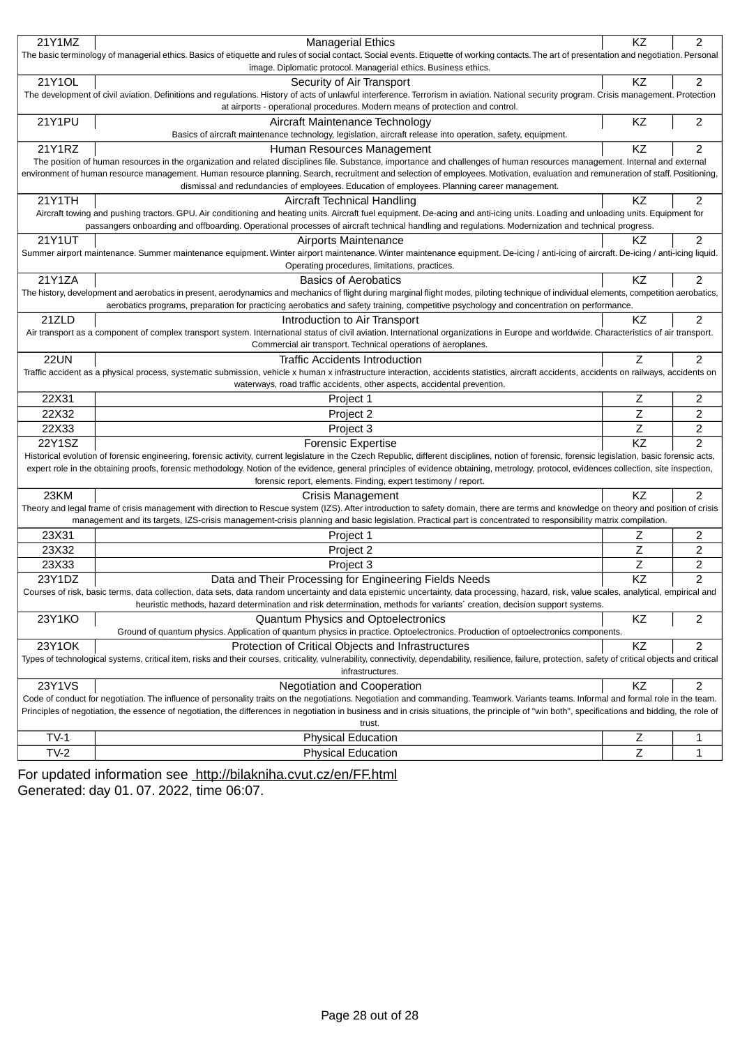| | | | |
|---|---|---|---|
| 21Y1MZ | Managerial Ethics | KZ | 2 |
| The basic terminology of managerial ethics. Basics of etiquette and rules of social contact. Social events. Etiquette of working contacts. The art of presentation and negotiation. Personal image. Diplomatic protocol. Managerial ethics. Business ethics. | | | |
| 21Y1OL | Security of Air Transport | KZ | 2 |
| The development of civil aviation. Definitions and regulations. History of acts of unlawful interference. Terrorism in aviation. National security program. Crisis management. Protection at airports - operational procedures. Modern means of protection and control. | | | |
| 21Y1PU | Aircraft Maintenance Technology | KZ | 2 |
| Basics of aircraft maintenance technology, legislation, aircraft release into operation, safety, equipment. | | | |
| 21Y1RZ | Human Resources Management | KZ | 2 |
| The position of human resources in the organization and related disciplines file. Substance, importance and challenges of human resources management. Internal and external environment of human resource management. Human resource planning. Search, recruitment and selection of employees. Motivation, evaluation and remuneration of staff. Positioning, dismissal and redundancies of employees. Education of employees. Planning career management. | | | |
| 21Y1TH | Aircraft Technical Handling | KZ | 2 |
| Aircraft towing and pushing tractors. GPU. Air conditioning and heating units. Aircraft fuel equipment. De-acing and anti-icing units. Loading and unloading units. Equipment for passangers onboarding and offboarding. Operational processes of aircraft technical handling and regulations. Modernization and technical progress. | | | |
| 21Y1UT | Airports Maintenance | KZ | 2 |
| Summer airport maintenance. Summer maintenance equipment. Winter airport maintenance. Winter maintenance equipment. De-icing / anti-icing of aircraft. De-icing / anti-icing liquid. Operating procedures, limitations, practices. | | | |
| 21Y1ZA | Basics of Aerobatics | KZ | 2 |
| The history, development and aerobatics in present, aerodynamics and mechanics of flight during marginal flight modes, piloting technique of individual elements, competition aerobatics, aerobatics programs, preparation for practicing aerobatics and safety training, competitive psychology and concentration on performance. | | | |
| 21ZLD | Introduction to Air Transport | KZ | 2 |
| Air transport as a component of complex transport system. International status of civil aviation. International organizations in Europe and worldwide. Characteristics of air transport. Commercial air transport. Technical operations of aeroplanes. | | | |
| 22UN | Traffic Accidents Introduction | Z | 2 |
| Traffic accident as a physical process, systematic submission, vehicle x human x infrastructure interaction, accidents statistics, aircraft accidents, accidents on railways, accidents on waterways, road traffic accidents, other aspects, accidental prevention. | | | |
| 22X31 | Project 1 | Z | 2 |
| 22X32 | Project 2 | Z | 2 |
| 22X33 | Project 3 | Z | 2 |
| 22Y1SZ | Forensic Expertise | KZ | 2 |
| Historical evolution of forensic engineering, forensic activity, current legislature in the Czech Republic, different disciplines, notion of forensic, forensic legislation, basic forensic acts, expert role in the obtaining proofs, forensic methodology. Notion of the evidence, general principles of evidence obtaining, metrology, protocol, evidences collection, site inspection, forensic report, elements. Finding, expert testimony / report. | | | |
| 23KM | Crisis Management | KZ | 2 |
| Theory and legal frame of crisis management with direction to Rescue system (IZS). After introduction to safety domain, there are terms and knowledge on theory and position of crisis management and its targets, IZS-crisis management-crisis planning and basic legislation. Practical part is concentrated to responsibility matrix compilation. | | | |
| 23X31 | Project 1 | Z | 2 |
| 23X32 | Project 2 | Z | 2 |
| 23X33 | Project 3 | Z | 2 |
| 23Y1DZ | Data and Their Processing for Engineering Fields Needs | KZ | 2 |
| Courses of risk, basic terms, data collection, data sets, data random uncertainty and data epistemic uncertainty, data processing, hazard, risk, value scales, analytical, empirical and heuristic methods, hazard determination and risk determination, methods for variants´ creation, decision support systems. | | | |
| 23Y1KO | Quantum Physics and Optoelectronics | KZ | 2 |
| Ground of quantum physics. Application of quantum physics in practice. Optoelectronics. Production of optoelectronics components. | | | |
| 23Y1OK | Protection of Critical Objects and Infrastructures | KZ | 2 |
| Types of technological systems, critical item, risks and their courses, criticality, vulnerability, connectivity, dependability, resilience, failure, protection, safety of critical objects and critical infrastructures. | | | |
| 23Y1VS | Negotiation and Cooperation | KZ | 2 |
| Code of conduct for negotiation. The influence of personality traits on the negotiations. Negotiation and commanding. Teamwork. Variants teams. Informal and formal role in the team. Principles of negotiation, the essence of negotiation, the differences in negotiation in business and in crisis situations, the principle of "win both", specifications and bidding, the role of trust. | | | |
| TV-1 | Physical Education | Z | 1 |
| TV-2 | Physical Education | Z | 1 |

For updated information see http://bilakniha.cvut.cz/en/FF.html
Generated: day 01. 07. 2022, time 06:07.